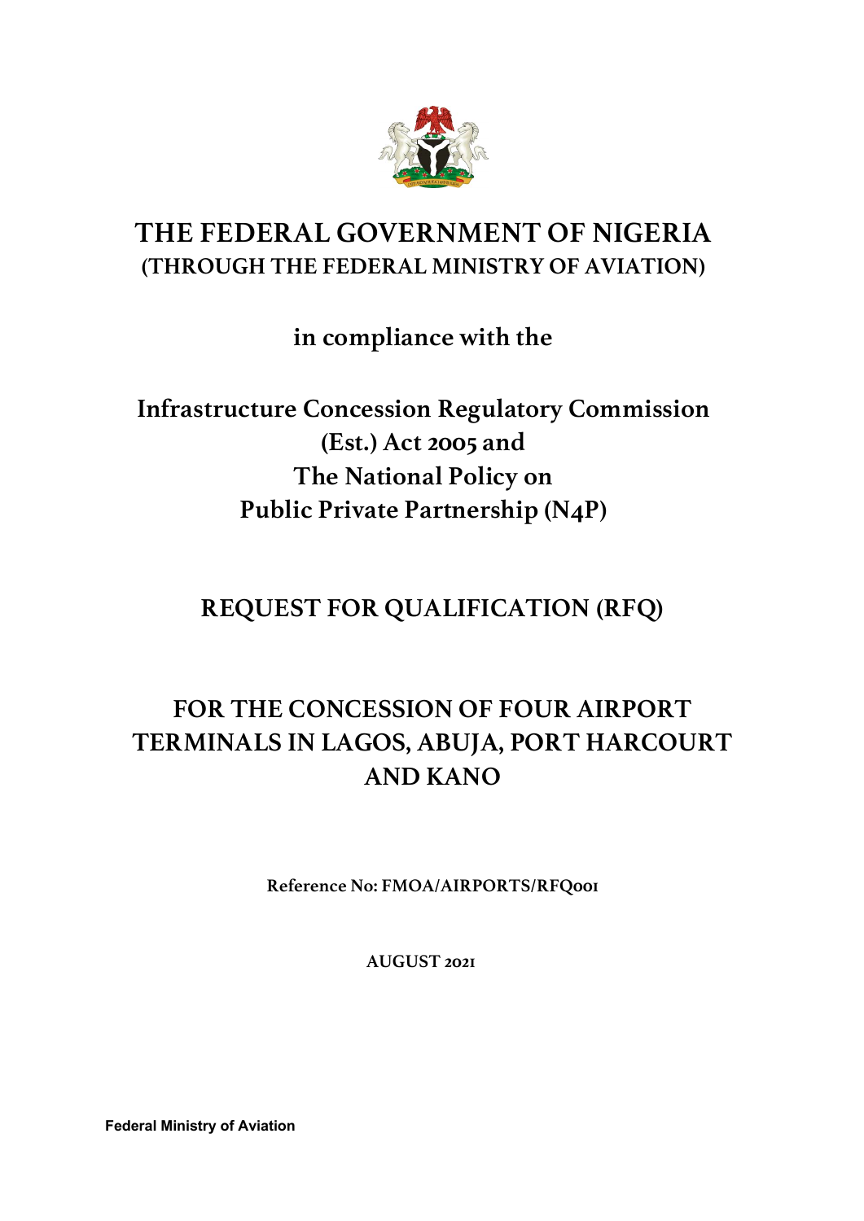# THE FEDERAL GOVERNMENT OF NIGERIA
## (THROUGH THE FEDERAL MINISTRY OF AVIATION)

**in compliance with the**

**Infrastructure Concession Regulatory Commission (Est.) Act 2005 and The National Policy on Public Private Partnership (N4P)**

# REQUEST FOR QUALIFICATION (RFQ)

# FOR THE CONCESSION OF FOUR AIRPORT TERMINALS IN LAGOS, ABUJA, PORT HARCOURT AND KANO

**Reference No: FMOA/AIRPORTS/RFQ001**

**AUGUST 2021**

**Federal Ministry of Aviation**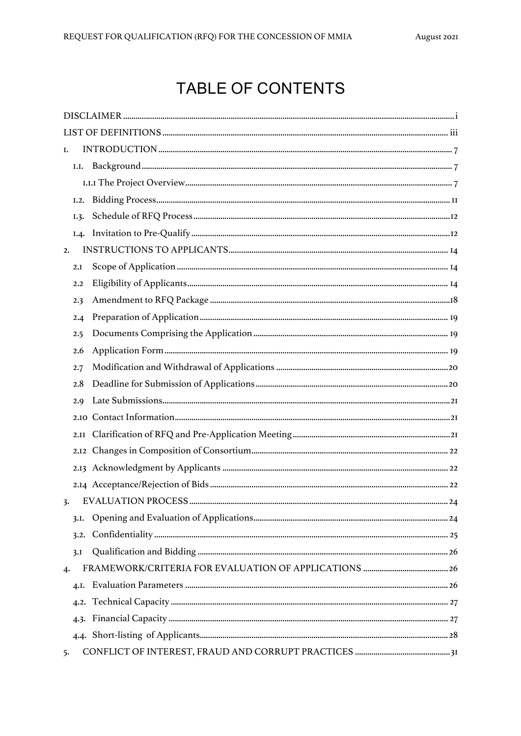# TABLE OF CONTENTS

DISCLAIMER ..... i

LIST OF DEFINITIONS ..... iii

1. INTRODUCTION ..... 7
   - 1.1. Background ..... 7
     - 1.1.1 The Project Overview ..... 7
   - 1.2. Bidding Process ..... 11
   - 1.3. Schedule of RFQ Process ..... 12
   - 1.4. Invitation to Pre-Qualify ..... 12
2. INSTRUCTIONS TO APPLICANTS ..... 14
   - 2.1 Scope of Application ..... 14
   - 2.2 Eligibility of Applicants ..... 14
   - 2.3 Amendment to RFQ Package ..... 18
   - 2.4 Preparation of Application ..... 19
   - 2.5 Documents Comprising the Application ..... 19
   - 2.6 Application Form ..... 19
   - 2.7 Modification and Withdrawal of Applications ..... 20
   - 2.8 Deadline for Submission of Applications ..... 20
   - 2.9 Late Submissions ..... 21
   - 2.10 Contact Information ..... 21
   - 2.11 Clarification of RFQ and Pre-Application Meeting ..... 21
   - 2.12 Changes in Composition of Consortium ..... 22
   - 2.13 Acknowledgment by Applicants ..... 22
   - 2.14 Acceptance/Rejection of Bids ..... 22
3. EVALUATION PROCESS ..... 24
   - 3.1. Opening and Evaluation of Applications ..... 24
   - 3.2. Confidentiality ..... 25
   - 3.1 Qualification and Bidding ..... 26
4. FRAMEWORK/CRITERIA FOR EVALUATION OF APPLICATIONS ..... 26
   - 4.1. Evaluation Parameters ..... 26
   - 4.2. Technical Capacity ..... 27
   - 4.3. Financial Capacity ..... 27
   - 4.4. Short-listing of Applicants ..... 28
5. CONFLICT OF INTEREST, FRAUD AND CORRUPT PRACTICES ..... 31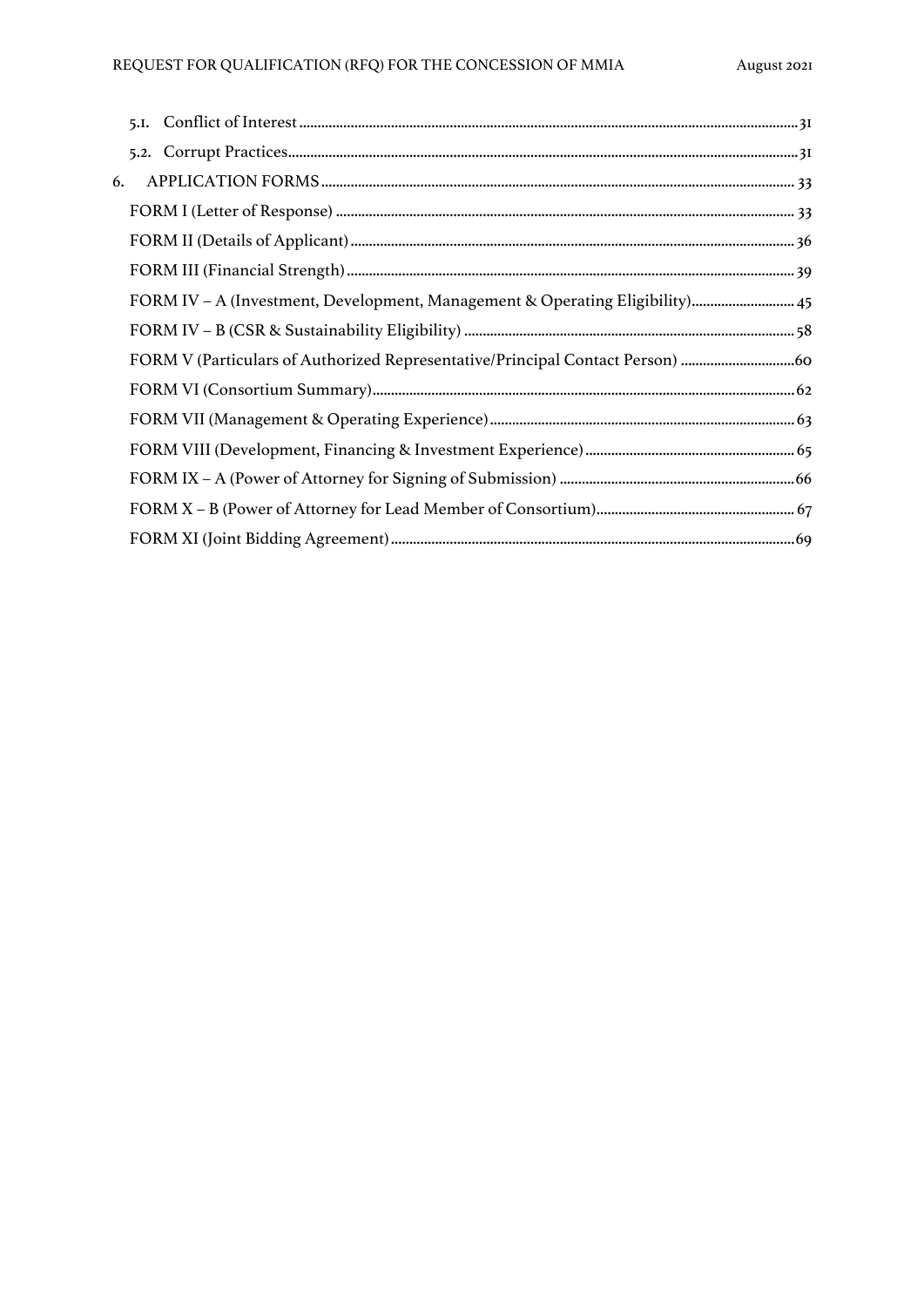- 5.1. Conflict of Interest ..... 31
- 5.2. Corrupt Practices ..... 31

6. APPLICATION FORMS ..... 33

- FORM I (Letter of Response) ..... 33
- FORM II (Details of Applicant) ..... 36
- FORM III (Financial Strength) ..... 39
- FORM IV – A (Investment, Development, Management & Operating Eligibility) ..... 45
- FORM IV – B (CSR & Sustainability Eligibility) ..... 58
- FORM V (Particulars of Authorized Representative/Principal Contact Person) ..... 60
- FORM VI (Consortium Summary) ..... 62
- FORM VII (Management & Operating Experience) ..... 63
- FORM VIII (Development, Financing & Investment Experience) ..... 65
- FORM IX – A (Power of Attorney for Signing of Submission) ..... 66
- FORM X – B (Power of Attorney for Lead Member of Consortium) ..... 67
- FORM XI (Joint Bidding Agreement) ..... 69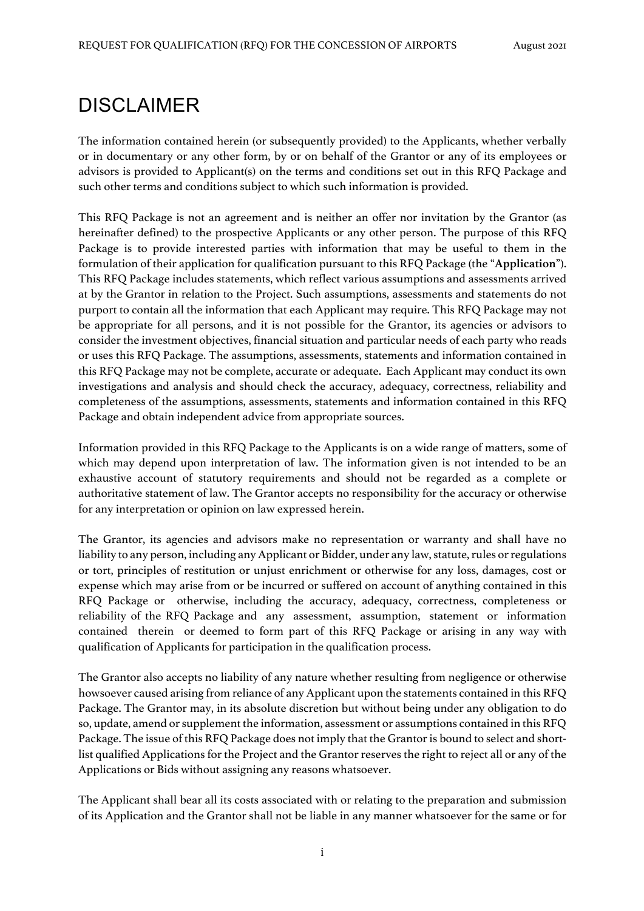# DISCLAIMER

The information contained herein (or subsequently provided) to the Applicants, whether verbally or in documentary or any other form, by or on behalf of the Grantor or any of its employees or advisors is provided to Applicant(s) on the terms and conditions set out in this RFQ Package and such other terms and conditions subject to which such information is provided.

This RFQ Package is not an agreement and is neither an offer nor invitation by the Grantor (as hereinafter defined) to the prospective Applicants or any other person. The purpose of this RFQ Package is to provide interested parties with information that may be useful to them in the formulation of their application for qualification pursuant to this RFQ Package (the "**Application**"). This RFQ Package includes statements, which reflect various assumptions and assessments arrived at by the Grantor in relation to the Project. Such assumptions, assessments and statements do not purport to contain all the information that each Applicant may require. This RFQ Package may not be appropriate for all persons, and it is not possible for the Grantor, its agencies or advisors to consider the investment objectives, financial situation and particular needs of each party who reads or uses this RFQ Package. The assumptions, assessments, statements and information contained in this RFQ Package may not be complete, accurate or adequate. Each Applicant may conduct its own investigations and analysis and should check the accuracy, adequacy, correctness, reliability and completeness of the assumptions, assessments, statements and information contained in this RFQ Package and obtain independent advice from appropriate sources.

Information provided in this RFQ Package to the Applicants is on a wide range of matters, some of which may depend upon interpretation of law. The information given is not intended to be an exhaustive account of statutory requirements and should not be regarded as a complete or authoritative statement of law. The Grantor accepts no responsibility for the accuracy or otherwise for any interpretation or opinion on law expressed herein.

The Grantor, its agencies and advisors make no representation or warranty and shall have no liability to any person, including any Applicant or Bidder, under any law, statute, rules or regulations or tort, principles of restitution or unjust enrichment or otherwise for any loss, damages, cost or expense which may arise from or be incurred or suffered on account of anything contained in this RFQ Package or otherwise, including the accuracy, adequacy, correctness, completeness or reliability of the RFQ Package and any assessment, assumption, statement or information contained therein or deemed to form part of this RFQ Package or arising in any way with qualification of Applicants for participation in the qualification process.

The Grantor also accepts no liability of any nature whether resulting from negligence or otherwise howsoever caused arising from reliance of any Applicant upon the statements contained in this RFQ Package. The Grantor may, in its absolute discretion but without being under any obligation to do so, update, amend or supplement the information, assessment or assumptions contained in this RFQ Package. The issue of this RFQ Package does not imply that the Grantor is bound to select and short-list qualified Applications for the Project and the Grantor reserves the right to reject all or any of the Applications or Bids without assigning any reasons whatsoever.

The Applicant shall bear all its costs associated with or relating to the preparation and submission of its Application and the Grantor shall not be liable in any manner whatsoever for the same or for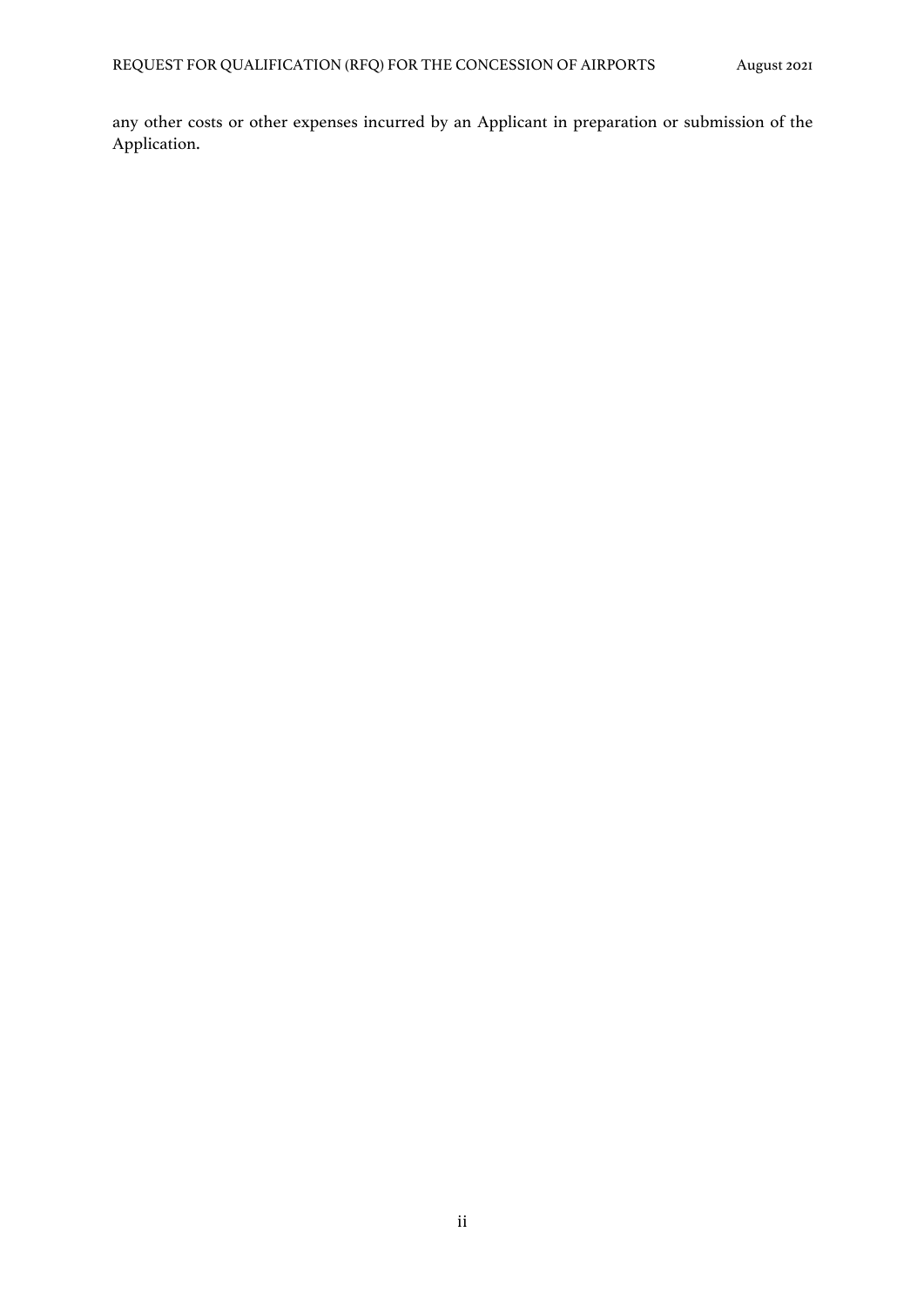any other costs or other expenses incurred by an Applicant in preparation or submission of the Application.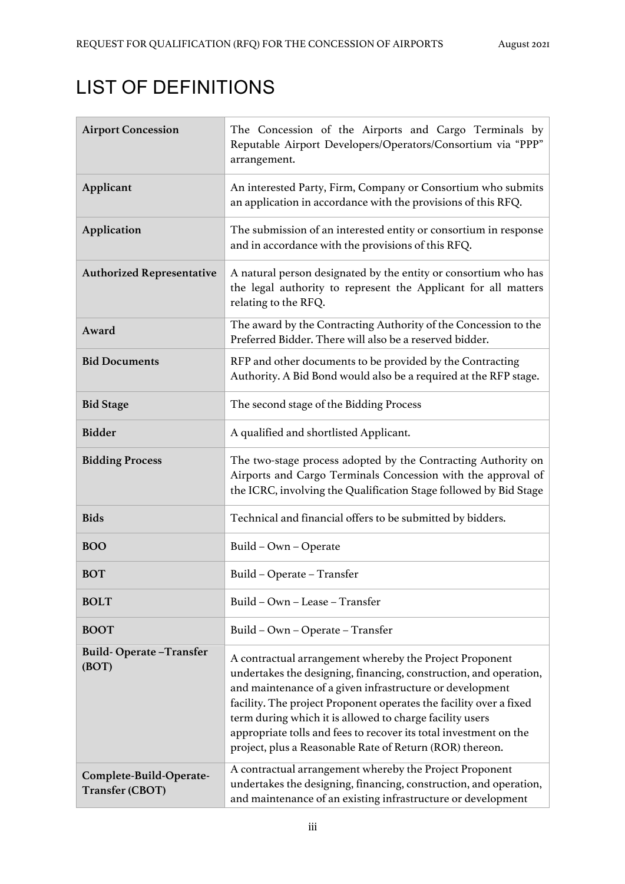# LIST OF DEFINITIONS

| | |
|---|---|
| **Airport Concession** | The Concession of the Airports and Cargo Terminals by Reputable Airport Developers/Operators/Consortium via "PPP" arrangement. |
| **Applicant** | An interested Party, Firm, Company or Consortium who submits an application in accordance with the provisions of this RFQ. |
| **Application** | The submission of an interested entity or consortium in response and in accordance with the provisions of this RFQ. |
| **Authorized Representative** | A natural person designated by the entity or consortium who has the legal authority to represent the Applicant for all matters relating to the RFQ. |
| **Award** | The award by the Contracting Authority of the Concession to the Preferred Bidder. There will also be a reserved bidder. |
| **Bid Documents** | RFP and other documents to be provided by the Contracting Authority. A Bid Bond would also be a required at the RFP stage. |
| **Bid Stage** | The second stage of the Bidding Process |
| **Bidder** | A qualified and shortlisted Applicant. |
| **Bidding Process** | The two-stage process adopted by the Contracting Authority on Airports and Cargo Terminals Concession with the approval of the ICRC, involving the Qualification Stage followed by Bid Stage |
| **Bids** | Technical and financial offers to be submitted by bidders. |
| **BOO** | Build – Own – Operate |
| **BOT** | Build – Operate – Transfer |
| **BOLT** | Build – Own – Lease – Transfer |
| **BOOT** | Build – Own – Operate – Transfer |
| **Build- Operate –Transfer (BOT)** | A contractual arrangement whereby the Project Proponent undertakes the designing, financing, construction, and operation, and maintenance of a given infrastructure or development facility. The project Proponent operates the facility over a fixed term during which it is allowed to charge facility users appropriate tolls and fees to recover its total investment on the project, plus a Reasonable Rate of Return (ROR) thereon. |
| **Complete-Build-Operate-Transfer (CBOT)** | A contractual arrangement whereby the Project Proponent undertakes the designing, financing, construction, and operation, and maintenance of an existing infrastructure or development |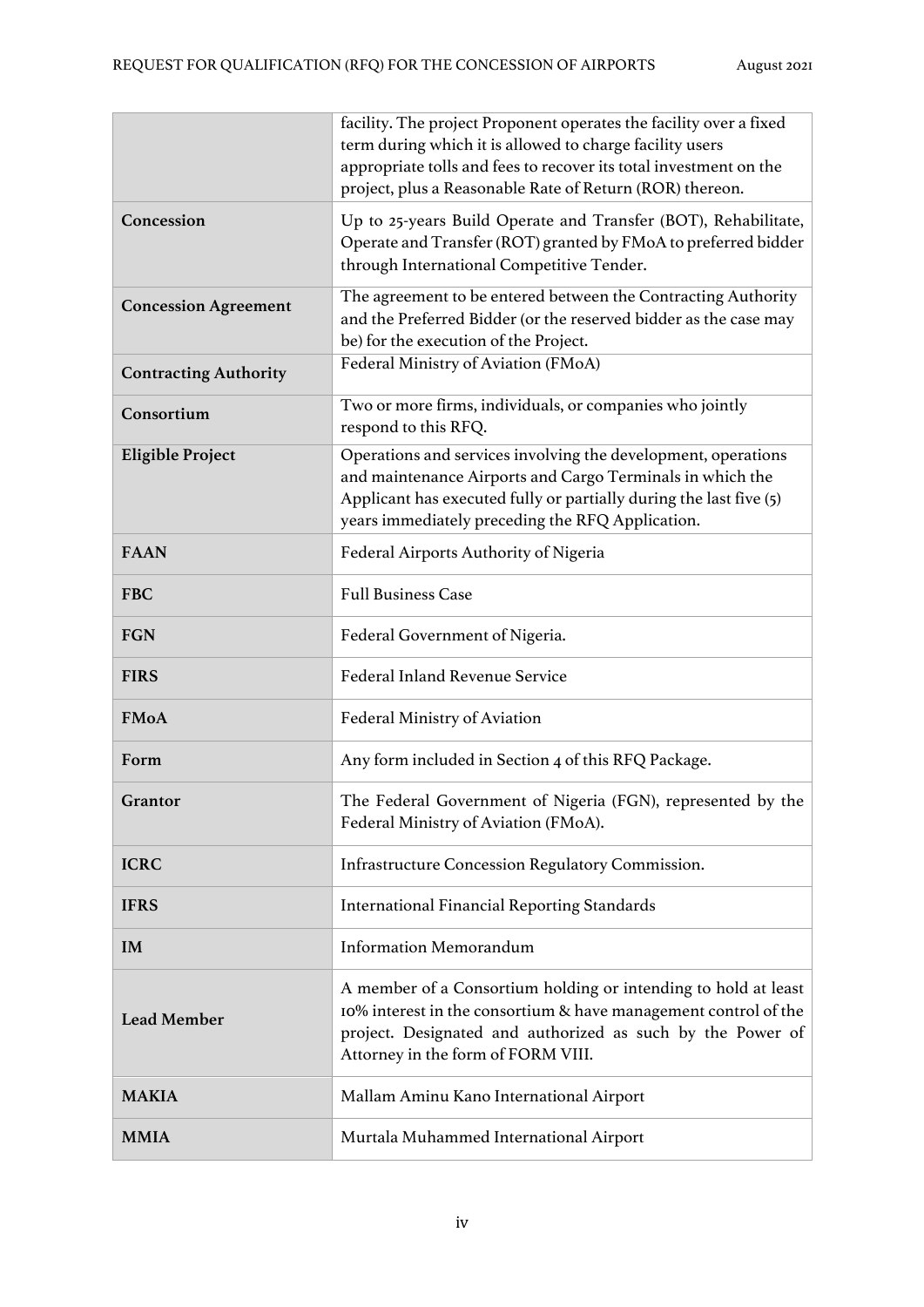| | |
|---|---|
| | facility. The project Proponent operates the facility over a fixed term during which it is allowed to charge facility users appropriate tolls and fees to recover its total investment on the project, plus a Reasonable Rate of Return (ROR) thereon. |
| **Concession** | Up to 25-years Build Operate and Transfer (BOT), Rehabilitate, Operate and Transfer (ROT) granted by FMoA to preferred bidder through International Competitive Tender. |
| **Concession Agreement** | The agreement to be entered between the Contracting Authority and the Preferred Bidder (or the reserved bidder as the case may be) for the execution of the Project. |
| **Contracting Authority** | Federal Ministry of Aviation (FMoA) |
| **Consortium** | Two or more firms, individuals, or companies who jointly respond to this RFQ. |
| **Eligible Project** | Operations and services involving the development, operations and maintenance Airports and Cargo Terminals in which the Applicant has executed fully or partially during the last five (5) years immediately preceding the RFQ Application. |
| **FAAN** | Federal Airports Authority of Nigeria |
| **FBC** | Full Business Case |
| **FGN** | Federal Government of Nigeria. |
| **FIRS** | Federal Inland Revenue Service |
| **FMoA** | Federal Ministry of Aviation |
| **Form** | Any form included in Section 4 of this RFQ Package. |
| **Grantor** | The Federal Government of Nigeria (FGN), represented by the Federal Ministry of Aviation (FMoA). |
| **ICRC** | Infrastructure Concession Regulatory Commission. |
| **IFRS** | International Financial Reporting Standards |
| **IM** | Information Memorandum |
| **Lead Member** | A member of a Consortium holding or intending to hold at least 10% interest in the consortium & have management control of the project. Designated and authorized as such by the Power of Attorney in the form of FORM VIII. |
| **MAKIA** | Mallam Aminu Kano International Airport |
| **MMIA** | Murtala Muhammed International Airport |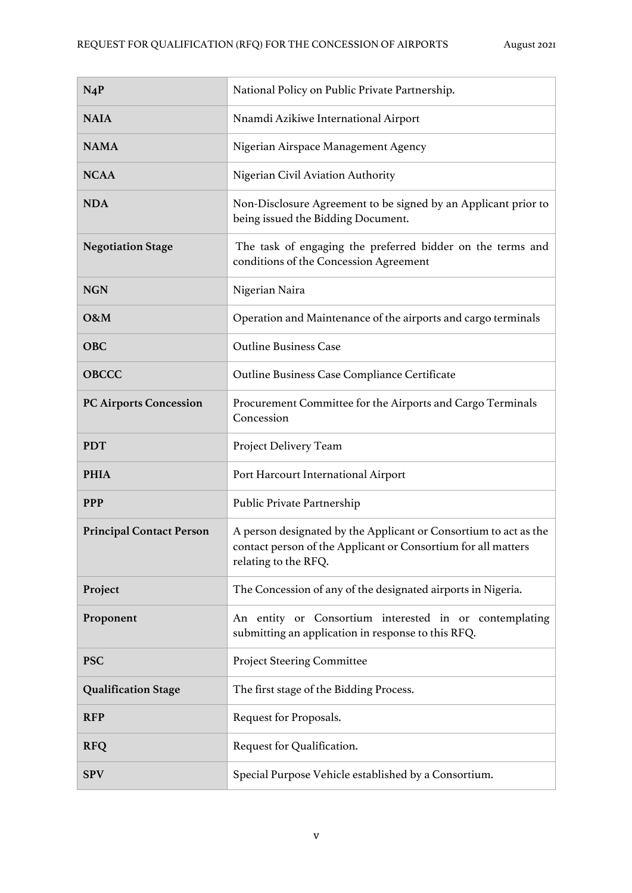| | |
|---|---|
| **N4P** | National Policy on Public Private Partnership. |
| **NAIA** | Nnamdi Azikiwe International Airport |
| **NAMA** | Nigerian Airspace Management Agency |
| **NCAA** | Nigerian Civil Aviation Authority |
| **NDA** | Non-Disclosure Agreement to be signed by an Applicant prior to being issued the Bidding Document. |
| **Negotiation Stage** | The task of engaging the preferred bidder on the terms and conditions of the Concession Agreement |
| **NGN** | Nigerian Naira |
| **O&M** | Operation and Maintenance of the airports and cargo terminals |
| **OBC** | Outline Business Case |
| **OBCCC** | Outline Business Case Compliance Certificate |
| **PC Airports Concession** | Procurement Committee for the Airports and Cargo Terminals Concession |
| **PDT** | Project Delivery Team |
| **PHIA** | Port Harcourt International Airport |
| **PPP** | Public Private Partnership |
| **Principal Contact Person** | A person designated by the Applicant or Consortium to act as the contact person of the Applicant or Consortium for all matters relating to the RFQ. |
| **Project** | The Concession of any of the designated airports in Nigeria. |
| **Proponent** | An entity or Consortium interested in or contemplating submitting an application in response to this RFQ. |
| **PSC** | Project Steering Committee |
| **Qualification Stage** | The first stage of the Bidding Process. |
| **RFP** | Request for Proposals. |
| **RFQ** | Request for Qualification. |
| **SPV** | Special Purpose Vehicle established by a Consortium. |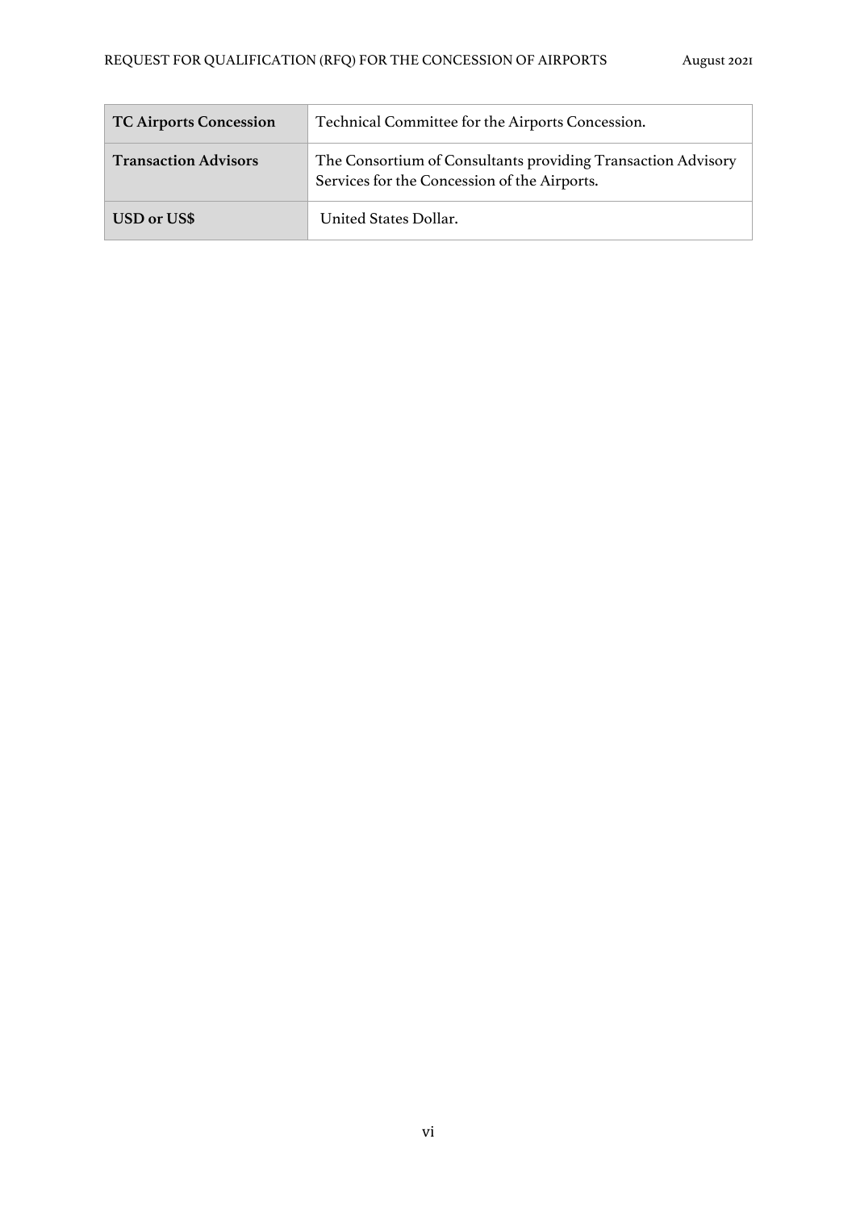| **TC Airports Concession** | Technical Committee for the Airports Concession. |
|---|---|
| **Transaction Advisors** | The Consortium of Consultants providing Transaction Advisory Services for the Concession of the Airports. |
| **USD or US$** | United States Dollar. |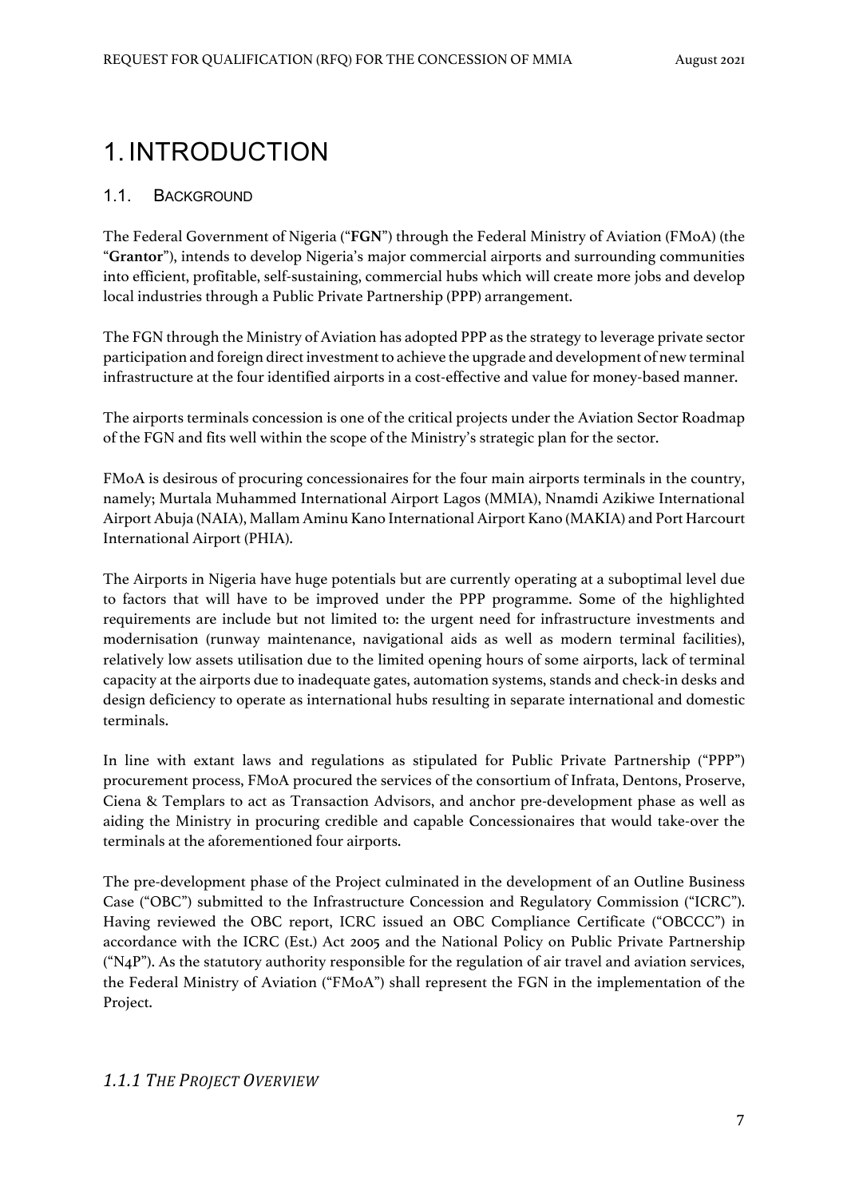# 1. INTRODUCTION

## 1.1. Background

The Federal Government of Nigeria ("**FGN**") through the Federal Ministry of Aviation (FMoA) (the "**Grantor**"), intends to develop Nigeria's major commercial airports and surrounding communities into efficient, profitable, self-sustaining, commercial hubs which will create more jobs and develop local industries through a Public Private Partnership (PPP) arrangement.

The FGN through the Ministry of Aviation has adopted PPP as the strategy to leverage private sector participation and foreign direct investment to achieve the upgrade and development of new terminal infrastructure at the four identified airports in a cost-effective and value for money-based manner.

The airports terminals concession is one of the critical projects under the Aviation Sector Roadmap of the FGN and fits well within the scope of the Ministry's strategic plan for the sector.

FMoA is desirous of procuring concessionaires for the four main airports terminals in the country, namely; Murtala Muhammed International Airport Lagos (MMIA), Nnamdi Azikiwe International Airport Abuja (NAIA), Mallam Aminu Kano International Airport Kano (MAKIA) and Port Harcourt International Airport (PHIA).

The Airports in Nigeria have huge potentials but are currently operating at a suboptimal level due to factors that will have to be improved under the PPP programme. Some of the highlighted requirements are include but not limited to: the urgent need for infrastructure investments and modernisation (runway maintenance, navigational aids as well as modern terminal facilities), relatively low assets utilisation due to the limited opening hours of some airports, lack of terminal capacity at the airports due to inadequate gates, automation systems, stands and check-in desks and design deficiency to operate as international hubs resulting in separate international and domestic terminals.

In line with extant laws and regulations as stipulated for Public Private Partnership ("PPP") procurement process, FMoA procured the services of the consortium of Infrata, Dentons, Proserve, Ciena & Templars to act as Transaction Advisors, and anchor pre-development phase as well as aiding the Ministry in procuring credible and capable Concessionaires that would take-over the terminals at the aforementioned four airports.

The pre-development phase of the Project culminated in the development of an Outline Business Case ("OBC") submitted to the Infrastructure Concession and Regulatory Commission ("ICRC"). Having reviewed the OBC report, ICRC issued an OBC Compliance Certificate ("OBCCC") in accordance with the ICRC (Est.) Act 2005 and the National Policy on Public Private Partnership ("N4P"). As the statutory authority responsible for the regulation of air travel and aviation services, the Federal Ministry of Aviation ("FMoA") shall represent the FGN in the implementation of the Project.

### *1.1.1 The Project Overview*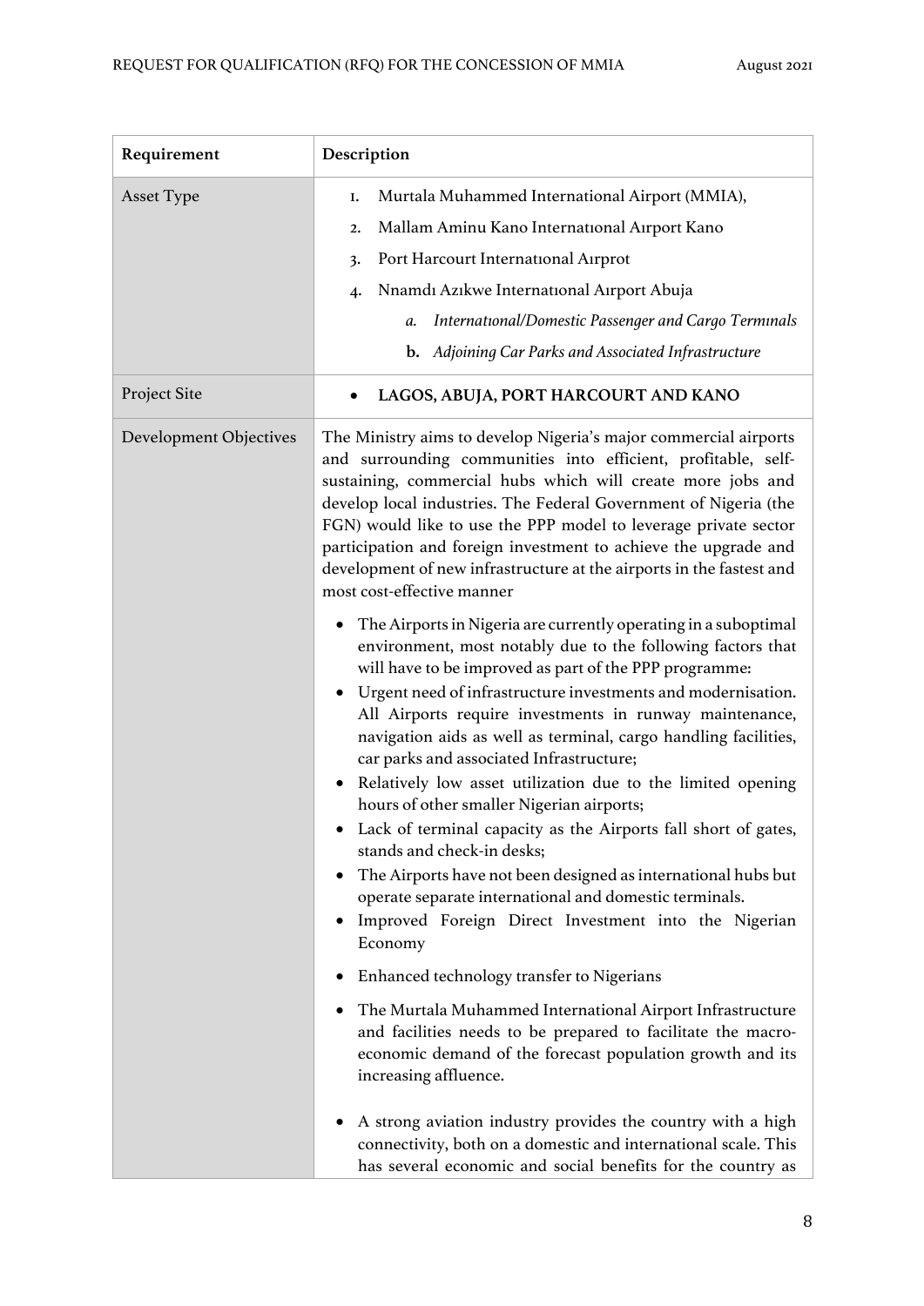| Requirement | Description |
|---|---|
| Asset Type | 1. Murtala Muhammed International Airport (MMIA),<br>2. Mallam Aminu Kano Internatıonal Aırport Kano<br>3. Port Harcourt Internatıonal Aırprot<br>4. Nnamdı Azıkwe Internatıonal Aırport Abuja<br>&nbsp;&nbsp;&nbsp;&nbsp;*a. Internatıonal/Domestic Passenger and Cargo Termınals*<br>&nbsp;&nbsp;&nbsp;&nbsp;***b.** Adjoining Car Parks and Associated Infrastructure* |
| Project Site | • **LAGOS, ABUJA, PORT HARCOURT AND KANO** |
| Development Objectives | The Ministry aims to develop Nigeria's major commercial airports and surrounding communities into efficient, profitable, self-sustaining, commercial hubs which will create more jobs and develop local industries. The Federal Government of Nigeria (the FGN) would like to use the PPP model to leverage private sector participation and foreign investment to achieve the upgrade and development of new infrastructure at the airports in the fastest and most cost-effective manner<br><br>• The Airports in Nigeria are currently operating in a suboptimal environment, most notably due to the following factors that will have to be improved as part of the PPP programme:<br>• Urgent need of infrastructure investments and modernisation. All Airports require investments in runway maintenance, navigation aids as well as terminal, cargo handling facilities, car parks and associated Infrastructure;<br>• Relatively low asset utilization due to the limited opening hours of other smaller Nigerian airports;<br>• Lack of terminal capacity as the Airports fall short of gates, stands and check-in desks;<br>• The Airports have not been designed as international hubs but operate separate international and domestic terminals.<br>• Improved Foreign Direct Investment into the Nigerian Economy<br><br>• Enhanced technology transfer to Nigerians<br><br>• The Murtala Muhammed International Airport Infrastructure and facilities needs to be prepared to facilitate the macro-economic demand of the forecast population growth and its increasing affluence.<br><br>• A strong aviation industry provides the country with a high connectivity, both on a domestic and international scale. This has several economic and social benefits for the country as |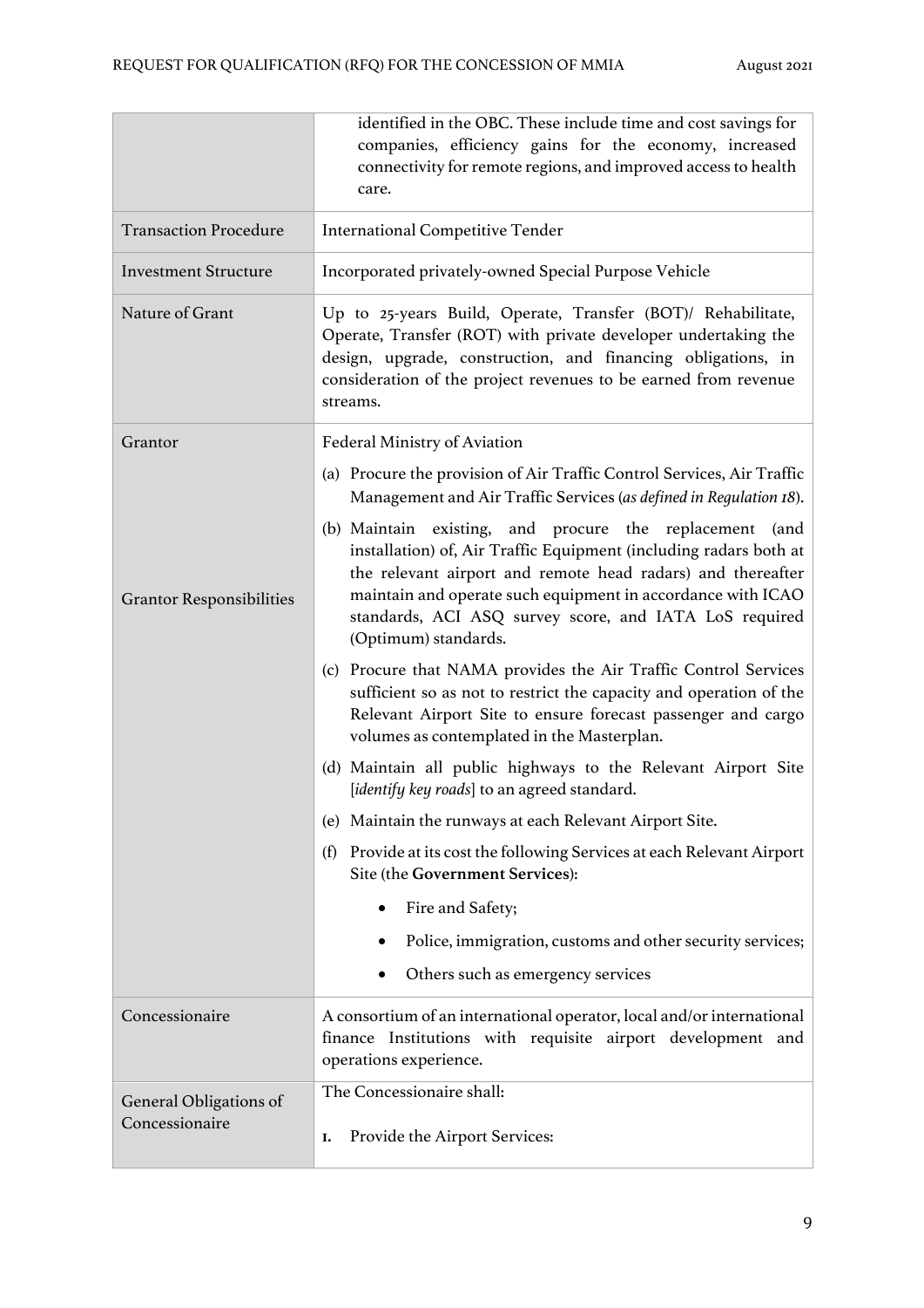| | |
|---|---|
| | identified in the OBC. These include time and cost savings for companies, efficiency gains for the economy, increased connectivity for remote regions, and improved access to health care. |
| Transaction Procedure | International Competitive Tender |
| Investment Structure | Incorporated privately-owned Special Purpose Vehicle |
| Nature of Grant | Up to 25-years Build, Operate, Transfer (BOT)/ Rehabilitate, Operate, Transfer (ROT) with private developer undertaking the design, upgrade, construction, and financing obligations, in consideration of the project revenues to be earned from revenue streams. |
| Grantor | Federal Ministry of Aviation |
| Grantor Responsibilities | (a) Procure the provision of Air Traffic Control Services, Air Traffic Management and Air Traffic Services (*as defined in Regulation 18*).<br><br>(b) Maintain existing, and procure the replacement (and installation) of, Air Traffic Equipment (including radars both at the relevant airport and remote head radars) and thereafter maintain and operate such equipment in accordance with ICAO standards, ACI ASQ survey score, and IATA LoS required (Optimum) standards.<br><br>(c) Procure that NAMA provides the Air Traffic Control Services sufficient so as not to restrict the capacity and operation of the Relevant Airport Site to ensure forecast passenger and cargo volumes as contemplated in the Masterplan.<br><br>(d) Maintain all public highways to the Relevant Airport Site [*identify key roads*] to an agreed standard.<br><br>(e) Maintain the runways at each Relevant Airport Site.<br><br>(f) Provide at its cost the following Services at each Relevant Airport Site (the **Government Services**):<br>• Fire and Safety;<br>• Police, immigration, customs and other security services;<br>• Others such as emergency services |
| Concessionaire | A consortium of an international operator, local and/or international finance Institutions with requisite airport development and operations experience. |
| General Obligations of Concessionaire | The Concessionaire shall:<br><br>1. Provide the Airport Services: |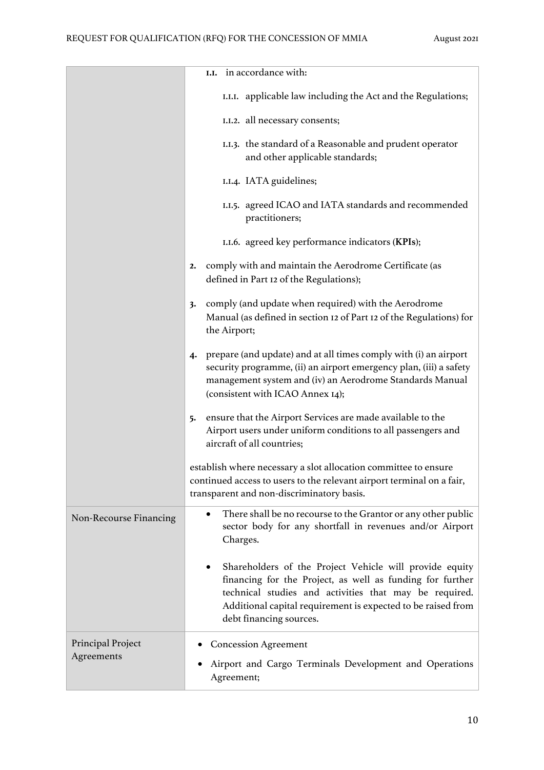| | |
|---|---|
| | 1.1. in accordance with:<br><br>1.1.1. applicable law including the Act and the Regulations;<br><br>1.1.2. all necessary consents;<br><br>1.1.3. the standard of a Reasonable and prudent operator and other applicable standards;<br><br>1.1.4. IATA guidelines;<br><br>1.1.5. agreed ICAO and IATA standards and recommended practitioners;<br><br>1.1.6. agreed key performance indicators (**KPIs**);<br><br>2. comply with and maintain the Aerodrome Certificate (as defined in Part 12 of the Regulations);<br><br>3. comply (and update when required) with the Aerodrome Manual (as defined in section 12 of Part 12 of the Regulations) for the Airport;<br><br>4. prepare (and update) and at all times comply with (i) an airport security programme, (ii) an airport emergency plan, (iii) a safety management system and (iv) an Aerodrome Standards Manual (consistent with ICAO Annex 14);<br><br>5. ensure that the Airport Services are made available to the Airport users under uniform conditions to all passengers and aircraft of all countries;<br><br>establish where necessary a slot allocation committee to ensure continued access to users to the relevant airport terminal on a fair, transparent and non-discriminatory basis. |
| Non-Recourse Financing | • There shall be no recourse to the Grantor or any other public sector body for any shortfall in revenues and/or Airport Charges.<br><br>• Shareholders of the Project Vehicle will provide equity financing for the Project, as well as funding for further technical studies and activities that may be required. Additional capital requirement is expected to be raised from debt financing sources. |
| Principal Project Agreements | • Concession Agreement<br>• Airport and Cargo Terminals Development and Operations Agreement; |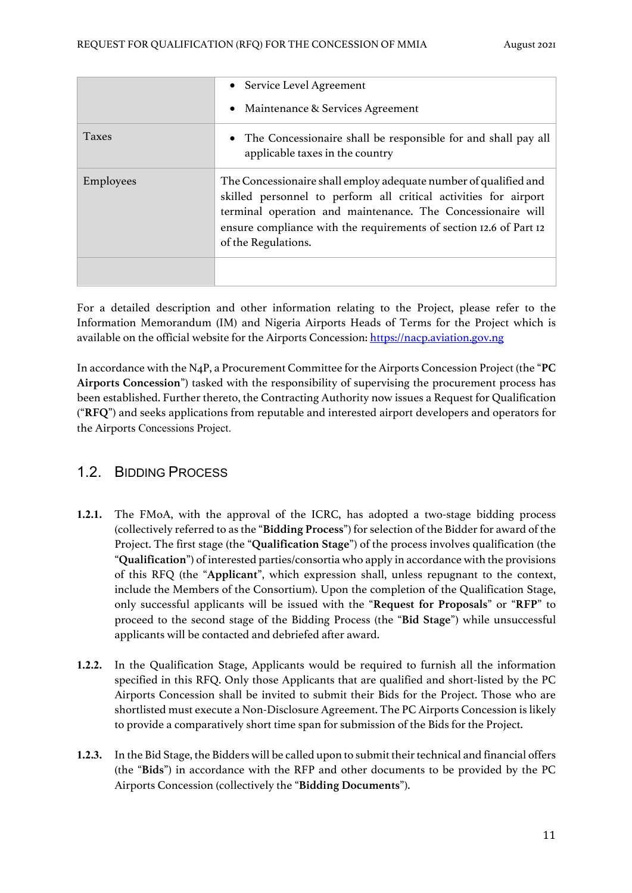| | |
|---|---|
| | • Service Level Agreement<br>• Maintenance & Services Agreement |
| Taxes | • The Concessionaire shall be responsible for and shall pay all applicable taxes in the country |
| Employees | The Concessionaire shall employ adequate number of qualified and skilled personnel to perform all critical activities for airport terminal operation and maintenance. The Concessionaire will ensure compliance with the requirements of section 12.6 of Part 12 of the Regulations. |
| | |

For a detailed description and other information relating to the Project, please refer to the Information Memorandum (IM) and Nigeria Airports Heads of Terms for the Project which is available on the official website for the Airports Concession: [https://nacp.aviation.gov.ng](https://nacp.aviation.gov.ng)

In accordance with the N4P, a Procurement Committee for the Airports Concession Project (the "**PC Airports Concession**") tasked with the responsibility of supervising the procurement process has been established. Further thereto, the Contracting Authority now issues a Request for Qualification ("**RFQ**") and seeks applications from reputable and interested airport developers and operators for the Airports Concessions Project.

## 1.2. Bidding Process

**1.2.1.** The FMoA, with the approval of the ICRC, has adopted a two-stage bidding process (collectively referred to as the "**Bidding Process**") for selection of the Bidder for award of the Project. The first stage (the "**Qualification Stage**") of the process involves qualification (the "**Qualification**") of interested parties/consortia who apply in accordance with the provisions of this RFQ (the "**Applicant**", which expression shall, unless repugnant to the context, include the Members of the Consortium). Upon the completion of the Qualification Stage, only successful applicants will be issued with the "**Request for Proposals**" or "**RFP**" to proceed to the second stage of the Bidding Process (the "**Bid Stage**") while unsuccessful applicants will be contacted and debriefed after award.

**1.2.2.** In the Qualification Stage, Applicants would be required to furnish all the information specified in this RFQ. Only those Applicants that are qualified and short-listed by the PC Airports Concession shall be invited to submit their Bids for the Project. Those who are shortlisted must execute a Non-Disclosure Agreement. The PC Airports Concession is likely to provide a comparatively short time span for submission of the Bids for the Project.

**1.2.3.** In the Bid Stage, the Bidders will be called upon to submit their technical and financial offers (the "**Bids**") in accordance with the RFP and other documents to be provided by the PC Airports Concession (collectively the "**Bidding Documents**").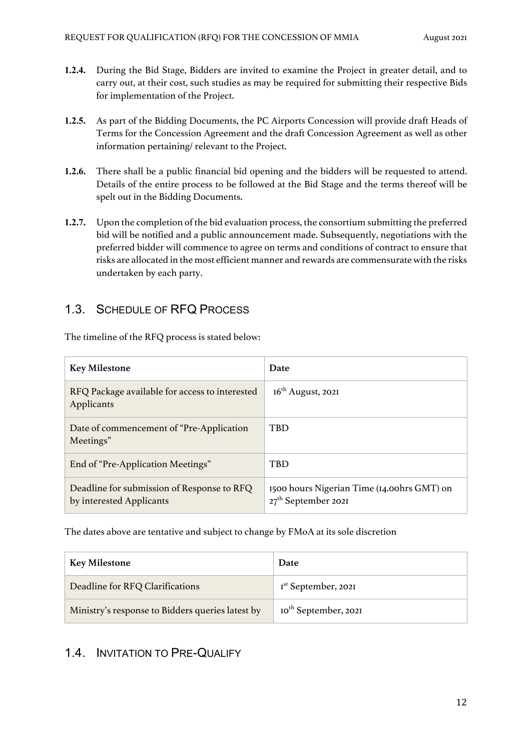**1.2.4.** During the Bid Stage, Bidders are invited to examine the Project in greater detail, and to carry out, at their cost, such studies as may be required for submitting their respective Bids for implementation of the Project.

**1.2.5.** As part of the Bidding Documents, the PC Airports Concession will provide draft Heads of Terms for the Concession Agreement and the draft Concession Agreement as well as other information pertaining/ relevant to the Project.

**1.2.6.** There shall be a public financial bid opening and the bidders will be requested to attend. Details of the entire process to be followed at the Bid Stage and the terms thereof will be spelt out in the Bidding Documents.

**1.2.7.** Upon the completion of the bid evaluation process, the consortium submitting the preferred bid will be notified and a public announcement made. Subsequently, negotiations with the preferred bidder will commence to agree on terms and conditions of contract to ensure that risks are allocated in the most efficient manner and rewards are commensurate with the risks undertaken by each party.

## 1.3. SCHEDULE OF RFQ PROCESS

The timeline of the RFQ process is stated below:

| Key Milestone | Date |
|---|---|
| RFQ Package available for access to interested Applicants | 16th August, 2021 |
| Date of commencement of "Pre-Application Meetings" | TBD |
| End of "Pre-Application Meetings" | TBD |
| Deadline for submission of Response to RFQ by interested Applicants | 1500 hours Nigerian Time (14.00hrs GMT) on 27th September 2021 |

The dates above are tentative and subject to change by FMoA at its sole discretion

| Key Milestone | Date |
|---|---|
| Deadline for RFQ Clarifications | 1st September, 2021 |
| Ministry's response to Bidders queries latest by | 10th September, 2021 |

## 1.4. INVITATION TO PRE-QUALIFY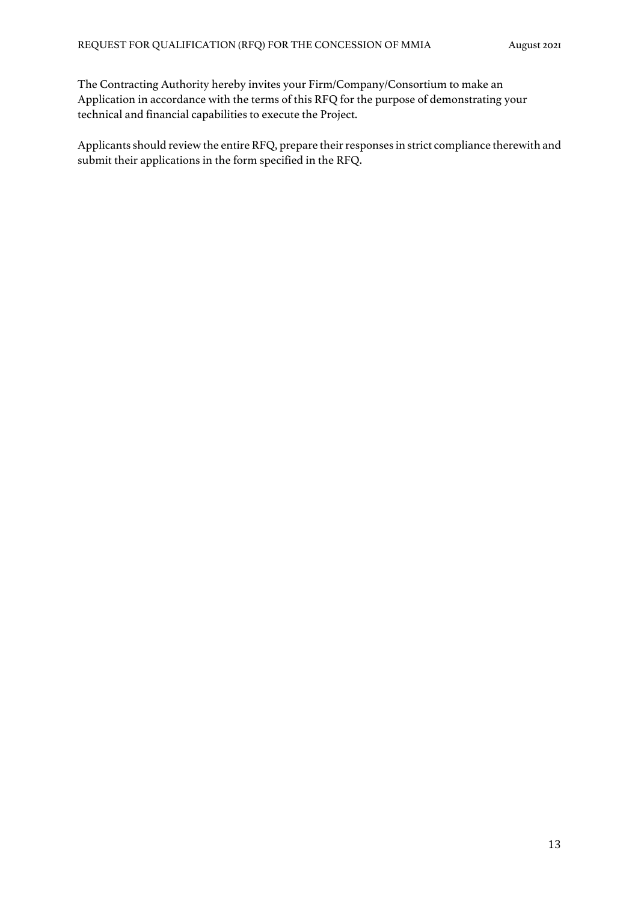The Contracting Authority hereby invites your Firm/Company/Consortium to make an Application in accordance with the terms of this RFQ for the purpose of demonstrating your technical and financial capabilities to execute the Project.

Applicants should review the entire RFQ, prepare their responses in strict compliance therewith and submit their applications in the form specified in the RFQ.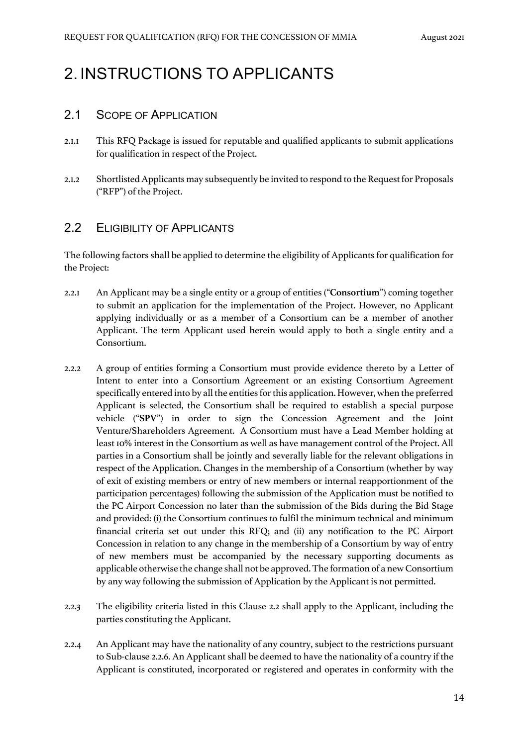# 2. INSTRUCTIONS TO APPLICANTS

## 2.1 SCOPE OF APPLICATION

2.1.1 This RFQ Package is issued for reputable and qualified applicants to submit applications for qualification in respect of the Project.

2.1.2 Shortlisted Applicants may subsequently be invited to respond to the Request for Proposals ("RFP") of the Project.

## 2.2 ELIGIBILITY OF APPLICANTS

The following factors shall be applied to determine the eligibility of Applicants for qualification for the Project:

2.2.1 An Applicant may be a single entity or a group of entities ("**Consortium**") coming together to submit an application for the implementation of the Project. However, no Applicant applying individually or as a member of a Consortium can be a member of another Applicant. The term Applicant used herein would apply to both a single entity and a Consortium.

2.2.2 A group of entities forming a Consortium must provide evidence thereto by a Letter of Intent to enter into a Consortium Agreement or an existing Consortium Agreement specifically entered into by all the entities for this application. However, when the preferred Applicant is selected, the Consortium shall be required to establish a special purpose vehicle ("**SPV**") in order to sign the Concession Agreement and the Joint Venture/Shareholders Agreement. A Consortium must have a Lead Member holding at least 10% interest in the Consortium as well as have management control of the Project. All parties in a Consortium shall be jointly and severally liable for the relevant obligations in respect of the Application. Changes in the membership of a Consortium (whether by way of exit of existing members or entry of new members or internal reapportionment of the participation percentages) following the submission of the Application must be notified to the PC Airport Concession no later than the submission of the Bids during the Bid Stage and provided: (i) the Consortium continues to fulfil the minimum technical and minimum financial criteria set out under this RFQ; and (ii) any notification to the PC Airport Concession in relation to any change in the membership of a Consortium by way of entry of new members must be accompanied by the necessary supporting documents as applicable otherwise the change shall not be approved. The formation of a new Consortium by any way following the submission of Application by the Applicant is not permitted.

2.2.3 The eligibility criteria listed in this Clause 2.2 shall apply to the Applicant, including the parties constituting the Applicant.

2.2.4 An Applicant may have the nationality of any country, subject to the restrictions pursuant to Sub-clause 2.2.6. An Applicant shall be deemed to have the nationality of a country if the Applicant is constituted, incorporated or registered and operates in conformity with the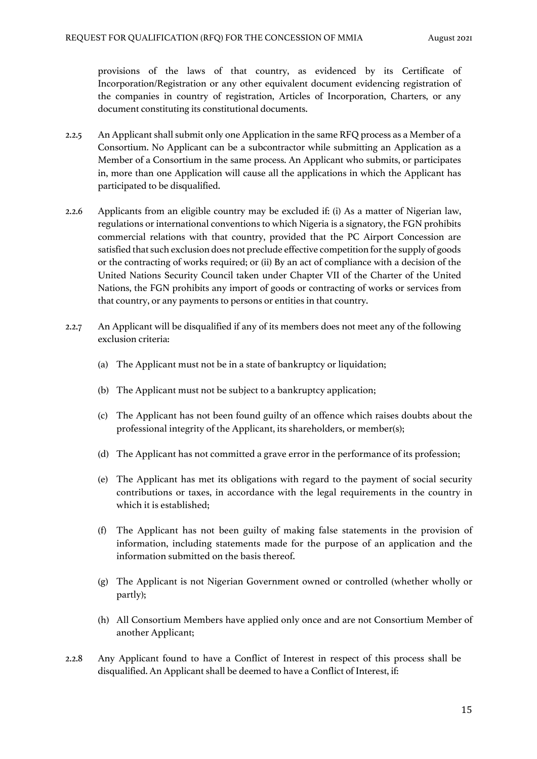provisions of the laws of that country, as evidenced by its Certificate of Incorporation/Registration or any other equivalent document evidencing registration of the companies in country of registration, Articles of Incorporation, Charters, or any document constituting its constitutional documents.

2.2.5 An Applicant shall submit only one Application in the same RFQ process as a Member of a Consortium. No Applicant can be a subcontractor while submitting an Application as a Member of a Consortium in the same process. An Applicant who submits, or participates in, more than one Application will cause all the applications in which the Applicant has participated to be disqualified.

2.2.6 Applicants from an eligible country may be excluded if: (i) As a matter of Nigerian law, regulations or international conventions to which Nigeria is a signatory, the FGN prohibits commercial relations with that country, provided that the PC Airport Concession are satisfied that such exclusion does not preclude effective competition for the supply of goods or the contracting of works required; or (ii) By an act of compliance with a decision of the United Nations Security Council taken under Chapter VII of the Charter of the United Nations, the FGN prohibits any import of goods or contracting of works or services from that country, or any payments to persons or entities in that country.

2.2.7 An Applicant will be disqualified if any of its members does not meet any of the following exclusion criteria:

(a) The Applicant must not be in a state of bankruptcy or liquidation;

(b) The Applicant must not be subject to a bankruptcy application;

(c) The Applicant has not been found guilty of an offence which raises doubts about the professional integrity of the Applicant, its shareholders, or member(s);

(d) The Applicant has not committed a grave error in the performance of its profession;

(e) The Applicant has met its obligations with regard to the payment of social security contributions or taxes, in accordance with the legal requirements in the country in which it is established;

(f) The Applicant has not been guilty of making false statements in the provision of information, including statements made for the purpose of an application and the information submitted on the basis thereof.

(g) The Applicant is not Nigerian Government owned or controlled (whether wholly or partly);

(h) All Consortium Members have applied only once and are not Consortium Member of another Applicant;

2.2.8 Any Applicant found to have a Conflict of Interest in respect of this process shall be disqualified. An Applicant shall be deemed to have a Conflict of Interest, if: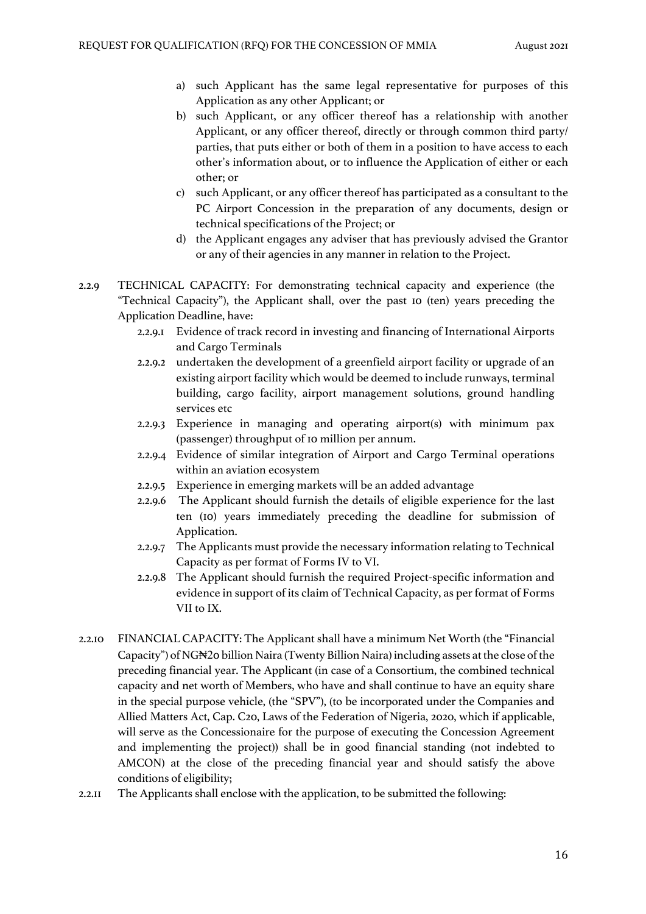a) such Applicant has the same legal representative for purposes of this Application as any other Applicant; or

b) such Applicant, or any officer thereof has a relationship with another Applicant, or any officer thereof, directly or through common third party/ parties, that puts either or both of them in a position to have access to each other's information about, or to influence the Application of either or each other; or

c) such Applicant, or any officer thereof has participated as a consultant to the PC Airport Concession in the preparation of any documents, design or technical specifications of the Project; or

d) the Applicant engages any adviser that has previously advised the Grantor or any of their agencies in any manner in relation to the Project.

2.2.9 TECHNICAL CAPACITY: For demonstrating technical capacity and experience (the "Technical Capacity"), the Applicant shall, over the past 10 (ten) years preceding the Application Deadline, have:

- 2.2.9.1 Evidence of track record in investing and financing of International Airports and Cargo Terminals
- 2.2.9.2 undertaken the development of a greenfield airport facility or upgrade of an existing airport facility which would be deemed to include runways, terminal building, cargo facility, airport management solutions, ground handling services etc
- 2.2.9.3 Experience in managing and operating airport(s) with minimum pax (passenger) throughput of 10 million per annum.
- 2.2.9.4 Evidence of similar integration of Airport and Cargo Terminal operations within an aviation ecosystem
- 2.2.9.5 Experience in emerging markets will be an added advantage
- 2.2.9.6 The Applicant should furnish the details of eligible experience for the last ten (10) years immediately preceding the deadline for submission of Application.
- 2.2.9.7 The Applicants must provide the necessary information relating to Technical Capacity as per format of Forms IV to VI.
- 2.2.9.8 The Applicant should furnish the required Project-specific information and evidence in support of its claim of Technical Capacity, as per format of Forms VII to IX.

2.2.10 FINANCIAL CAPACITY: The Applicant shall have a minimum Net Worth (the "Financial Capacity") of NG₦20 billion Naira (Twenty Billion Naira) including assets at the close of the preceding financial year. The Applicant (in case of a Consortium, the combined technical capacity and net worth of Members, who have and shall continue to have an equity share in the special purpose vehicle, (the "SPV"), (to be incorporated under the Companies and Allied Matters Act, Cap. C20, Laws of the Federation of Nigeria, 2020, which if applicable, will serve as the Concessionaire for the purpose of executing the Concession Agreement and implementing the project)) shall be in good financial standing (not indebted to AMCON) at the close of the preceding financial year and should satisfy the above conditions of eligibility;

2.2.11 The Applicants shall enclose with the application, to be submitted the following: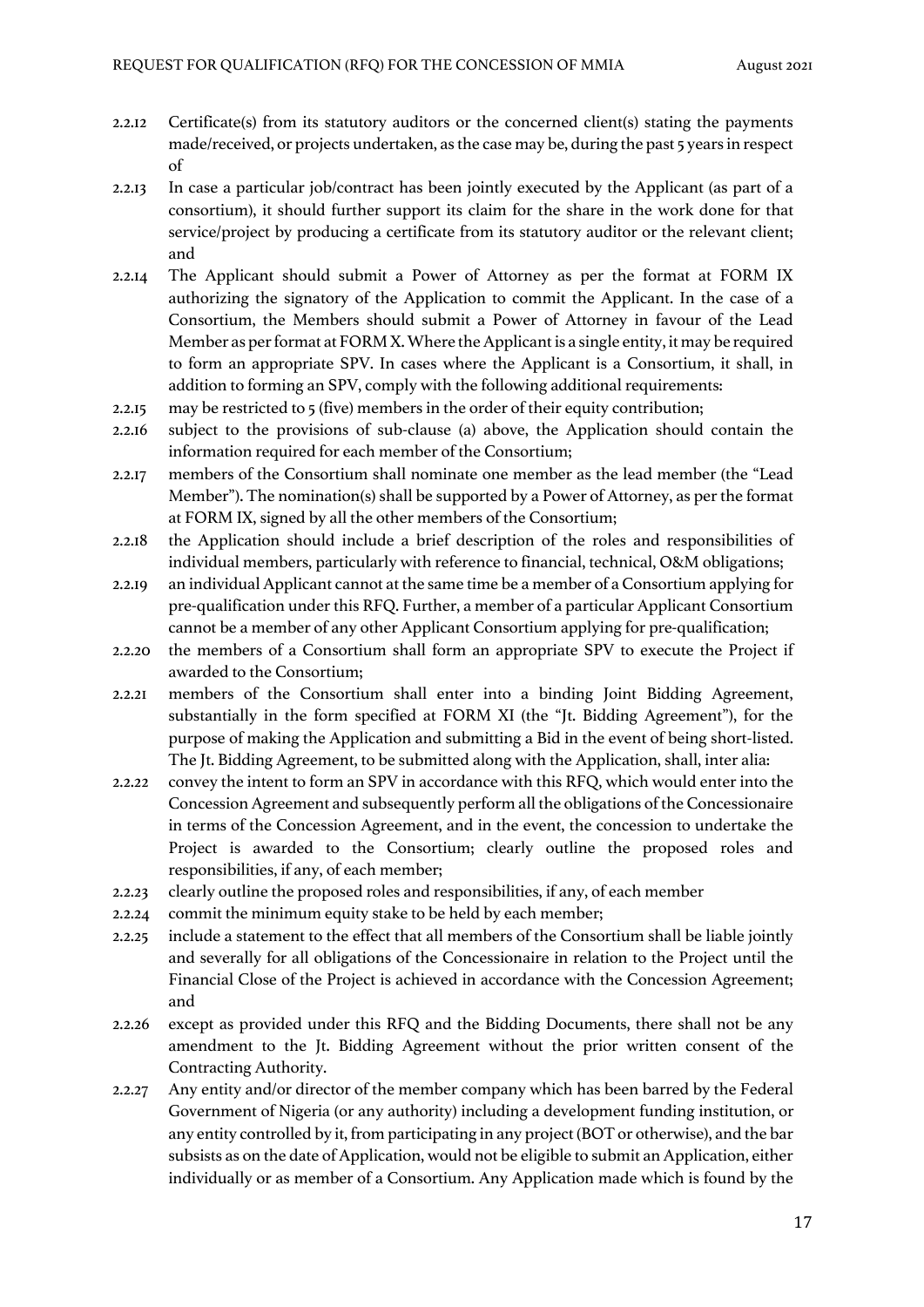2.2.12 Certificate(s) from its statutory auditors or the concerned client(s) stating the payments made/received, or projects undertaken, as the case may be, during the past 5 years in respect of

2.2.13 In case a particular job/contract has been jointly executed by the Applicant (as part of a consortium), it should further support its claim for the share in the work done for that service/project by producing a certificate from its statutory auditor or the relevant client; and

2.2.14 The Applicant should submit a Power of Attorney as per the format at FORM IX authorizing the signatory of the Application to commit the Applicant. In the case of a Consortium, the Members should submit a Power of Attorney in favour of the Lead Member as per format at FORM X. Where the Applicant is a single entity, it may be required to form an appropriate SPV. In cases where the Applicant is a Consortium, it shall, in addition to forming an SPV, comply with the following additional requirements:

2.2.15 may be restricted to 5 (five) members in the order of their equity contribution;

2.2.16 subject to the provisions of sub-clause (a) above, the Application should contain the information required for each member of the Consortium;

2.2.17 members of the Consortium shall nominate one member as the lead member (the "Lead Member"). The nomination(s) shall be supported by a Power of Attorney, as per the format at FORM IX, signed by all the other members of the Consortium;

2.2.18 the Application should include a brief description of the roles and responsibilities of individual members, particularly with reference to financial, technical, O&M obligations;

2.2.19 an individual Applicant cannot at the same time be a member of a Consortium applying for pre-qualification under this RFQ. Further, a member of a particular Applicant Consortium cannot be a member of any other Applicant Consortium applying for pre-qualification;

2.2.20 the members of a Consortium shall form an appropriate SPV to execute the Project if awarded to the Consortium;

2.2.21 members of the Consortium shall enter into a binding Joint Bidding Agreement, substantially in the form specified at FORM XI (the "Jt. Bidding Agreement"), for the purpose of making the Application and submitting a Bid in the event of being short-listed. The Jt. Bidding Agreement, to be submitted along with the Application, shall, inter alia:

2.2.22 convey the intent to form an SPV in accordance with this RFQ, which would enter into the Concession Agreement and subsequently perform all the obligations of the Concessionaire in terms of the Concession Agreement, and in the event, the concession to undertake the Project is awarded to the Consortium; clearly outline the proposed roles and responsibilities, if any, of each member;

2.2.23 clearly outline the proposed roles and responsibilities, if any, of each member

2.2.24 commit the minimum equity stake to be held by each member;

2.2.25 include a statement to the effect that all members of the Consortium shall be liable jointly and severally for all obligations of the Concessionaire in relation to the Project until the Financial Close of the Project is achieved in accordance with the Concession Agreement; and

2.2.26 except as provided under this RFQ and the Bidding Documents, there shall not be any amendment to the Jt. Bidding Agreement without the prior written consent of the Contracting Authority.

2.2.27 Any entity and/or director of the member company which has been barred by the Federal Government of Nigeria (or any authority) including a development funding institution, or any entity controlled by it, from participating in any project (BOT or otherwise), and the bar subsists as on the date of Application, would not be eligible to submit an Application, either individually or as member of a Consortium. Any Application made which is found by the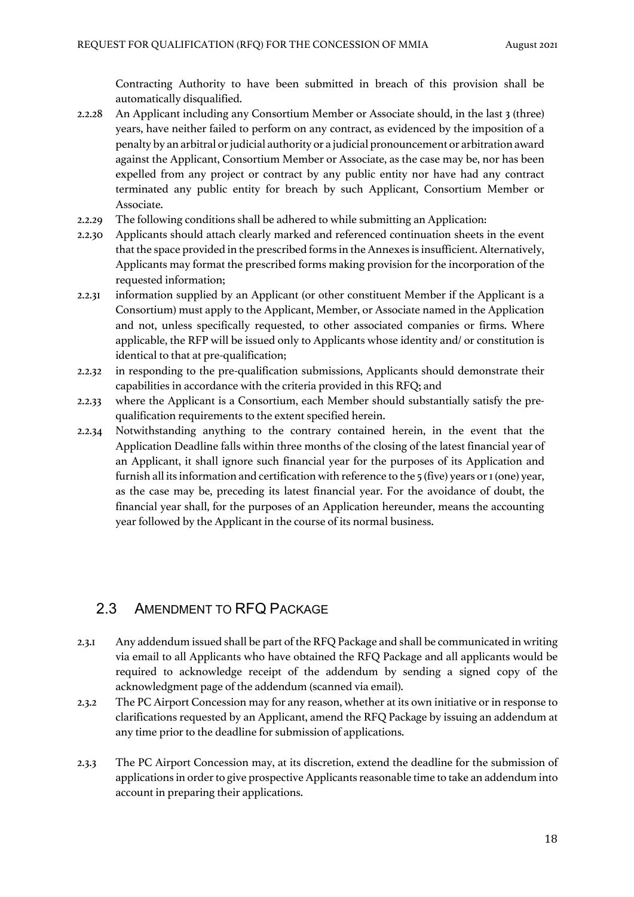Contracting Authority to have been submitted in breach of this provision shall be automatically disqualified.

2.2.28 An Applicant including any Consortium Member or Associate should, in the last 3 (three) years, have neither failed to perform on any contract, as evidenced by the imposition of a penalty by an arbitral or judicial authority or a judicial pronouncement or arbitration award against the Applicant, Consortium Member or Associate, as the case may be, nor has been expelled from any project or contract by any public entity nor have had any contract terminated any public entity for breach by such Applicant, Consortium Member or Associate.

2.2.29 The following conditions shall be adhered to while submitting an Application:

2.2.30 Applicants should attach clearly marked and referenced continuation sheets in the event that the space provided in the prescribed forms in the Annexes is insufficient. Alternatively, Applicants may format the prescribed forms making provision for the incorporation of the requested information;

2.2.31 information supplied by an Applicant (or other constituent Member if the Applicant is a Consortium) must apply to the Applicant, Member, or Associate named in the Application and not, unless specifically requested, to other associated companies or firms. Where applicable, the RFP will be issued only to Applicants whose identity and/ or constitution is identical to that at pre-qualification;

2.2.32 in responding to the pre-qualification submissions, Applicants should demonstrate their capabilities in accordance with the criteria provided in this RFQ; and

2.2.33 where the Applicant is a Consortium, each Member should substantially satisfy the pre-qualification requirements to the extent specified herein.

2.2.34 Notwithstanding anything to the contrary contained herein, in the event that the Application Deadline falls within three months of the closing of the latest financial year of an Applicant, it shall ignore such financial year for the purposes of its Application and furnish all its information and certification with reference to the 5 (five) years or 1 (one) year, as the case may be, preceding its latest financial year. For the avoidance of doubt, the financial year shall, for the purposes of an Application hereunder, means the accounting year followed by the Applicant in the course of its normal business.

## 2.3 Amendment to RFQ Package

2.3.1 Any addendum issued shall be part of the RFQ Package and shall be communicated in writing via email to all Applicants who have obtained the RFQ Package and all applicants would be required to acknowledge receipt of the addendum by sending a signed copy of the acknowledgment page of the addendum (scanned via email).

2.3.2 The PC Airport Concession may for any reason, whether at its own initiative or in response to clarifications requested by an Applicant, amend the RFQ Package by issuing an addendum at any time prior to the deadline for submission of applications.

2.3.3 The PC Airport Concession may, at its discretion, extend the deadline for the submission of applications in order to give prospective Applicants reasonable time to take an addendum into account in preparing their applications.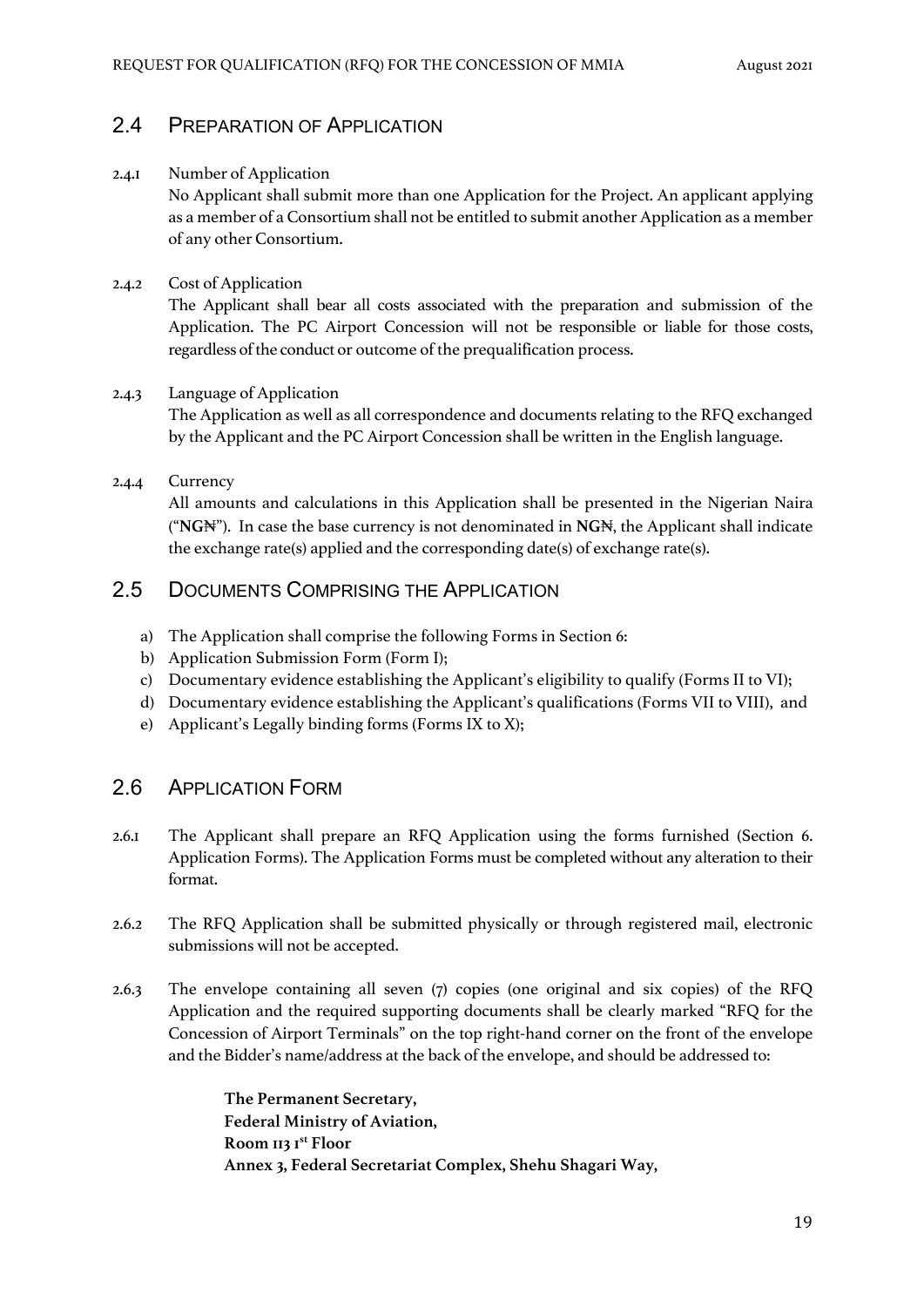## 2.4 Preparation of Application

**2.4.1** Number of Application

No Applicant shall submit more than one Application for the Project. An applicant applying as a member of a Consortium shall not be entitled to submit another Application as a member of any other Consortium.

**2.4.2** Cost of Application

The Applicant shall bear all costs associated with the preparation and submission of the Application. The PC Airport Concession will not be responsible or liable for those costs, regardless of the conduct or outcome of the prequalification process.

**2.4.3** Language of Application

The Application as well as all correspondence and documents relating to the RFQ exchanged by the Applicant and the PC Airport Concession shall be written in the English language.

**2.4.4** Currency

All amounts and calculations in this Application shall be presented in the Nigerian Naira ("**NG₦**"). In case the base currency is not denominated in **NG₦**, the Applicant shall indicate the exchange rate(s) applied and the corresponding date(s) of exchange rate(s).

## 2.5 Documents Comprising the Application

a) The Application shall comprise the following Forms in Section 6:
b) Application Submission Form (Form I);
c) Documentary evidence establishing the Applicant's eligibility to qualify (Forms II to VI);
d) Documentary evidence establishing the Applicant's qualifications (Forms VII to VIII), and
e) Applicant's Legally binding forms (Forms IX to X);

## 2.6 Application Form

2.6.1 The Applicant shall prepare an RFQ Application using the forms furnished (Section 6. Application Forms). The Application Forms must be completed without any alteration to their format.

2.6.2 The RFQ Application shall be submitted physically or through registered mail, electronic submissions will not be accepted.

2.6.3 The envelope containing all seven (7) copies (one original and six copies) of the RFQ Application and the required supporting documents shall be clearly marked "RFQ for the Concession of Airport Terminals" on the top right-hand corner on the front of the envelope and the Bidder's name/address at the back of the envelope, and should be addressed to:

> **The Permanent Secretary,**
> **Federal Ministry of Aviation,**
> **Room 113 1st Floor**
> **Annex 3, Federal Secretariat Complex, Shehu Shagari Way,**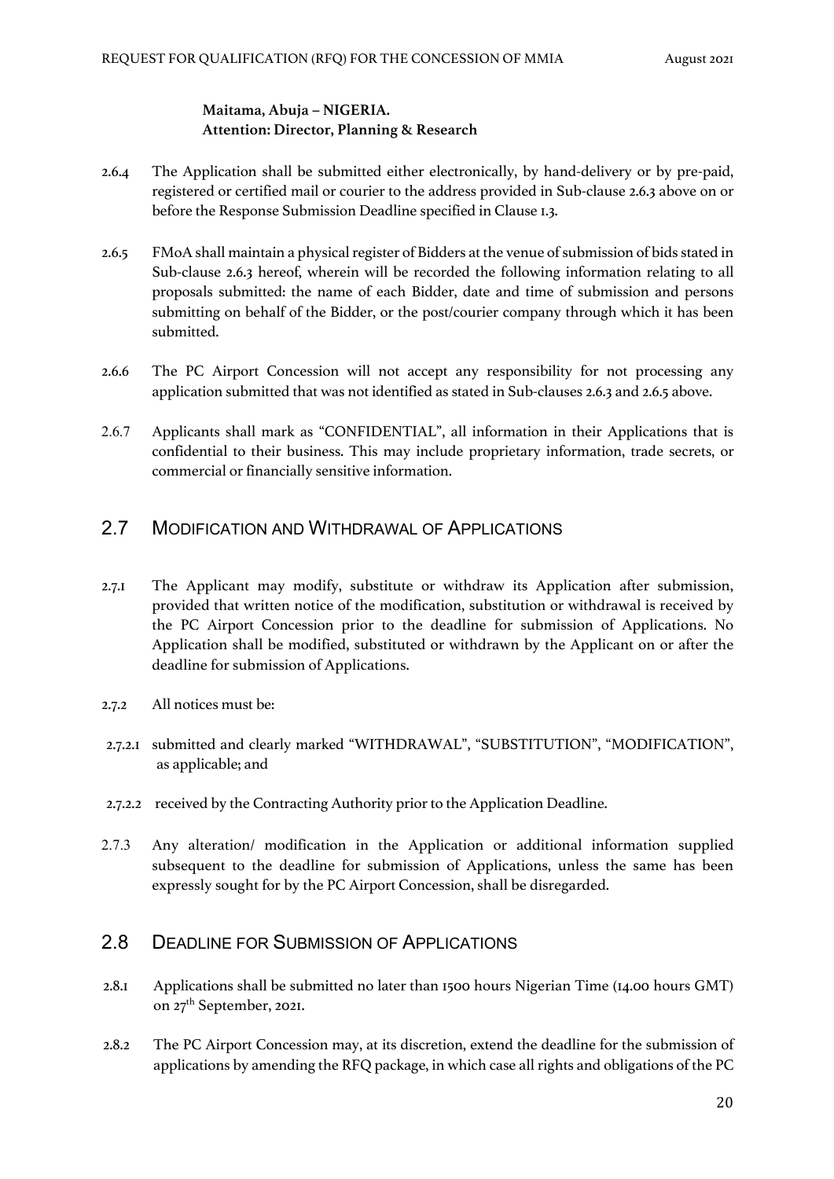**Maitama, Abuja – NIGERIA.**
**Attention: Director, Planning & Research**

2.6.4 The Application shall be submitted either electronically, by hand-delivery or by pre-paid, registered or certified mail or courier to the address provided in Sub-clause 2.6.3 above on or before the Response Submission Deadline specified in Clause 1.3.

2.6.5 FMoA shall maintain a physical register of Bidders at the venue of submission of bids stated in Sub-clause 2.6.3 hereof, wherein will be recorded the following information relating to all proposals submitted: the name of each Bidder, date and time of submission and persons submitting on behalf of the Bidder, or the post/courier company through which it has been submitted.

2.6.6 The PC Airport Concession will not accept any responsibility for not processing any application submitted that was not identified as stated in Sub-clauses 2.6.3 and 2.6.5 above.

2.6.7 Applicants shall mark as "CONFIDENTIAL", all information in their Applications that is confidential to their business. This may include proprietary information, trade secrets, or commercial or financially sensitive information.

## 2.7 MODIFICATION AND WITHDRAWAL OF APPLICATIONS

2.7.1 The Applicant may modify, substitute or withdraw its Application after submission, provided that written notice of the modification, substitution or withdrawal is received by the PC Airport Concession prior to the deadline for submission of Applications. No Application shall be modified, substituted or withdrawn by the Applicant on or after the deadline for submission of Applications.

2.7.2 All notices must be:

2.7.2.1 submitted and clearly marked "WITHDRAWAL", "SUBSTITUTION", "MODIFICATION", as applicable; and

2.7.2.2 received by the Contracting Authority prior to the Application Deadline.

2.7.3 Any alteration/ modification in the Application or additional information supplied subsequent to the deadline for submission of Applications, unless the same has been expressly sought for by the PC Airport Concession, shall be disregarded.

## 2.8 DEADLINE FOR SUBMISSION OF APPLICATIONS

2.8.1 Applications shall be submitted no later than 1500 hours Nigerian Time (14.00 hours GMT) on 27th September, 2021.

2.8.2 The PC Airport Concession may, at its discretion, extend the deadline for the submission of applications by amending the RFQ package, in which case all rights and obligations of the PC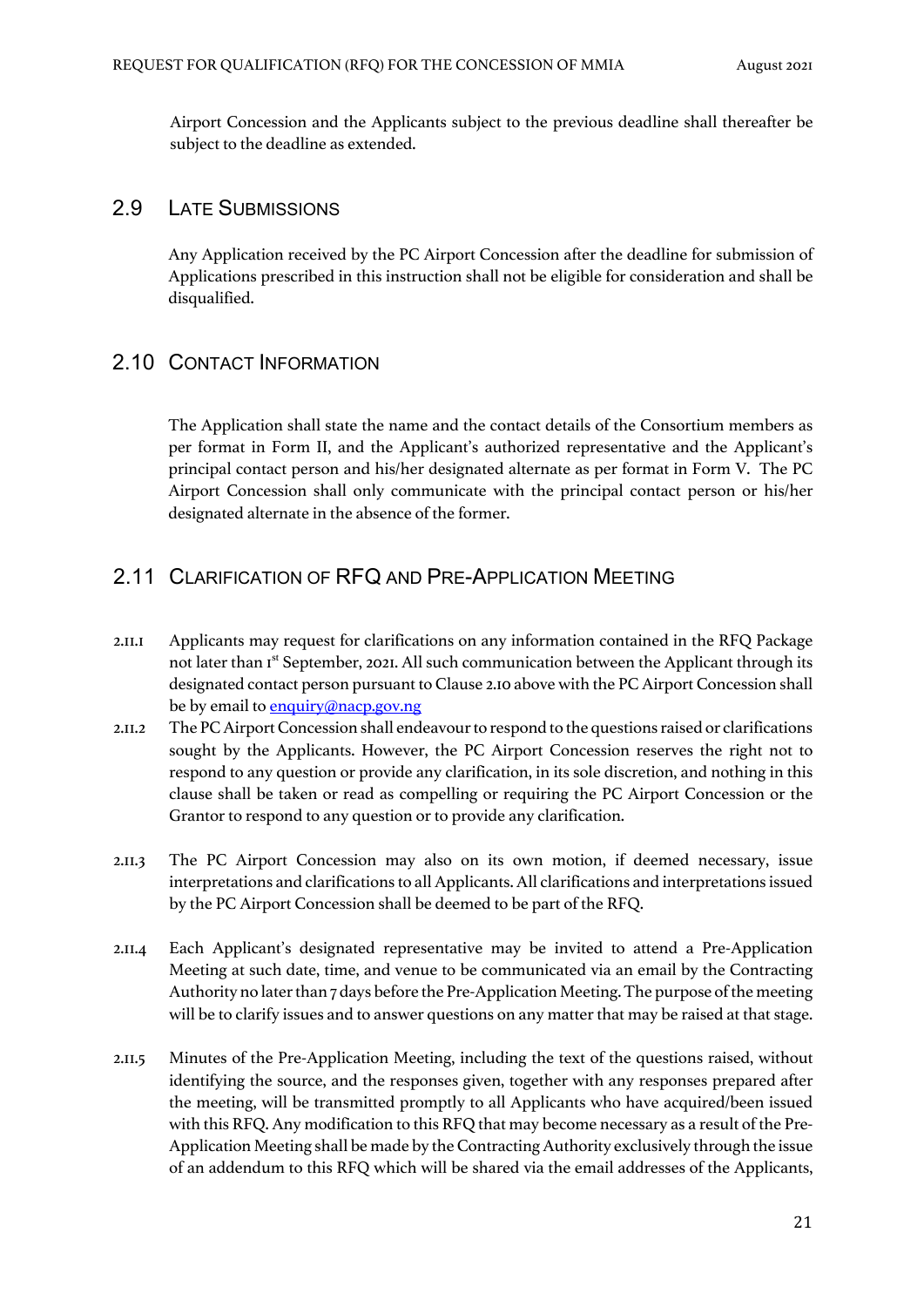Airport Concession and the Applicants subject to the previous deadline shall thereafter be subject to the deadline as extended.

## 2.9 Late Submissions

Any Application received by the PC Airport Concession after the deadline for submission of Applications prescribed in this instruction shall not be eligible for consideration and shall be disqualified.

## 2.10 Contact Information

The Application shall state the name and the contact details of the Consortium members as per format in Form II, and the Applicant's authorized representative and the Applicant's principal contact person and his/her designated alternate as per format in Form V. The PC Airport Concession shall only communicate with the principal contact person or his/her designated alternate in the absence of the former.

## 2.11 Clarification of RFQ and Pre-Application Meeting

2.11.1 Applicants may request for clarifications on any information contained in the RFQ Package not later than 1st September, 2021. All such communication between the Applicant through its designated contact person pursuant to Clause 2.10 above with the PC Airport Concession shall be by email to [enquiry@nacp.gov.ng](mailto:enquiry@nacp.gov.ng)

2.11.2 The PC Airport Concession shall endeavour to respond to the questions raised or clarifications sought by the Applicants. However, the PC Airport Concession reserves the right not to respond to any question or provide any clarification, in its sole discretion, and nothing in this clause shall be taken or read as compelling or requiring the PC Airport Concession or the Grantor to respond to any question or to provide any clarification.

2.11.3 The PC Airport Concession may also on its own motion, if deemed necessary, issue interpretations and clarifications to all Applicants. All clarifications and interpretations issued by the PC Airport Concession shall be deemed to be part of the RFQ.

2.11.4 Each Applicant's designated representative may be invited to attend a Pre-Application Meeting at such date, time, and venue to be communicated via an email by the Contracting Authority no later than 7 days before the Pre-Application Meeting. The purpose of the meeting will be to clarify issues and to answer questions on any matter that may be raised at that stage.

2.11.5 Minutes of the Pre-Application Meeting, including the text of the questions raised, without identifying the source, and the responses given, together with any responses prepared after the meeting, will be transmitted promptly to all Applicants who have acquired/been issued with this RFQ. Any modification to this RFQ that may become necessary as a result of the Pre-Application Meeting shall be made by the Contracting Authority exclusively through the issue of an addendum to this RFQ which will be shared via the email addresses of the Applicants,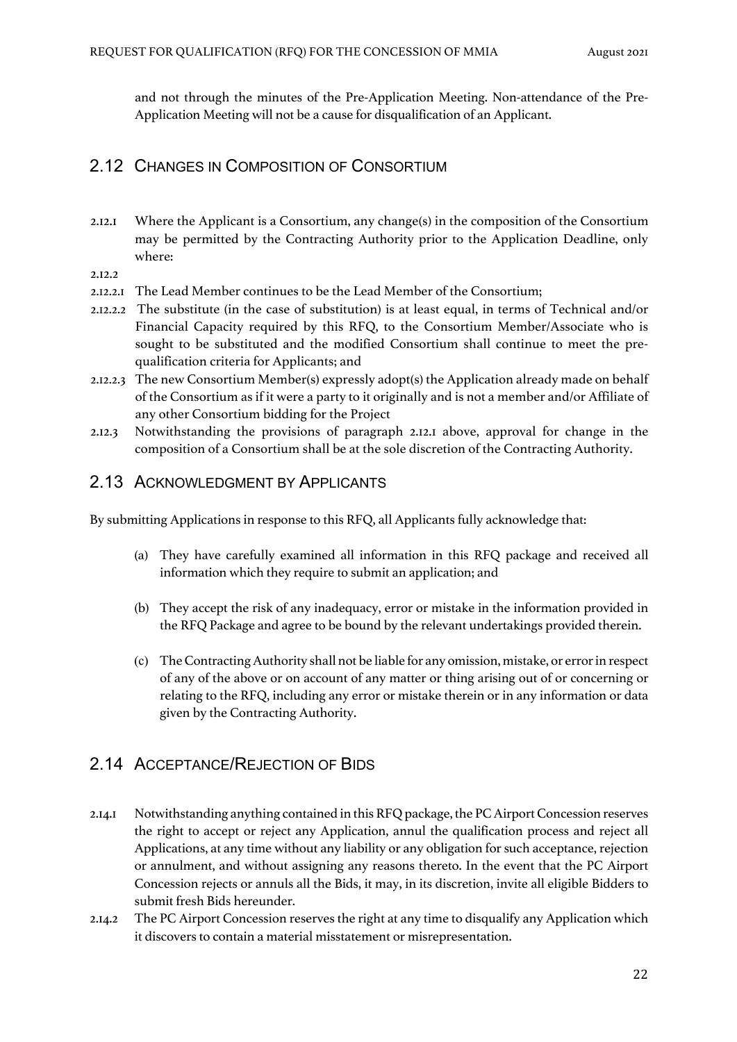and not through the minutes of the Pre-Application Meeting. Non-attendance of the Pre-Application Meeting will not be a cause for disqualification of an Applicant.

## 2.12 Changes in Composition of Consortium

2.12.1 Where the Applicant is a Consortium, any change(s) in the composition of the Consortium may be permitted by the Contracting Authority prior to the Application Deadline, only where:

2.12.2

2.12.2.1 The Lead Member continues to be the Lead Member of the Consortium;

2.12.2.2 The substitute (in the case of substitution) is at least equal, in terms of Technical and/or Financial Capacity required by this RFQ, to the Consortium Member/Associate who is sought to be substituted and the modified Consortium shall continue to meet the pre-qualification criteria for Applicants; and

2.12.2.3 The new Consortium Member(s) expressly adopt(s) the Application already made on behalf of the Consortium as if it were a party to it originally and is not a member and/or Affiliate of any other Consortium bidding for the Project

2.12.3 Notwithstanding the provisions of paragraph 2.12.1 above, approval for change in the composition of a Consortium shall be at the sole discretion of the Contracting Authority.

## 2.13 Acknowledgment by Applicants

By submitting Applications in response to this RFQ, all Applicants fully acknowledge that:

(a) They have carefully examined all information in this RFQ package and received all information which they require to submit an application; and

(b) They accept the risk of any inadequacy, error or mistake in the information provided in the RFQ Package and agree to be bound by the relevant undertakings provided therein.

(c) The Contracting Authority shall not be liable for any omission, mistake, or error in respect of any of the above or on account of any matter or thing arising out of or concerning or relating to the RFQ, including any error or mistake therein or in any information or data given by the Contracting Authority.

## 2.14 Acceptance/Rejection of Bids

2.14.1 Notwithstanding anything contained in this RFQ package, the PC Airport Concession reserves the right to accept or reject any Application, annul the qualification process and reject all Applications, at any time without any liability or any obligation for such acceptance, rejection or annulment, and without assigning any reasons thereto. In the event that the PC Airport Concession rejects or annuls all the Bids, it may, in its discretion, invite all eligible Bidders to submit fresh Bids hereunder.

2.14.2 The PC Airport Concession reserves the right at any time to disqualify any Application which it discovers to contain a material misstatement or misrepresentation.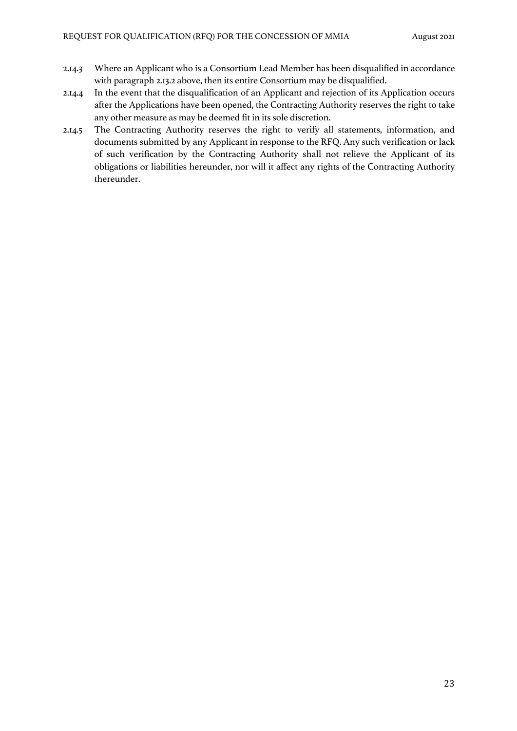2.14.3 Where an Applicant who is a Consortium Lead Member has been disqualified in accordance with paragraph 2.13.2 above, then its entire Consortium may be disqualified.

2.14.4 In the event that the disqualification of an Applicant and rejection of its Application occurs after the Applications have been opened, the Contracting Authority reserves the right to take any other measure as may be deemed fit in its sole discretion.

2.14.5 The Contracting Authority reserves the right to verify all statements, information, and documents submitted by any Applicant in response to the RFQ. Any such verification or lack of such verification by the Contracting Authority shall not relieve the Applicant of its obligations or liabilities hereunder, nor will it affect any rights of the Contracting Authority thereunder.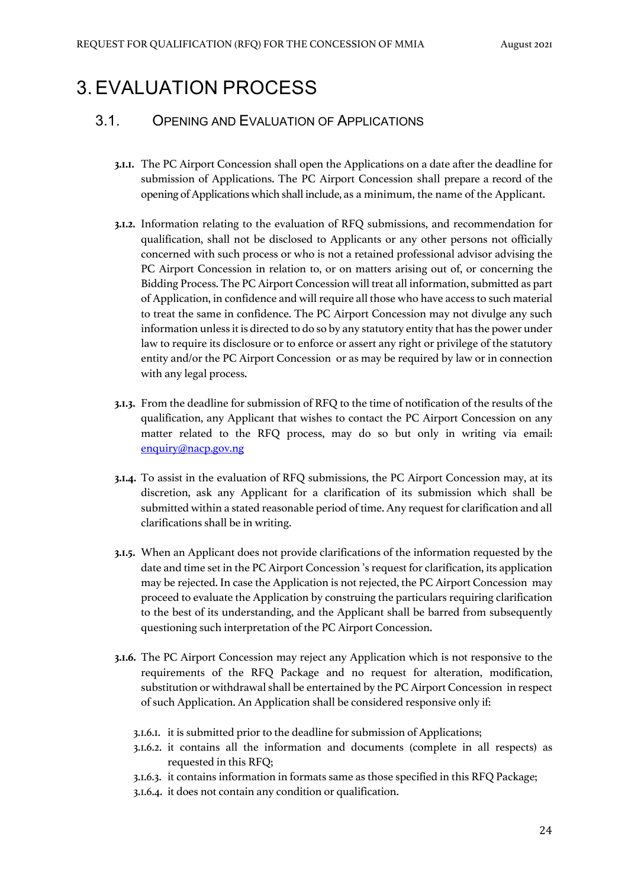# 3. EVALUATION PROCESS

## 3.1. Opening and Evaluation of Applications

**3.1.1.** The PC Airport Concession shall open the Applications on a date after the deadline for submission of Applications. The PC Airport Concession shall prepare a record of the opening of Applications which shall include, as a minimum, the name of the Applicant.

**3.1.2.** Information relating to the evaluation of RFQ submissions, and recommendation for qualification, shall not be disclosed to Applicants or any other persons not officially concerned with such process or who is not a retained professional advisor advising the PC Airport Concession in relation to, or on matters arising out of, or concerning the Bidding Process. The PC Airport Concession will treat all information, submitted as part of Application, in confidence and will require all those who have access to such material to treat the same in confidence. The PC Airport Concession may not divulge any such information unless it is directed to do so by any statutory entity that has the power under law to require its disclosure or to enforce or assert any right or privilege of the statutory entity and/or the PC Airport Concession or as may be required by law or in connection with any legal process.

**3.1.3.** From the deadline for submission of RFQ to the time of notification of the results of the qualification, any Applicant that wishes to contact the PC Airport Concession on any matter related to the RFQ process, may do so but only in writing via email: [enquiry@nacp.gov.ng](mailto:enquiry@nacp.gov.ng)

**3.1.4.** To assist in the evaluation of RFQ submissions, the PC Airport Concession may, at its discretion, ask any Applicant for a clarification of its submission which shall be submitted within a stated reasonable period of time. Any request for clarification and all clarifications shall be in writing.

**3.1.5.** When an Applicant does not provide clarifications of the information requested by the date and time set in the PC Airport Concession 's request for clarification, its application may be rejected. In case the Application is not rejected, the PC Airport Concession may proceed to evaluate the Application by construing the particulars requiring clarification to the best of its understanding, and the Applicant shall be barred from subsequently questioning such interpretation of the PC Airport Concession.

**3.1.6.** The PC Airport Concession may reject any Application which is not responsive to the requirements of the RFQ Package and no request for alteration, modification, substitution or withdrawal shall be entertained by the PC Airport Concession in respect of such Application. An Application shall be considered responsive only if:

- 3.1.6.1. it is submitted prior to the deadline for submission of Applications;
- 3.1.6.2. it contains all the information and documents (complete in all respects) as requested in this RFQ;
- 3.1.6.3. it contains information in formats same as those specified in this RFQ Package;
- 3.1.6.4. it does not contain any condition or qualification.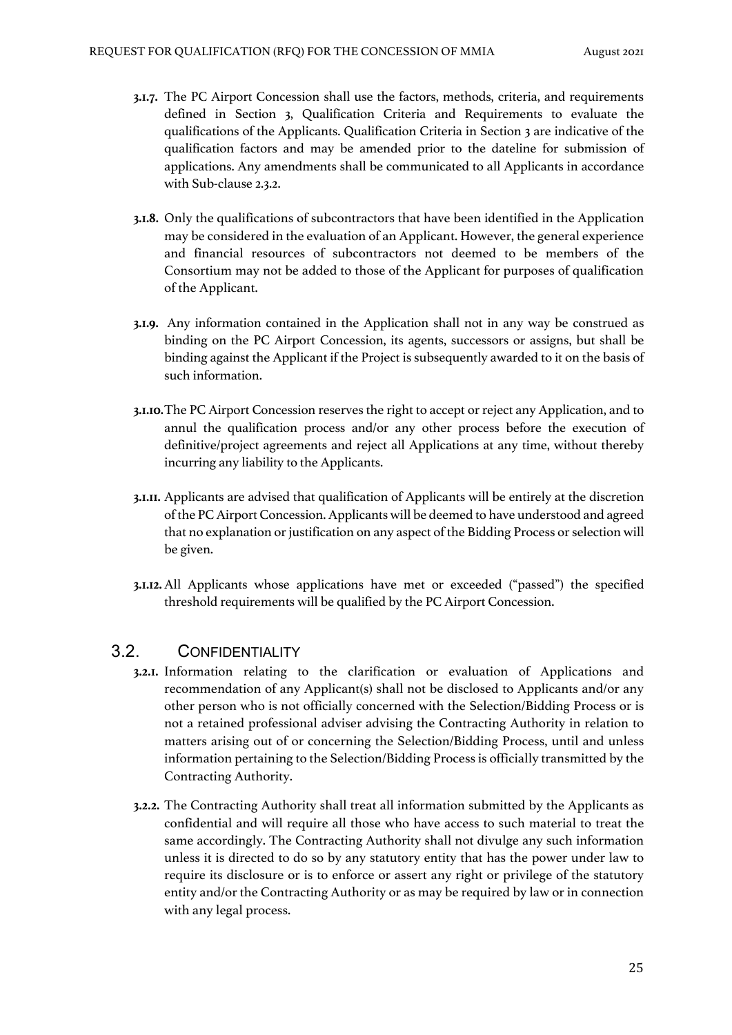**3.1.7.** The PC Airport Concession shall use the factors, methods, criteria, and requirements defined in Section 3, Qualification Criteria and Requirements to evaluate the qualifications of the Applicants. Qualification Criteria in Section 3 are indicative of the qualification factors and may be amended prior to the dateline for submission of applications. Any amendments shall be communicated to all Applicants in accordance with Sub-clause 2.3.2.

**3.1.8.** Only the qualifications of subcontractors that have been identified in the Application may be considered in the evaluation of an Applicant. However, the general experience and financial resources of subcontractors not deemed to be members of the Consortium may not be added to those of the Applicant for purposes of qualification of the Applicant.

**3.1.9.** Any information contained in the Application shall not in any way be construed as binding on the PC Airport Concession, its agents, successors or assigns, but shall be binding against the Applicant if the Project is subsequently awarded to it on the basis of such information.

**3.1.10.** The PC Airport Concession reserves the right to accept or reject any Application, and to annul the qualification process and/or any other process before the execution of definitive/project agreements and reject all Applications at any time, without thereby incurring any liability to the Applicants.

**3.1.11.** Applicants are advised that qualification of Applicants will be entirely at the discretion of the PC Airport Concession. Applicants will be deemed to have understood and agreed that no explanation or justification on any aspect of the Bidding Process or selection will be given.

**3.1.12.** All Applicants whose applications have met or exceeded ("passed") the specified threshold requirements will be qualified by the PC Airport Concession.

## 3.2. CONFIDENTIALITY

**3.2.1.** Information relating to the clarification or evaluation of Applications and recommendation of any Applicant(s) shall not be disclosed to Applicants and/or any other person who is not officially concerned with the Selection/Bidding Process or is not a retained professional adviser advising the Contracting Authority in relation to matters arising out of or concerning the Selection/Bidding Process, until and unless information pertaining to the Selection/Bidding Process is officially transmitted by the Contracting Authority.

**3.2.2.** The Contracting Authority shall treat all information submitted by the Applicants as confidential and will require all those who have access to such material to treat the same accordingly. The Contracting Authority shall not divulge any such information unless it is directed to do so by any statutory entity that has the power under law to require its disclosure or is to enforce or assert any right or privilege of the statutory entity and/or the Contracting Authority or as may be required by law or in connection with any legal process.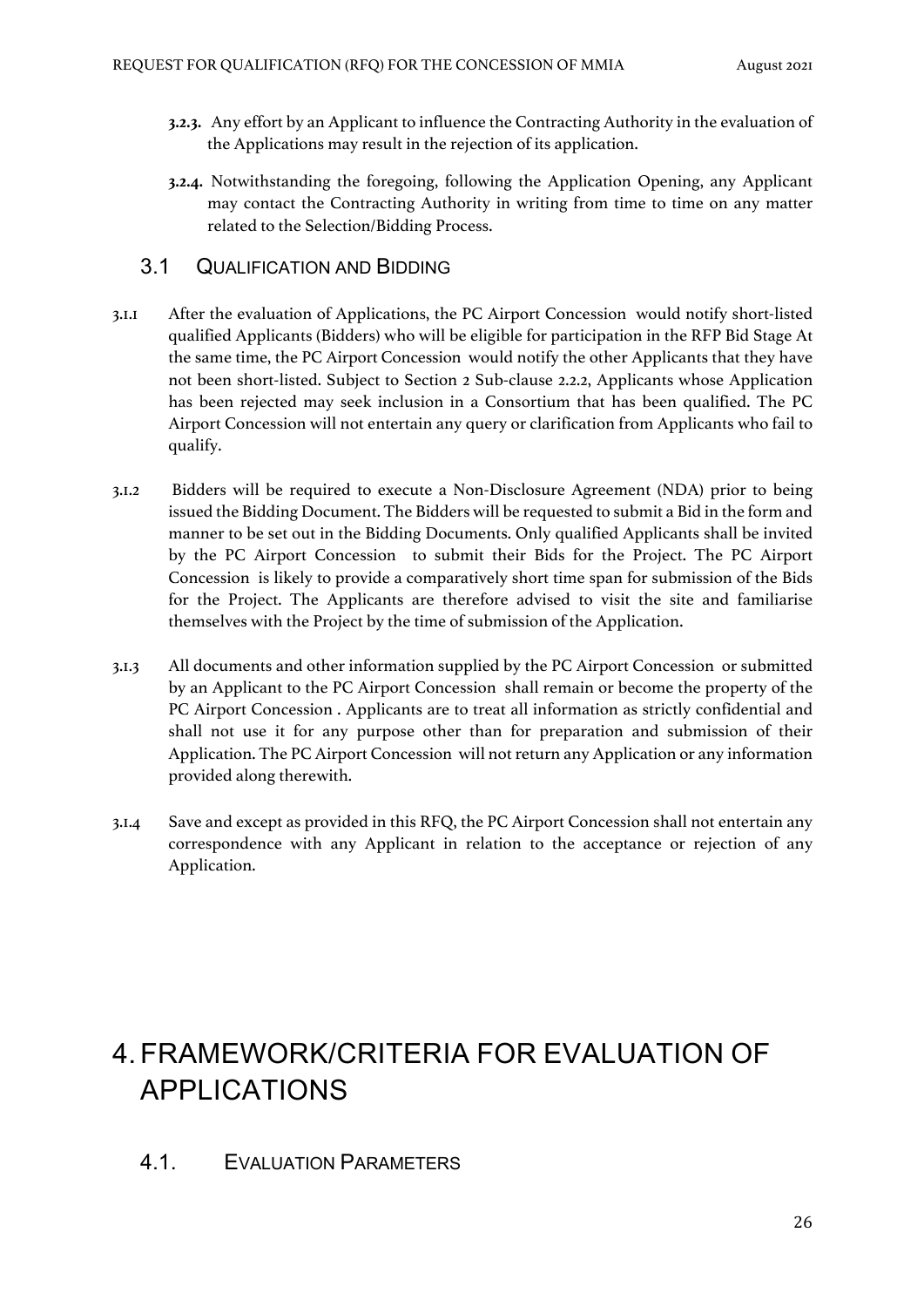**3.2.3.** Any effort by an Applicant to influence the Contracting Authority in the evaluation of the Applications may result in the rejection of its application.

**3.2.4.** Notwithstanding the foregoing, following the Application Opening, any Applicant may contact the Contracting Authority in writing from time to time on any matter related to the Selection/Bidding Process.

## 3.1 QUALIFICATION AND BIDDING

3.1.1 After the evaluation of Applications, the PC Airport Concession would notify short-listed qualified Applicants (Bidders) who will be eligible for participation in the RFP Bid Stage At the same time, the PC Airport Concession would notify the other Applicants that they have not been short-listed. Subject to Section 2 Sub-clause 2.2.2, Applicants whose Application has been rejected may seek inclusion in a Consortium that has been qualified. The PC Airport Concession will not entertain any query or clarification from Applicants who fail to qualify.

3.1.2 Bidders will be required to execute a Non-Disclosure Agreement (NDA) prior to being issued the Bidding Document. The Bidders will be requested to submit a Bid in the form and manner to be set out in the Bidding Documents. Only qualified Applicants shall be invited by the PC Airport Concession to submit their Bids for the Project. The PC Airport Concession is likely to provide a comparatively short time span for submission of the Bids for the Project. The Applicants are therefore advised to visit the site and familiarise themselves with the Project by the time of submission of the Application.

3.1.3 All documents and other information supplied by the PC Airport Concession or submitted by an Applicant to the PC Airport Concession shall remain or become the property of the PC Airport Concession . Applicants are to treat all information as strictly confidential and shall not use it for any purpose other than for preparation and submission of their Application. The PC Airport Concession will not return any Application or any information provided along therewith.

3.1.4 Save and except as provided in this RFQ, the PC Airport Concession shall not entertain any correspondence with any Applicant in relation to the acceptance or rejection of any Application.

# 4. FRAMEWORK/CRITERIA FOR EVALUATION OF APPLICATIONS

## 4.1. EVALUATION PARAMETERS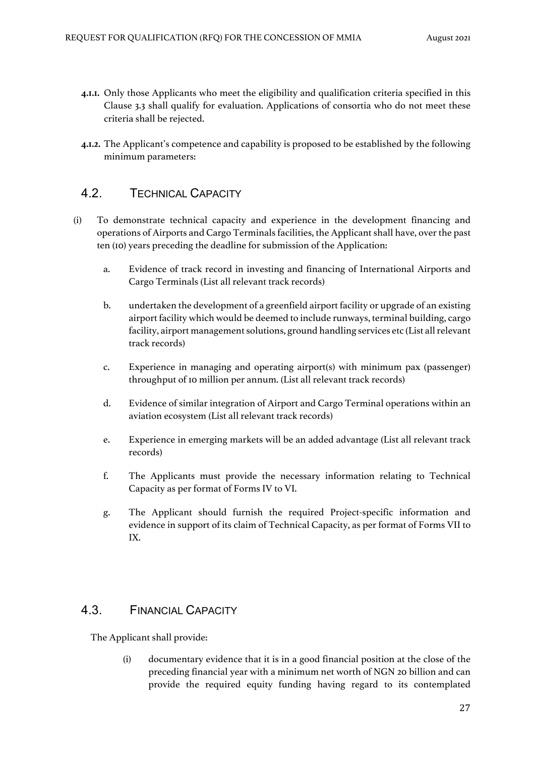**4.1.1.** Only those Applicants who meet the eligibility and qualification criteria specified in this Clause 3.3 shall qualify for evaluation. Applications of consortia who do not meet these criteria shall be rejected.

**4.1.2.** The Applicant's competence and capability is proposed to be established by the following minimum parameters:

## 4.2. TECHNICAL CAPACITY

(i) To demonstrate technical capacity and experience in the development financing and operations of Airports and Cargo Terminals facilities, the Applicant shall have, over the past ten (10) years preceding the deadline for submission of the Application:

a. Evidence of track record in investing and financing of International Airports and Cargo Terminals (List all relevant track records)

b. undertaken the development of a greenfield airport facility or upgrade of an existing airport facility which would be deemed to include runways, terminal building, cargo facility, airport management solutions, ground handling services etc (List all relevant track records)

c. Experience in managing and operating airport(s) with minimum pax (passenger) throughput of 10 million per annum. (List all relevant track records)

d. Evidence of similar integration of Airport and Cargo Terminal operations within an aviation ecosystem (List all relevant track records)

e. Experience in emerging markets will be an added advantage (List all relevant track records)

f. The Applicants must provide the necessary information relating to Technical Capacity as per format of Forms IV to VI.

g. The Applicant should furnish the required Project-specific information and evidence in support of its claim of Technical Capacity, as per format of Forms VII to IX.

## 4.3. FINANCIAL CAPACITY

The Applicant shall provide:

(i) documentary evidence that it is in a good financial position at the close of the preceding financial year with a minimum net worth of NGN 20 billion and can provide the required equity funding having regard to its contemplated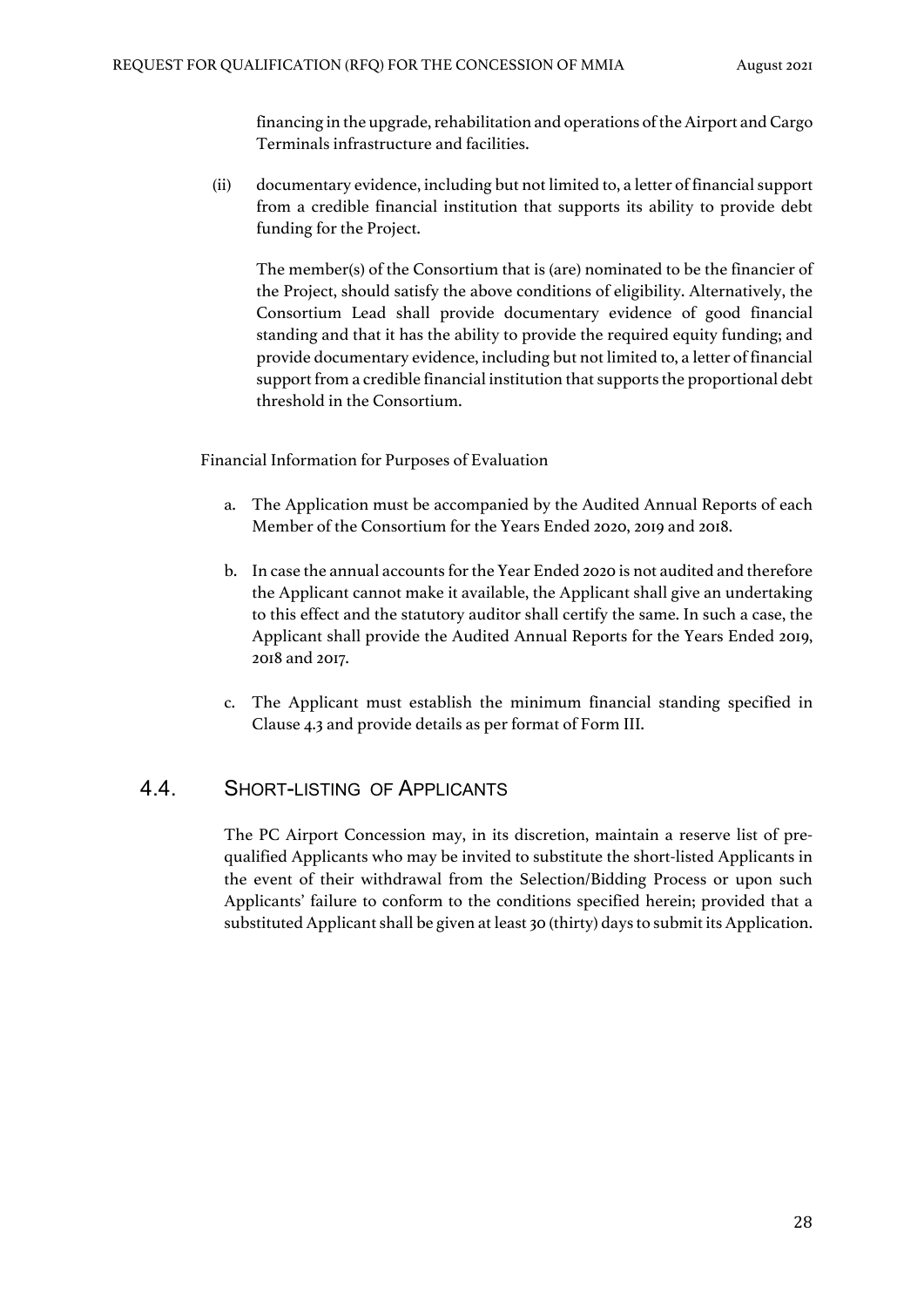financing in the upgrade, rehabilitation and operations of the Airport and Cargo Terminals infrastructure and facilities.

(ii) documentary evidence, including but not limited to, a letter of financial support from a credible financial institution that supports its ability to provide debt funding for the Project.

The member(s) of the Consortium that is (are) nominated to be the financier of the Project, should satisfy the above conditions of eligibility. Alternatively, the Consortium Lead shall provide documentary evidence of good financial standing and that it has the ability to provide the required equity funding; and provide documentary evidence, including but not limited to, a letter of financial support from a credible financial institution that supports the proportional debt threshold in the Consortium.

Financial Information for Purposes of Evaluation

a. The Application must be accompanied by the Audited Annual Reports of each Member of the Consortium for the Years Ended 2020, 2019 and 2018.

b. In case the annual accounts for the Year Ended 2020 is not audited and therefore the Applicant cannot make it available, the Applicant shall give an undertaking to this effect and the statutory auditor shall certify the same. In such a case, the Applicant shall provide the Audited Annual Reports for the Years Ended 2019, 2018 and 2017.

c. The Applicant must establish the minimum financial standing specified in Clause 4.3 and provide details as per format of Form III.

## 4.4. SHORT-LISTING OF APPLICANTS

The PC Airport Concession may, in its discretion, maintain a reserve list of pre-qualified Applicants who may be invited to substitute the short-listed Applicants in the event of their withdrawal from the Selection/Bidding Process or upon such Applicants' failure to conform to the conditions specified herein; provided that a substituted Applicant shall be given at least 30 (thirty) days to submit its Application.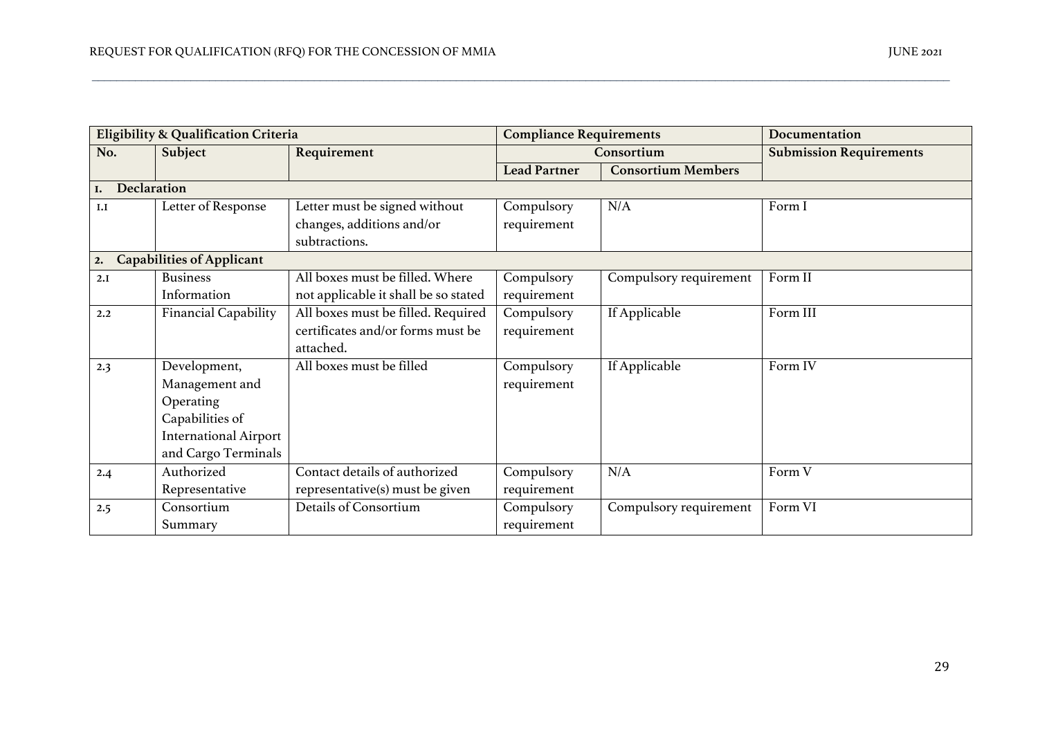| Eligibility & Qualification Criteria | | | Compliance Requirements | | Documentation |
|---|---|---|---|---|---|
| No. | Subject | Requirement | Consortium | | Submission Requirements |
| | | | Lead Partner | Consortium Members | |
| **1. Declaration** | | | | | |
| 1.1 | Letter of Response | Letter must be signed without changes, additions and/or subtractions. | Compulsory requirement | N/A | Form I |
| **2. Capabilities of Applicant** | | | | | |
| 2.1 | Business Information | All boxes must be filled. Where not applicable it shall be so stated | Compulsory requirement | Compulsory requirement | Form II |
| 2.2 | Financial Capability | All boxes must be filled. Required certificates and/or forms must be attached. | Compulsory requirement | If Applicable | Form III |
| 2.3 | Development, Management and Operating Capabilities of International Airport and Cargo Terminals | All boxes must be filled | Compulsory requirement | If Applicable | Form IV |
| 2.4 | Authorized Representative | Contact details of authorized representative(s) must be given | Compulsory requirement | N/A | Form V |
| 2.5 | Consortium Summary | Details of Consortium | Compulsory requirement | Compulsory requirement | Form VI |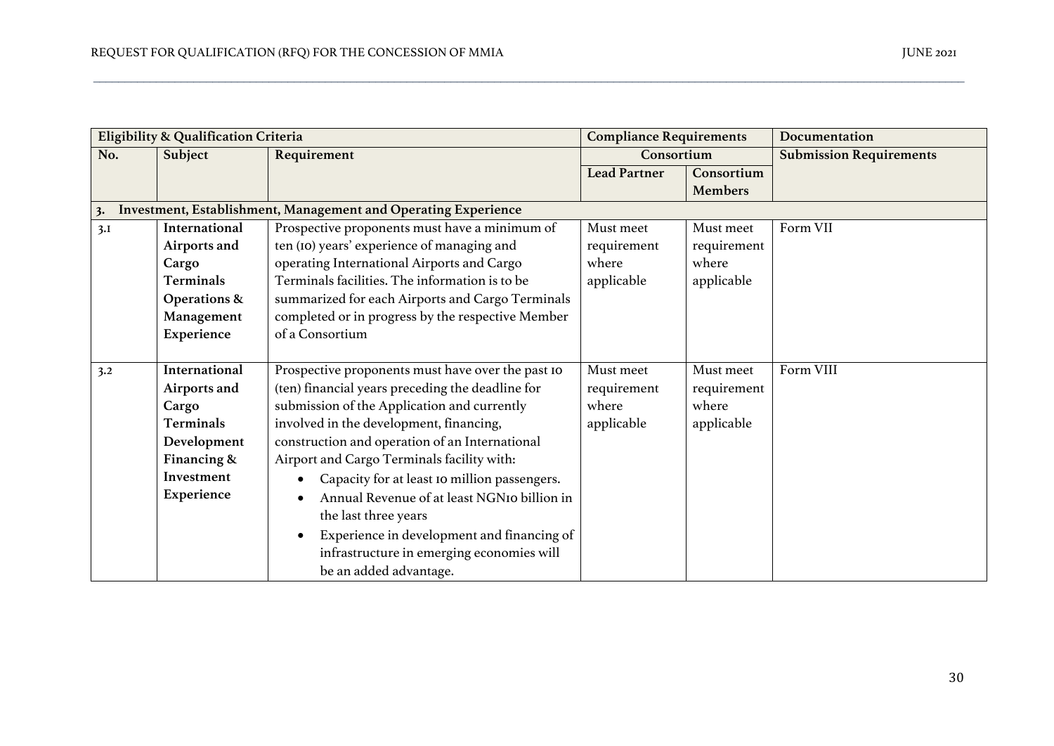| Eligibility & Qualification Criteria | | | Compliance Requirements | | Documentation |
|---|---|---|---|---|---|
| No. | Subject | Requirement | Consortium | | Submission Requirements |
| | | | Lead Partner | Consortium Members | |
| **3. Investment, Establishment, Management and Operating Experience** | | | | | |
| 3.1 | **International Airports and Cargo Terminals Operations & Management Experience** | Prospective proponents must have a minimum of ten (10) years' experience of managing and operating International Airports and Cargo Terminals facilities. The information is to be summarized for each Airports and Cargo Terminals completed or in progress by the respective Member of a Consortium | Must meet requirement where applicable | Must meet requirement where applicable | Form VII |
| 3.2 | **International Airports and Cargo Terminals Development Financing & Investment Experience** | Prospective proponents must have over the past 10 (ten) financial years preceding the deadline for submission of the Application and currently involved in the development, financing, construction and operation of an International Airport and Cargo Terminals facility with: <br>• Capacity for at least 10 million passengers. <br>• Annual Revenue of at least NGN10 billion in the last three years <br>• Experience in development and financing of infrastructure in emerging economies will be an added advantage. | Must meet requirement where applicable | Must meet requirement where applicable | Form VIII |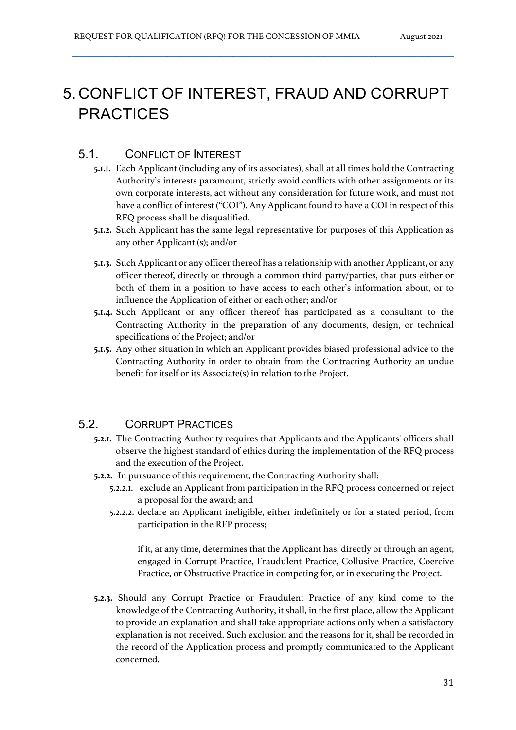# 5. CONFLICT OF INTEREST, FRAUD AND CORRUPT PRACTICES

## 5.1. Conflict of Interest

**5.1.1.** Each Applicant (including any of its associates), shall at all times hold the Contracting Authority's interests paramount, strictly avoid conflicts with other assignments or its own corporate interests, act without any consideration for future work, and must not have a conflict of interest ("COI"). Any Applicant found to have a COI in respect of this RFQ process shall be disqualified.

**5.1.2.** Such Applicant has the same legal representative for purposes of this Application as any other Applicant (s); and/or

**5.1.3.** Such Applicant or any officer thereof has a relationship with another Applicant, or any officer thereof, directly or through a common third party/parties, that puts either or both of them in a position to have access to each other's information about, or to influence the Application of either or each other; and/or

**5.1.4.** Such Applicant or any officer thereof has participated as a consultant to the Contracting Authority in the preparation of any documents, design, or technical specifications of the Project; and/or

**5.1.5.** Any other situation in which an Applicant provides biased professional advice to the Contracting Authority in order to obtain from the Contracting Authority an undue benefit for itself or its Associate(s) in relation to the Project.

## 5.2. Corrupt Practices

**5.2.1.** The Contracting Authority requires that Applicants and the Applicants' officers shall observe the highest standard of ethics during the implementation of the RFQ process and the execution of the Project.

**5.2.2.** In pursuance of this requirement, the Contracting Authority shall:

5.2.2.1. exclude an Applicant from participation in the RFQ process concerned or reject a proposal for the award; and

5.2.2.2. declare an Applicant ineligible, either indefinitely or for a stated period, from participation in the RFP process;

if it, at any time, determines that the Applicant has, directly or through an agent, engaged in Corrupt Practice, Fraudulent Practice, Collusive Practice, Coercive Practice, or Obstructive Practice in competing for, or in executing the Project.

**5.2.3.** Should any Corrupt Practice or Fraudulent Practice of any kind come to the knowledge of the Contracting Authority, it shall, in the first place, allow the Applicant to provide an explanation and shall take appropriate actions only when a satisfactory explanation is not received. Such exclusion and the reasons for it, shall be recorded in the record of the Application process and promptly communicated to the Applicant concerned.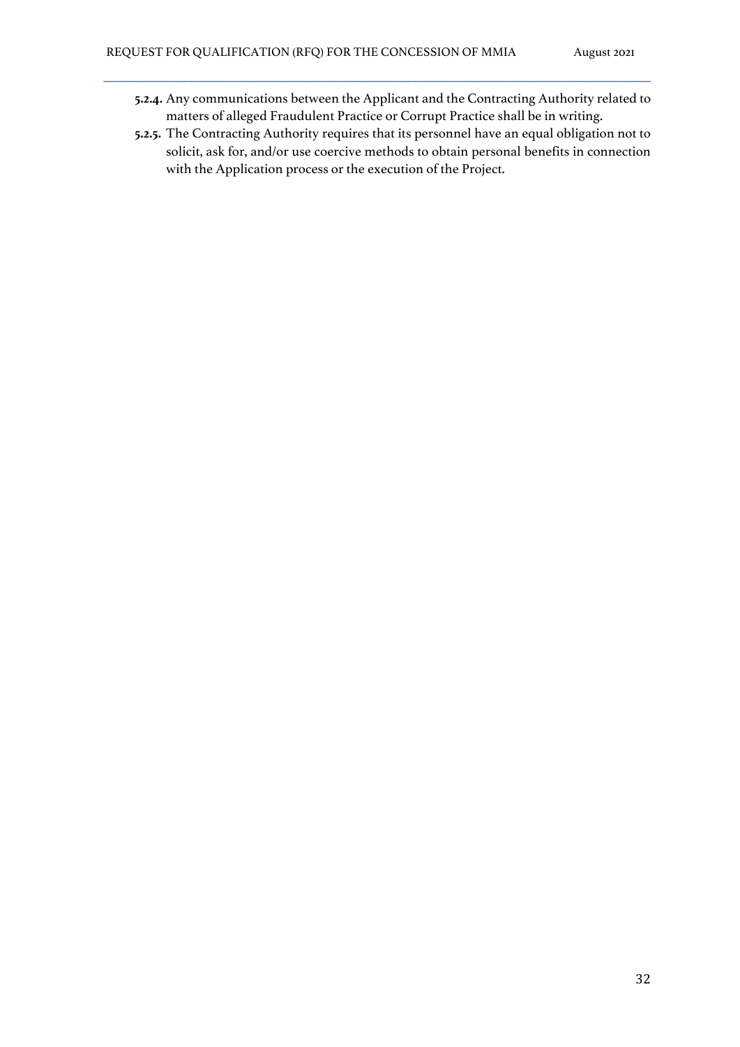**5.2.4.** Any communications between the Applicant and the Contracting Authority related to matters of alleged Fraudulent Practice or Corrupt Practice shall be in writing.

**5.2.5.** The Contracting Authority requires that its personnel have an equal obligation not to solicit, ask for, and/or use coercive methods to obtain personal benefits in connection with the Application process or the execution of the Project.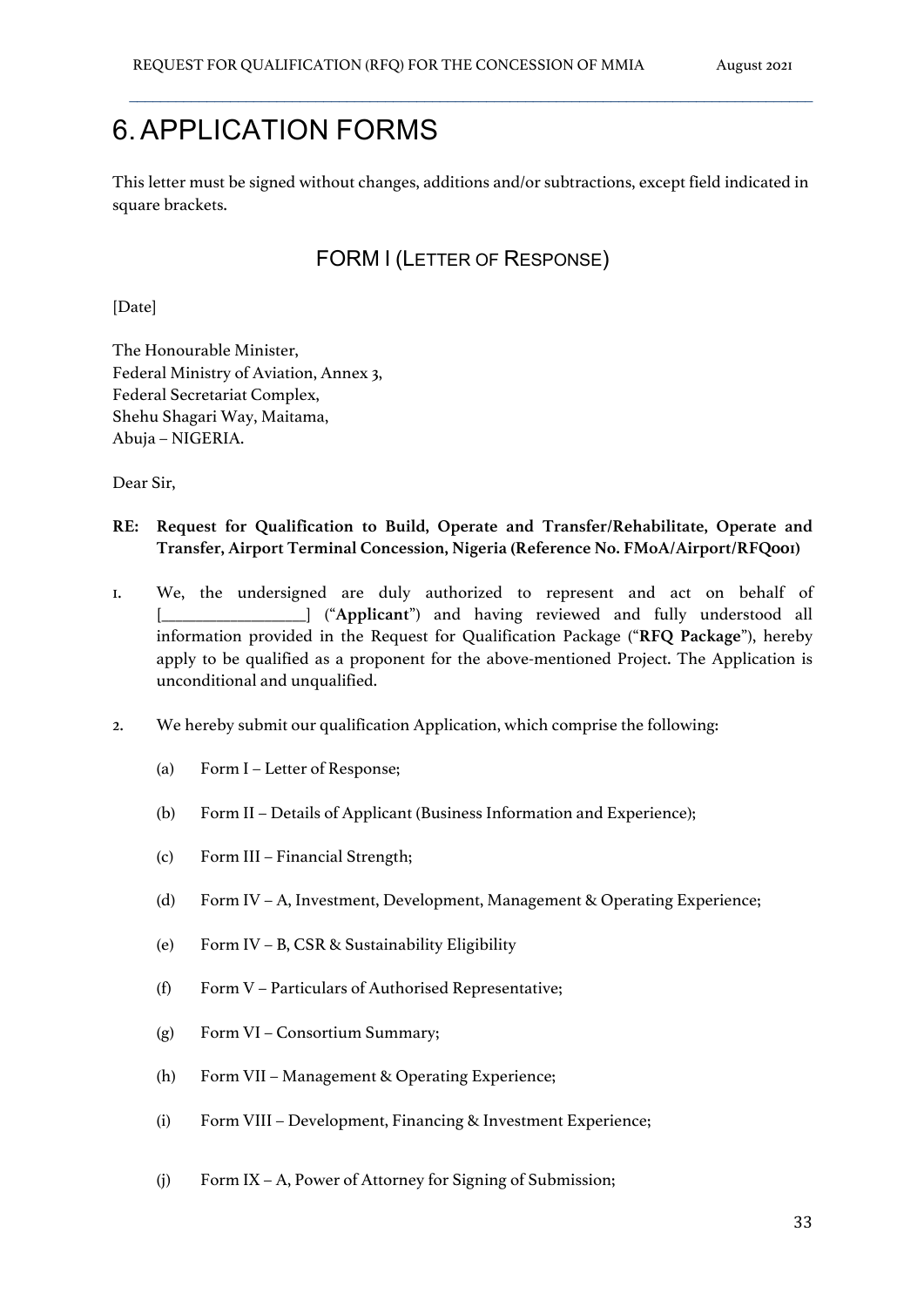# 6. APPLICATION FORMS

This letter must be signed without changes, additions and/or subtractions, except field indicated in square brackets.

## FORM I (LETTER OF RESPONSE)

[Date]

The Honourable Minister,
Federal Ministry of Aviation, Annex 3,
Federal Secretariat Complex,
Shehu Shagari Way, Maitama,
Abuja – NIGERIA.

Dear Sir,

**RE: Request for Qualification to Build, Operate and Transfer/Rehabilitate, Operate and Transfer, Airport Terminal Concession, Nigeria (Reference No. FMoA/Airport/RFQ001)**

1. We, the undersigned are duly authorized to represent and act on behalf of [_________________] ("**Applicant**") and having reviewed and fully understood all information provided in the Request for Qualification Package ("**RFQ Package**"), hereby apply to be qualified as a proponent for the above-mentioned Project. The Application is unconditional and unqualified.

2. We hereby submit our qualification Application, which comprise the following:

   (a) Form I – Letter of Response;

   (b) Form II – Details of Applicant (Business Information and Experience);

   (c) Form III – Financial Strength;

   (d) Form IV – A, Investment, Development, Management & Operating Experience;

   (e) Form IV – B, CSR & Sustainability Eligibility

   (f) Form V – Particulars of Authorised Representative;

   (g) Form VI – Consortium Summary;

   (h) Form VII – Management & Operating Experience;

   (i) Form VIII – Development, Financing & Investment Experience;

   (j) Form IX – A, Power of Attorney for Signing of Submission;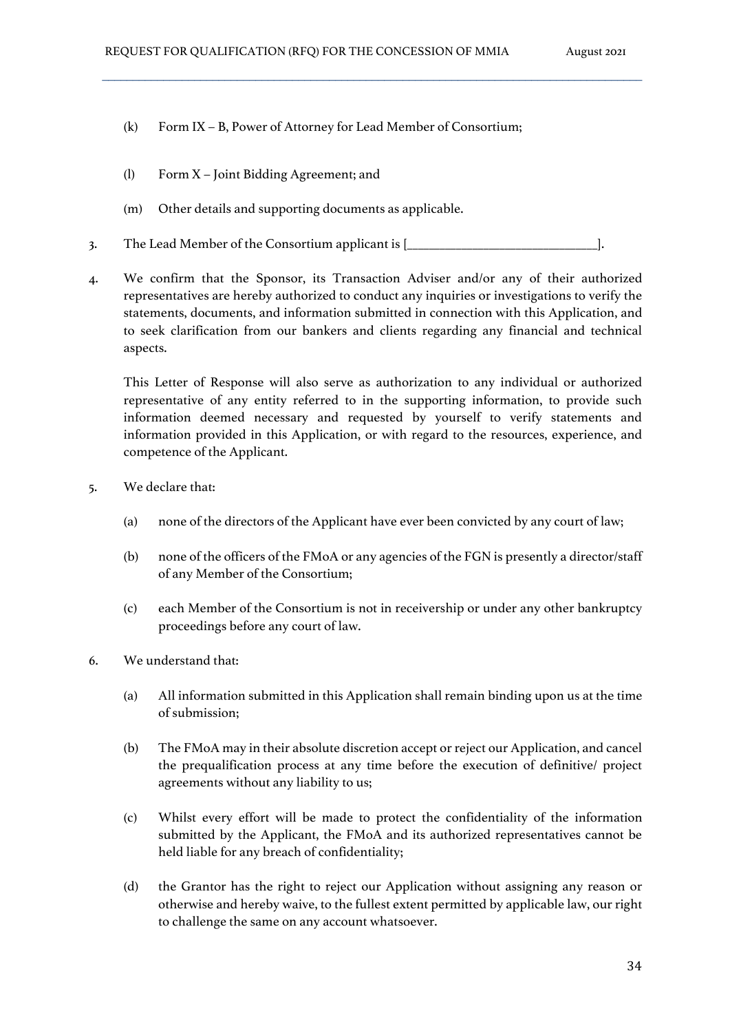(k) Form IX – B, Power of Attorney for Lead Member of Consortium;

(l) Form X – Joint Bidding Agreement; and

(m) Other details and supporting documents as applicable.

3. The Lead Member of the Consortium applicant is [____________________________].

4. We confirm that the Sponsor, its Transaction Adviser and/or any of their authorized representatives are hereby authorized to conduct any inquiries or investigations to verify the statements, documents, and information submitted in connection with this Application, and to seek clarification from our bankers and clients regarding any financial and technical aspects.

   This Letter of Response will also serve as authorization to any individual or authorized representative of any entity referred to in the supporting information, to provide such information deemed necessary and requested by yourself to verify statements and information provided in this Application, or with regard to the resources, experience, and competence of the Applicant.

5. We declare that:

   (a) none of the directors of the Applicant have ever been convicted by any court of law;

   (b) none of the officers of the FMoA or any agencies of the FGN is presently a director/staff of any Member of the Consortium;

   (c) each Member of the Consortium is not in receivership or under any other bankruptcy proceedings before any court of law.

6. We understand that:

   (a) All information submitted in this Application shall remain binding upon us at the time of submission;

   (b) The FMoA may in their absolute discretion accept or reject our Application, and cancel the prequalification process at any time before the execution of definitive/ project agreements without any liability to us;

   (c) Whilst every effort will be made to protect the confidentiality of the information submitted by the Applicant, the FMoA and its authorized representatives cannot be held liable for any breach of confidentiality;

   (d) the Grantor has the right to reject our Application without assigning any reason or otherwise and hereby waive, to the fullest extent permitted by applicable law, our right to challenge the same on any account whatsoever.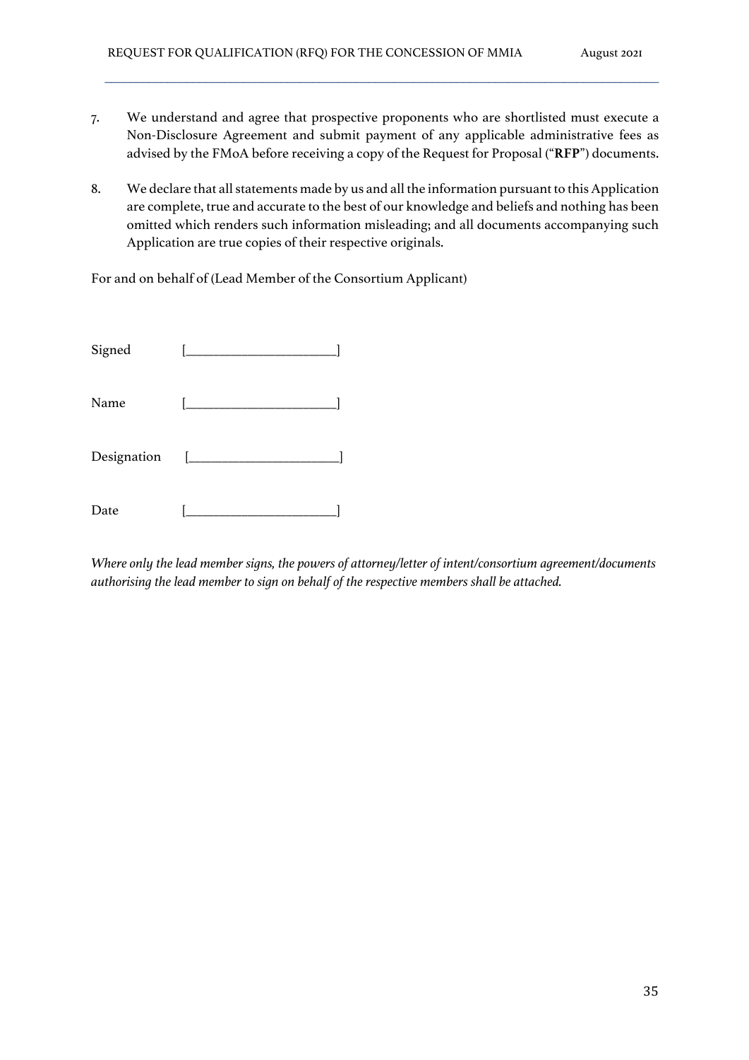7. We understand and agree that prospective proponents who are shortlisted must execute a Non-Disclosure Agreement and submit payment of any applicable administrative fees as advised by the FMoA before receiving a copy of the Request for Proposal ("**RFP**") documents.

8. We declare that all statements made by us and all the information pursuant to this Application are complete, true and accurate to the best of our knowledge and beliefs and nothing has been omitted which renders such information misleading; and all documents accompanying such Application are true copies of their respective originals.

For and on behalf of (Lead Member of the Consortium Applicant)

Signed [______________________]

Name [______________________]

Designation [______________________]

Date [______________________]

*Where only the lead member signs, the powers of attorney/letter of intent/consortium agreement/documents authorising the lead member to sign on behalf of the respective members shall be attached.*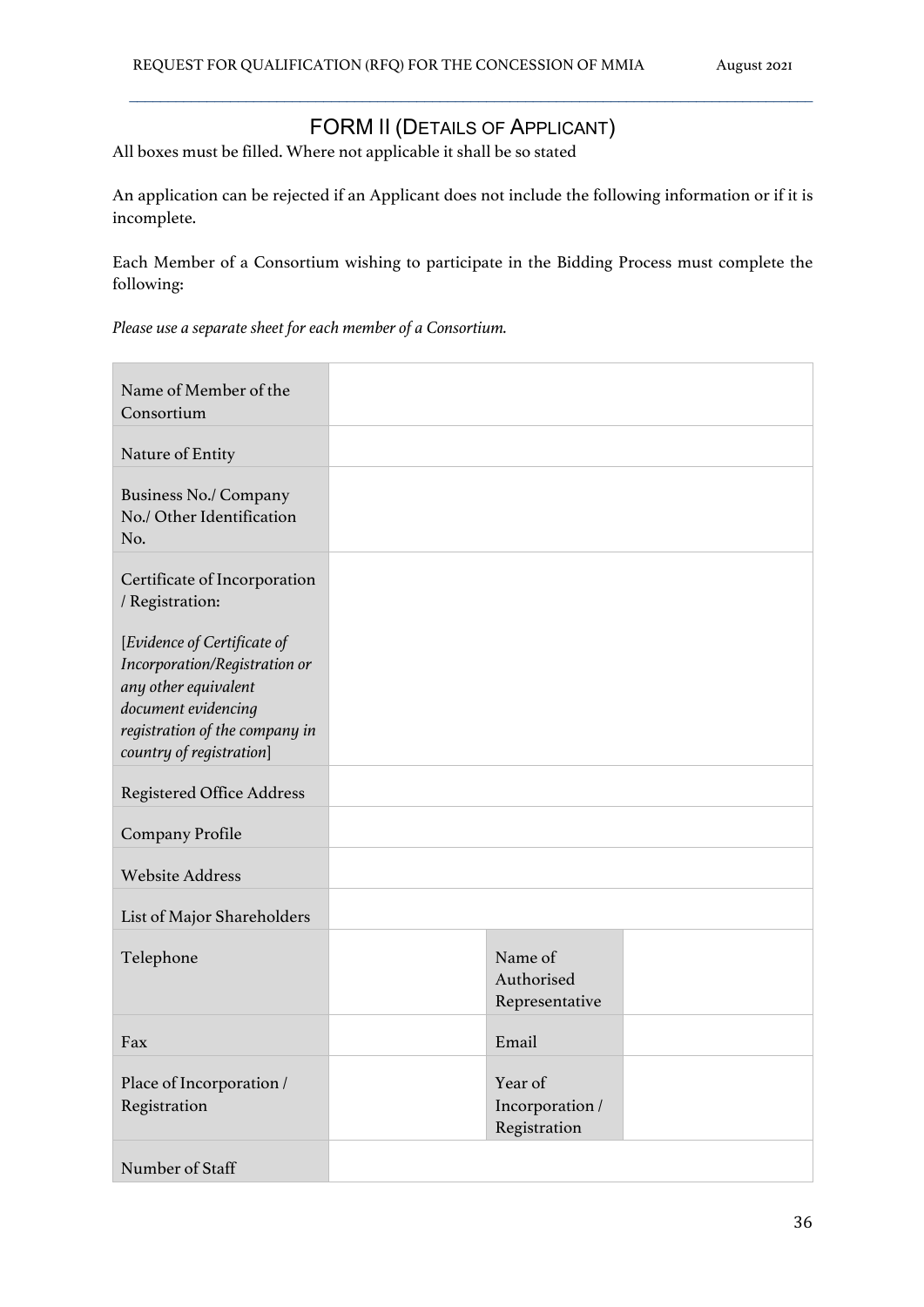## FORM II (DETAILS OF APPLICANT)

All boxes must be filled. Where not applicable it shall be so stated

An application can be rejected if an Applicant does not include the following information or if it is incomplete.

Each Member of a Consortium wishing to participate in the Bidding Process must complete the following:

*Please use a separate sheet for each member of a Consortium.*

| | | | |
|---|---|---|---|
| Name of Member of the Consortium | | | |
| Nature of Entity | | | |
| Business No./ Company No./ Other Identification No. | | | |
| Certificate of Incorporation / Registration: <br><br> [*Evidence of Certificate of Incorporation/Registration or any other equivalent document evidencing registration of the company in country of registration*] | | | |
| Registered Office Address | | | |
| Company Profile | | | |
| Website Address | | | |
| List of Major Shareholders | | | |
| Telephone | | Name of Authorised Representative | |
| Fax | | Email | |
| Place of Incorporation / Registration | | Year of Incorporation / Registration | |
| Number of Staff | | | |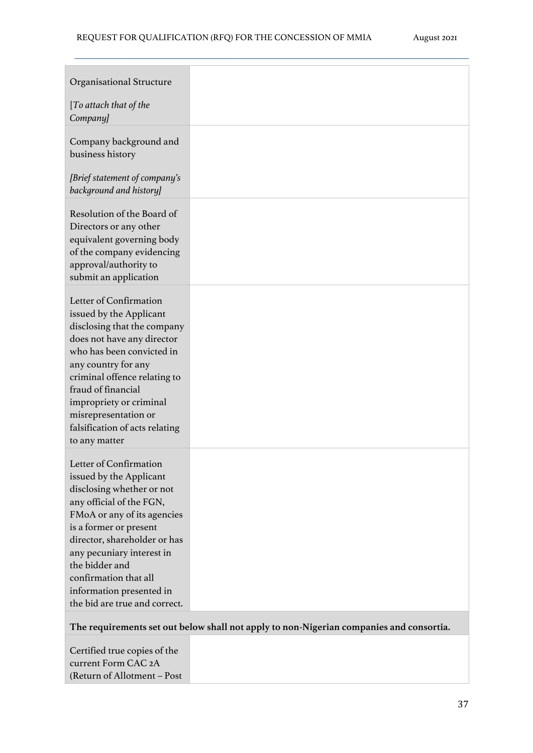| | |
|---|---|
| Organisational Structure<br><br>[*To attach that of the Company]* | |
| Company background and business history<br><br>*[Brief statement of company's background and history]* | |
| Resolution of the Board of Directors or any other equivalent governing body of the company evidencing approval/authority to submit an application | |
| Letter of Confirmation issued by the Applicant disclosing that the company does not have any director who has been convicted in any country for any criminal offence relating to fraud of financial impropriety or criminal misrepresentation or falsification of acts relating to any matter | |
| Letter of Confirmation issued by the Applicant disclosing whether or not any official of the FGN, FMoA or any of its agencies is a former or present director, shareholder or has any pecuniary interest in the bidder and confirmation that all information presented in the bid are true and correct. | |
| **The requirements set out below shall not apply to non-Nigerian companies and consortia.** | |
| Certified true copies of the current Form CAC 2A (Return of Allotment – Post | |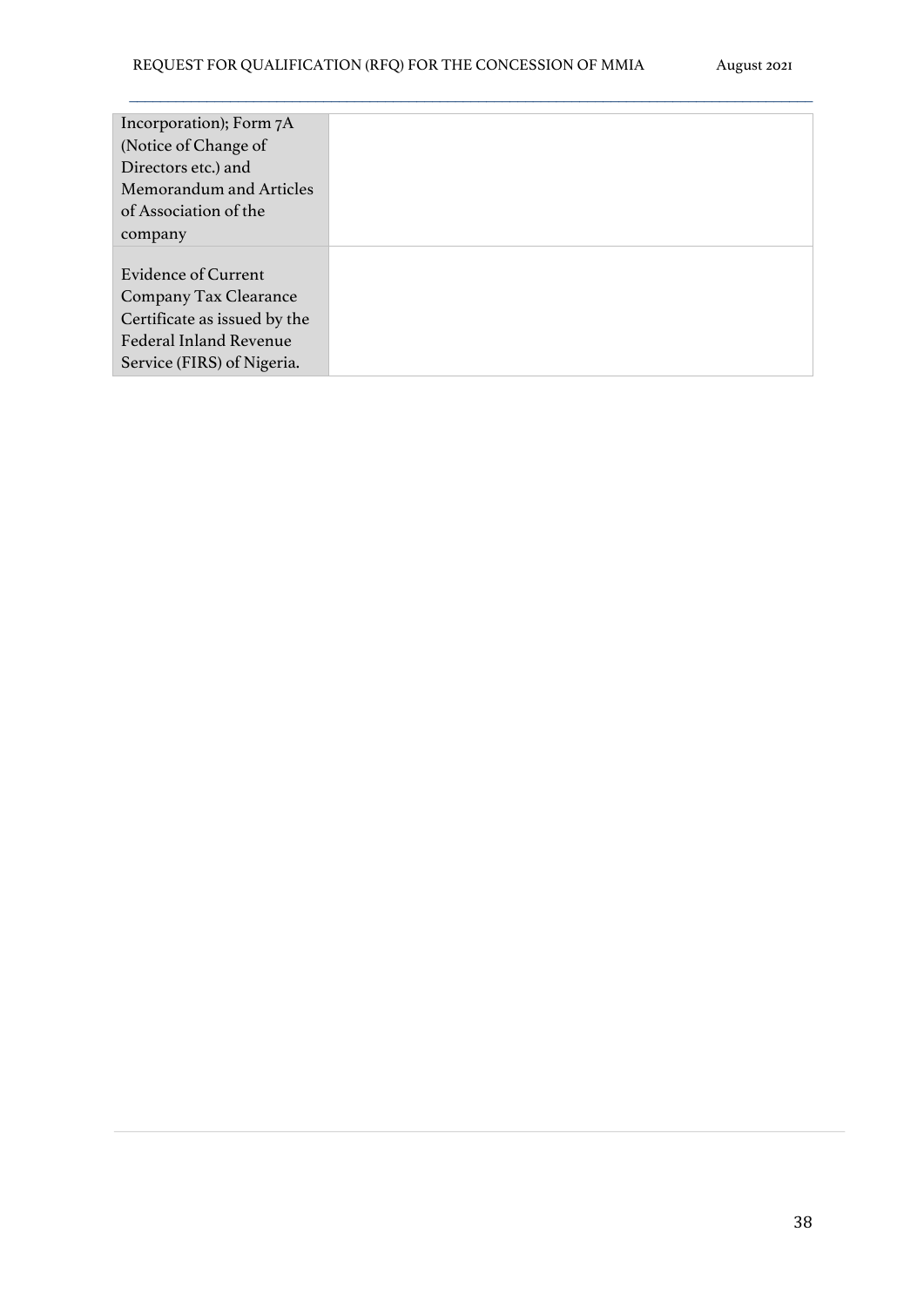| | |
|---|---|
| Incorporation); Form 7A (Notice of Change of Directors etc.) and Memorandum and Articles of Association of the company | |
| Evidence of Current Company Tax Clearance Certificate as issued by the Federal Inland Revenue Service (FIRS) of Nigeria. | |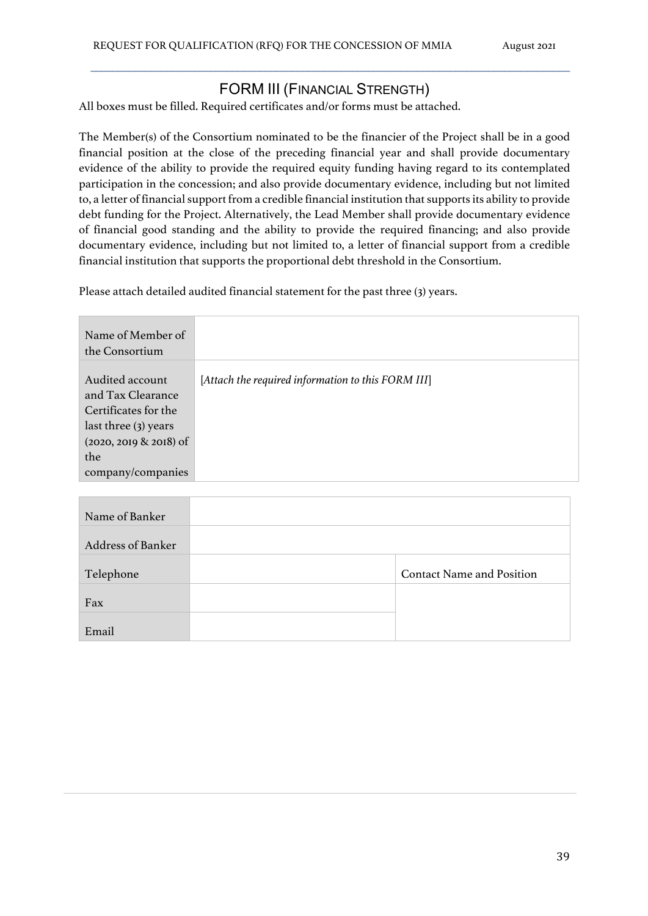## FORM III (FINANCIAL STRENGTH)

All boxes must be filled. Required certificates and/or forms must be attached.

The Member(s) of the Consortium nominated to be the financier of the Project shall be in a good financial position at the close of the preceding financial year and shall provide documentary evidence of the ability to provide the required equity funding having regard to its contemplated participation in the concession; and also provide documentary evidence, including but not limited to, a letter of financial support from a credible financial institution that supports its ability to provide debt funding for the Project. Alternatively, the Lead Member shall provide documentary evidence of financial good standing and the ability to provide the required financing; and also provide documentary evidence, including but not limited to, a letter of financial support from a credible financial institution that supports the proportional debt threshold in the Consortium.

Please attach detailed audited financial statement for the past three (3) years.

| | |
|---|---|
| Name of Member of the Consortium | |
| Audited account and Tax Clearance Certificates for the last three (3) years (2020, 2019 & 2018) of the company/companies | [*Attach the required information to this FORM III*] |

| | | |
|---|---|---|
| Name of Banker | | |
| Address of Banker | | |
| Telephone | | Contact Name and Position |
| Fax | | |
| Email | | |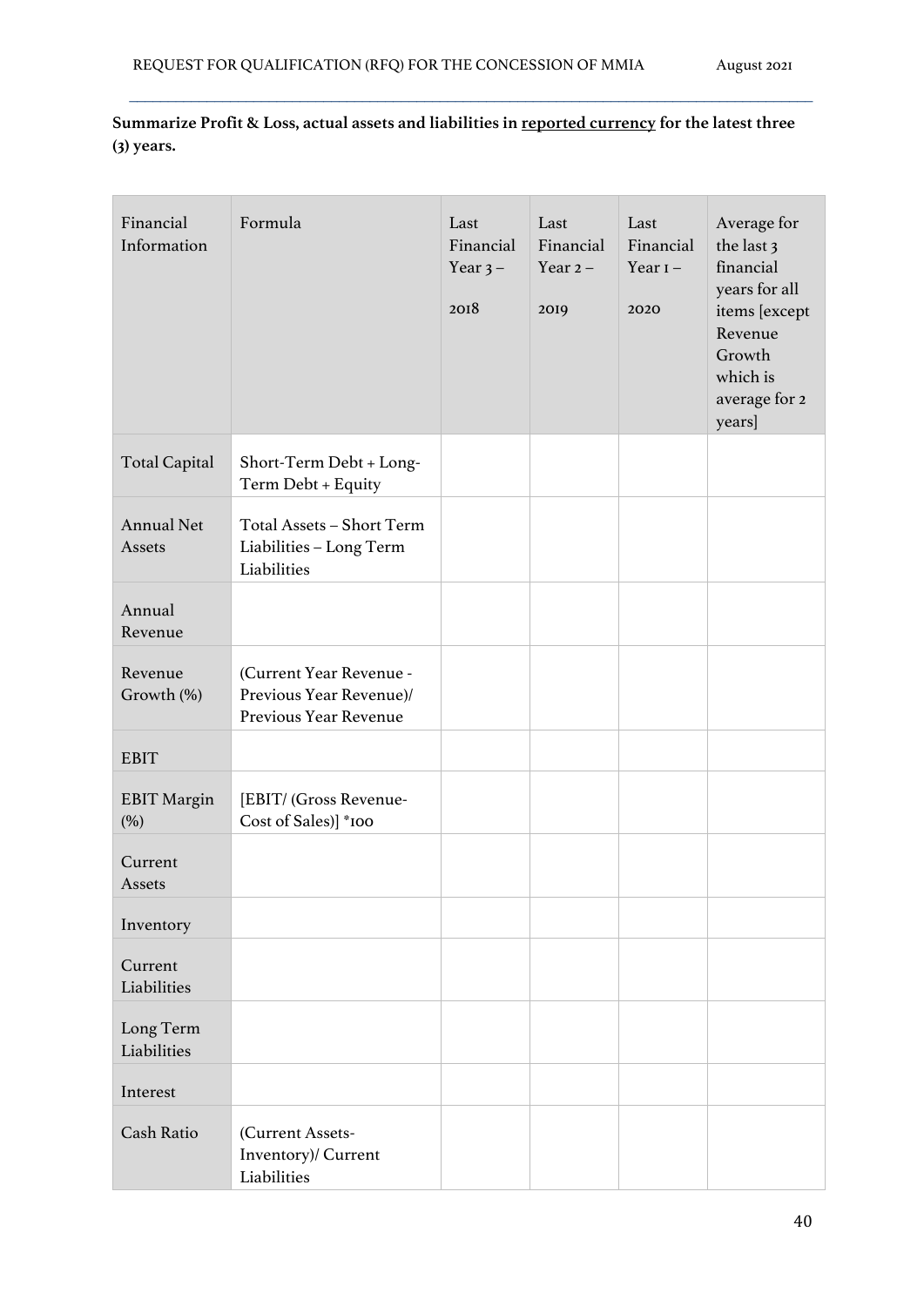**Summarize Profit & Loss, actual assets and liabilities in reported currency for the latest three (3) years.**

| Financial Information | Formula | Last Financial Year 3 – 2018 | Last Financial Year 2 – 2019 | Last Financial Year 1 – 2020 | Average for the last 3 financial years for all items [except Revenue Growth which is average for 2 years] |
|---|---|---|---|---|---|
| Total Capital | Short-Term Debt + Long-Term Debt + Equity | | | | |
| Annual Net Assets | Total Assets – Short Term Liabilities – Long Term Liabilities | | | | |
| Annual Revenue | | | | | |
| Revenue Growth (%) | (Current Year Revenue - Previous Year Revenue)/ Previous Year Revenue | | | | |
| EBIT | | | | | |
| EBIT Margin (%) | [EBIT/ (Gross Revenue- Cost of Sales)] *100 | | | | |
| Current Assets | | | | | |
| Inventory | | | | | |
| Current Liabilities | | | | | |
| Long Term Liabilities | | | | | |
| Interest | | | | | |
| Cash Ratio | (Current Assets- Inventory)/ Current Liabilities | | | | |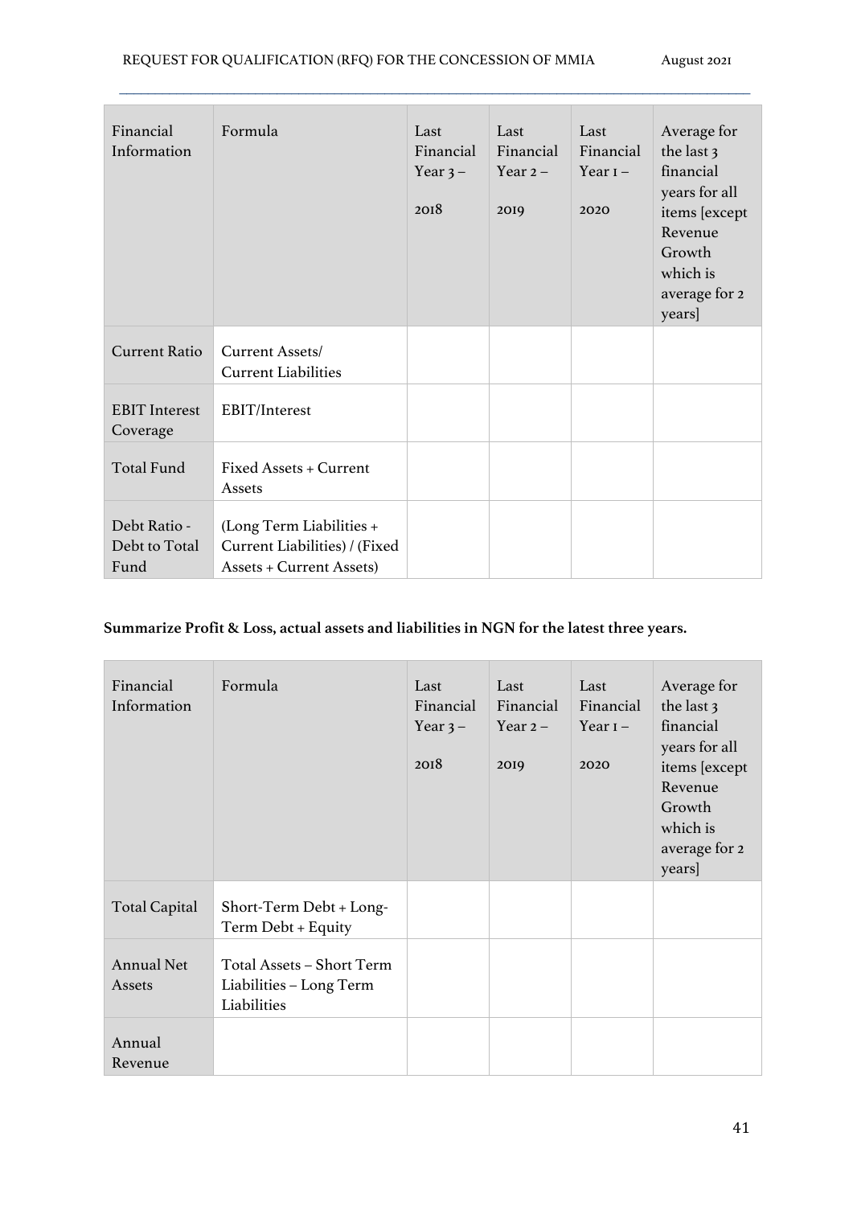| Financial Information | Formula | Last Financial Year 3 – 2018 | Last Financial Year 2 – 2019 | Last Financial Year 1 – 2020 | Average for the last 3 financial years for all items [except Revenue Growth which is average for 2 years] |
|---|---|---|---|---|---|
| Current Ratio | Current Assets/ Current Liabilities | | | | |
| EBIT Interest Coverage | EBIT/Interest | | | | |
| Total Fund | Fixed Assets + Current Assets | | | | |
| Debt Ratio - Debt to Total Fund | (Long Term Liabilities + Current Liabilities) / (Fixed Assets + Current Assets) | | | | |

**Summarize Profit & Loss, actual assets and liabilities in NGN for the latest three years.**

| Financial Information | Formula | Last Financial Year 3 – 2018 | Last Financial Year 2 – 2019 | Last Financial Year 1 – 2020 | Average for the last 3 financial years for all items [except Revenue Growth which is average for 2 years] |
|---|---|---|---|---|---|
| Total Capital | Short-Term Debt + Long-Term Debt + Equity | | | | |
| Annual Net Assets | Total Assets – Short Term Liabilities – Long Term Liabilities | | | | |
| Annual Revenue | | | | | |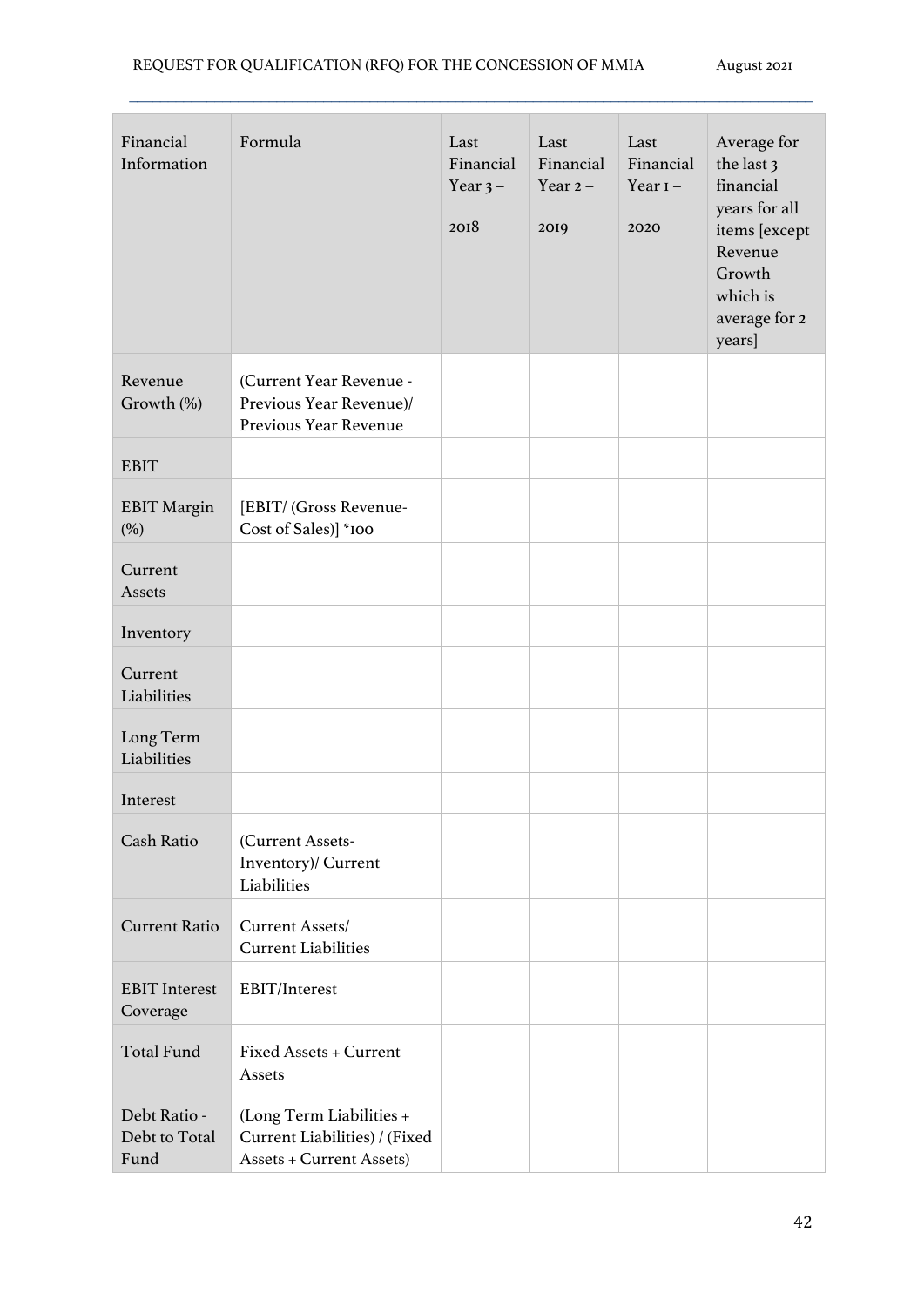| Financial Information | Formula | Last Financial Year 3 – 2018 | Last Financial Year 2 – 2019 | Last Financial Year 1 – 2020 | Average for the last 3 financial years for all items [except Revenue Growth which is average for 2 years] |
|---|---|---|---|---|---|
| Revenue Growth (%) | (Current Year Revenue - Previous Year Revenue)/ Previous Year Revenue | | | | |
| EBIT | | | | | |
| EBIT Margin (%) | [EBIT/ (Gross Revenue-Cost of Sales)] *100 | | | | |
| Current Assets | | | | | |
| Inventory | | | | | |
| Current Liabilities | | | | | |
| Long Term Liabilities | | | | | |
| Interest | | | | | |
| Cash Ratio | (Current Assets-Inventory)/ Current Liabilities | | | | |
| Current Ratio | Current Assets/ Current Liabilities | | | | |
| EBIT Interest Coverage | EBIT/Interest | | | | |
| Total Fund | Fixed Assets + Current Assets | | | | |
| Debt Ratio - Debt to Total Fund | (Long Term Liabilities + Current Liabilities) / (Fixed Assets + Current Assets) | | | | |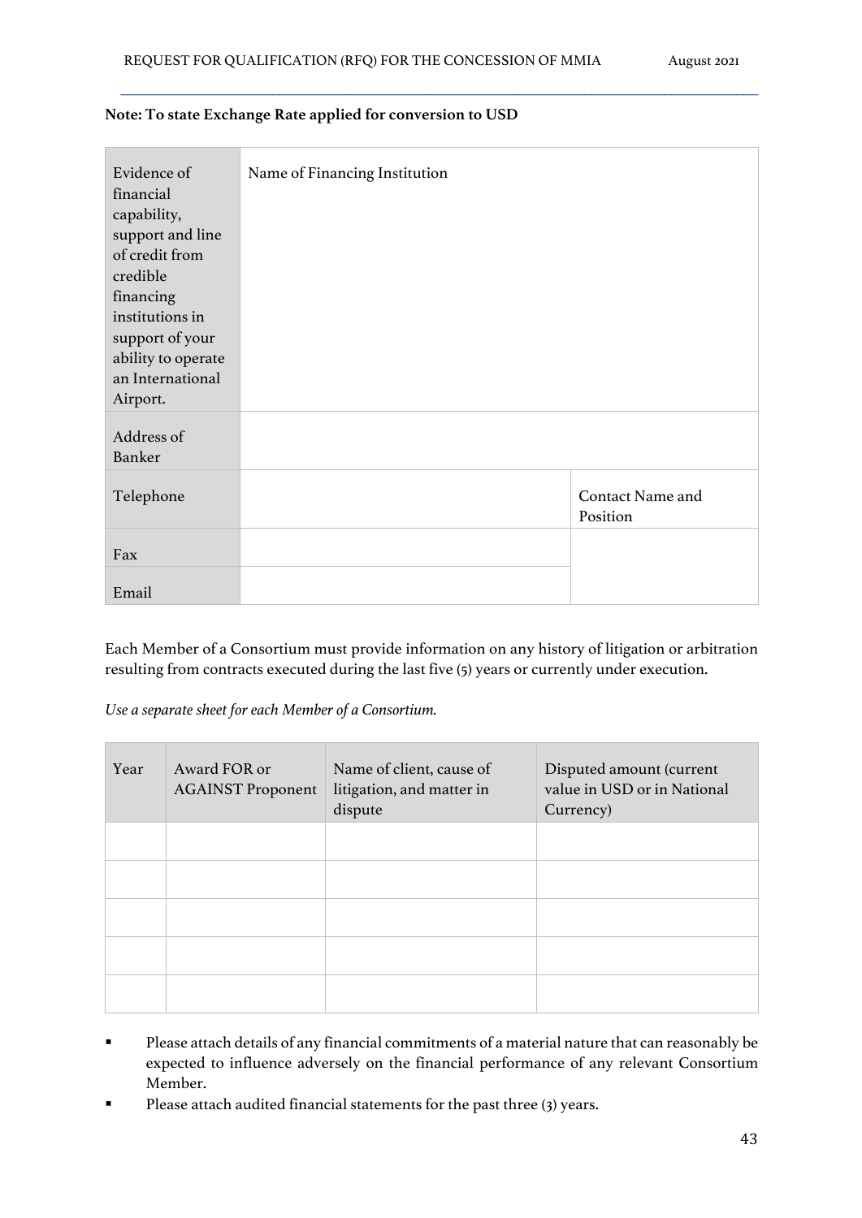**Note: To state Exchange Rate applied for conversion to USD**

| Evidence of financial capability, support and line of credit from credible financing institutions in support of your ability to operate an International Airport. | Name of Financing Institution | |
|---|---|---|
| Address of Banker | | |
| Telephone | | Contact Name and Position |
| Fax | | |
| Email | | |

Each Member of a Consortium must provide information on any history of litigation or arbitration resulting from contracts executed during the last five (5) years or currently under execution.

*Use a separate sheet for each Member of a Consortium.*

| Year | Award FOR or AGAINST Proponent | Name of client, cause of litigation, and matter in dispute | Disputed amount (current value in USD or in National Currency) |
|---|---|---|---|
| | | | |
| | | | |
| | | | |
| | | | |
| | | | |

- Please attach details of any financial commitments of a material nature that can reasonably be expected to influence adversely on the financial performance of any relevant Consortium Member.
- Please attach audited financial statements for the past three (3) years.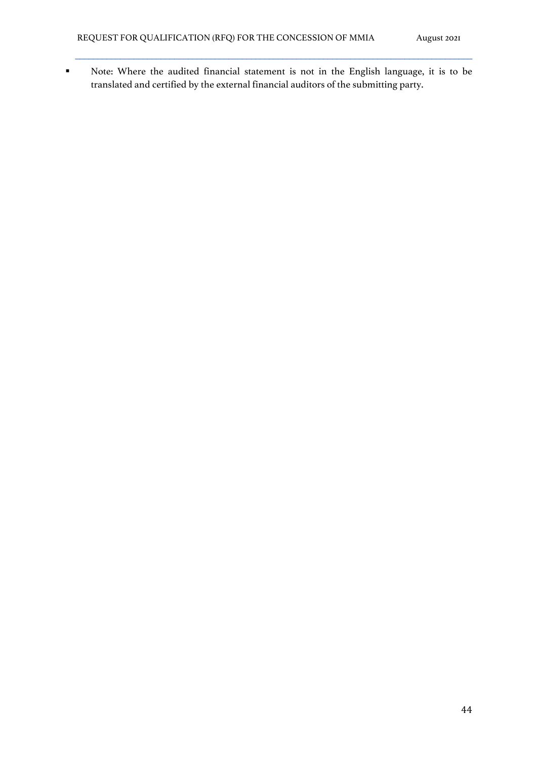- Note: Where the audited financial statement is not in the English language, it is to be translated and certified by the external financial auditors of the submitting party.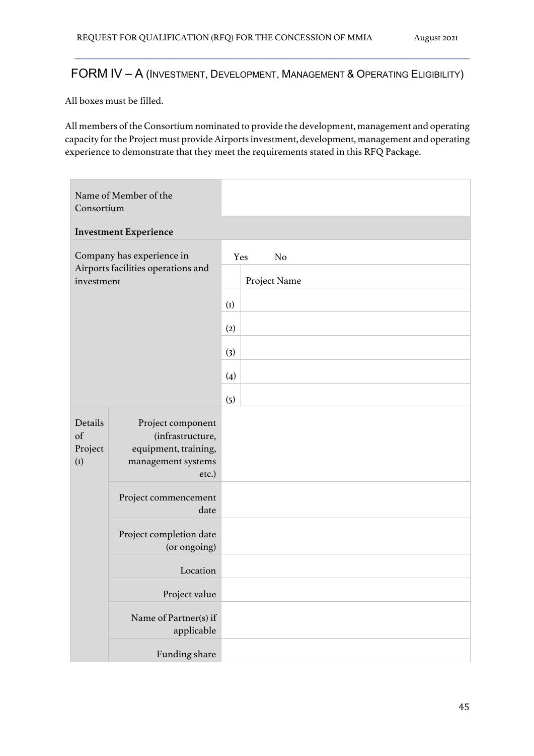## FORM IV – A (Investment, Development, Management & Operating Eligibility)

All boxes must be filled.

All members of the Consortium nominated to provide the development, management and operating capacity for the Project must provide Airports investment, development, management and operating experience to demonstrate that they meet the requirements stated in this RFQ Package.

| | | | |
|---|---|---|---|
| Name of Member of the Consortium | | | |
| **Investment Experience** | | | |
| Company has experience in Airports facilities operations and investment | | Yes No | |
| | | | Project Name |
| | | (1) | |
| | | (2) | |
| | | (3) | |
| | | (4) | |
| | | (5) | |
| Details of Project (1) | Project component (infrastructure, equipment, training, management systems etc.) | | |
| | Project commencement date | | |
| | Project completion date (or ongoing) | | |
| | Location | | |
| | Project value | | |
| | Name of Partner(s) if applicable | | |
| | Funding share | | |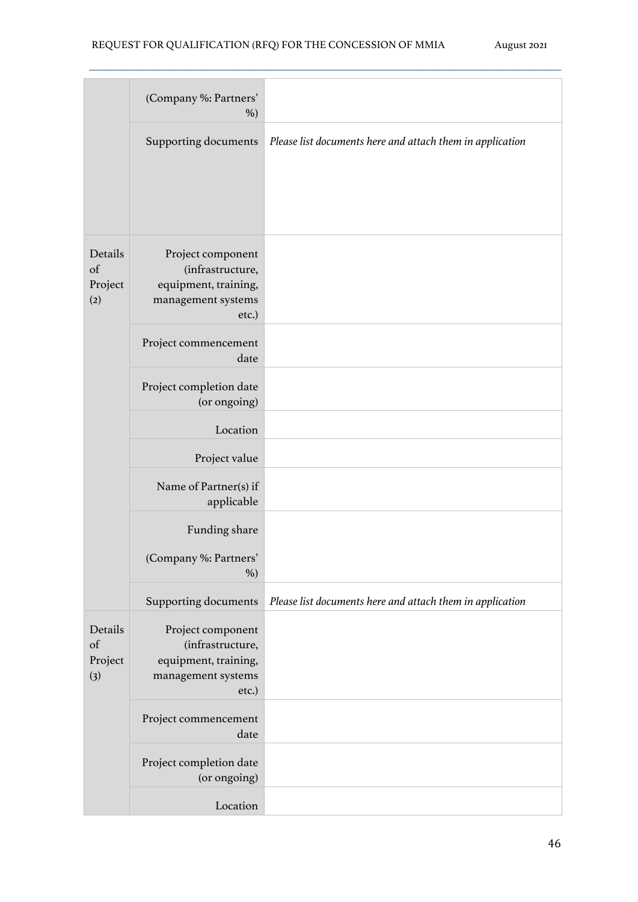| | | |
|---|---|---|
| | (Company %: Partners' %) | |
| | Supporting documents | *Please list documents here and attach them in application* |
| Details of Project (2) | Project component (infrastructure, equipment, training, management systems etc.) | |
| | Project commencement date | |
| | Project completion date (or ongoing) | |
| | Location | |
| | Project value | |
| | Name of Partner(s) if applicable | |
| | Funding share (Company %: Partners' %) | |
| | Supporting documents | *Please list documents here and attach them in application* |
| Details of Project (3) | Project component (infrastructure, equipment, training, management systems etc.) | |
| | Project commencement date | |
| | Project completion date (or ongoing) | |
| | Location | |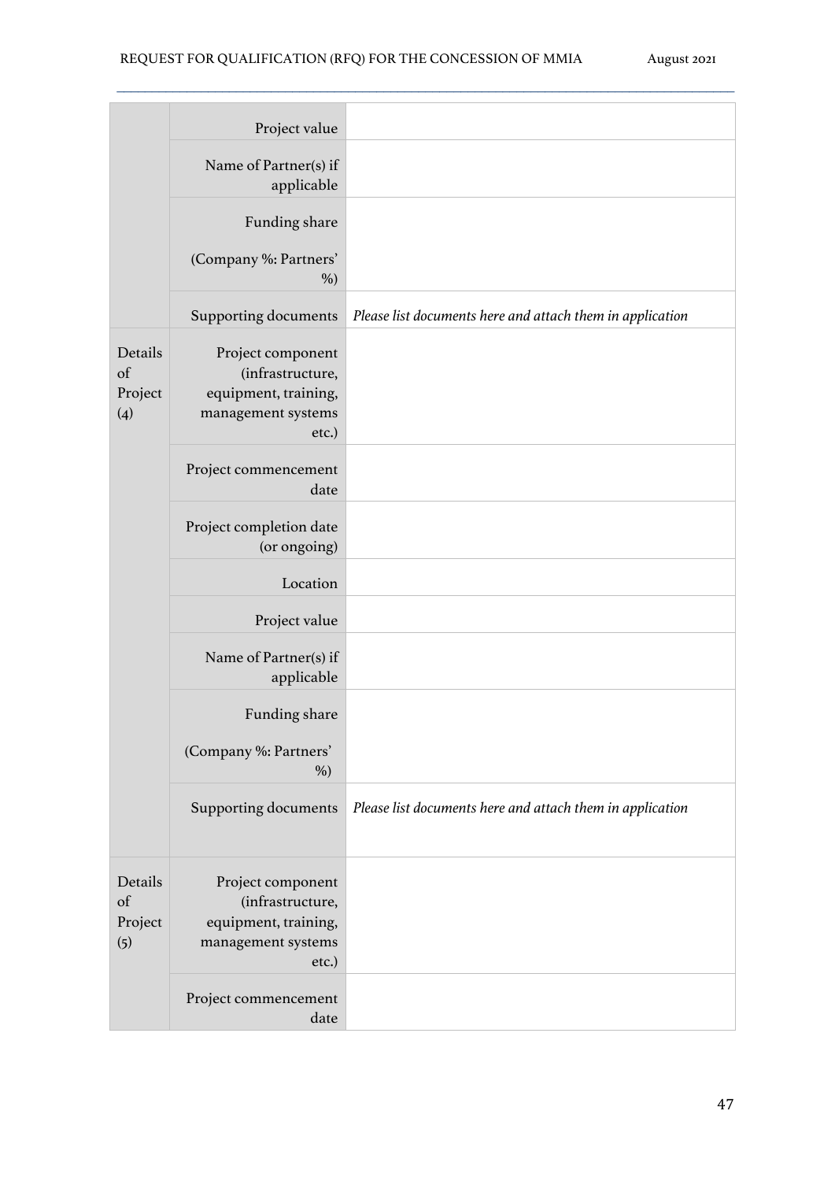| | | |
|---|---|---|
| | Project value | |
| | Name of Partner(s) if applicable | |
| | Funding share<br><br>(Company %: Partners' %) | |
| | Supporting documents | *Please list documents here and attach them in application* |
| Details of Project (4) | Project component (infrastructure, equipment, training, management systems etc.) | |
| | Project commencement date | |
| | Project completion date (or ongoing) | |
| | Location | |
| | Project value | |
| | Name of Partner(s) if applicable | |
| | Funding share<br><br>(Company %: Partners' %) | |
| | Supporting documents | *Please list documents here and attach them in application* |
| Details of Project (5) | Project component (infrastructure, equipment, training, management systems etc.) | |
| | Project commencement date | |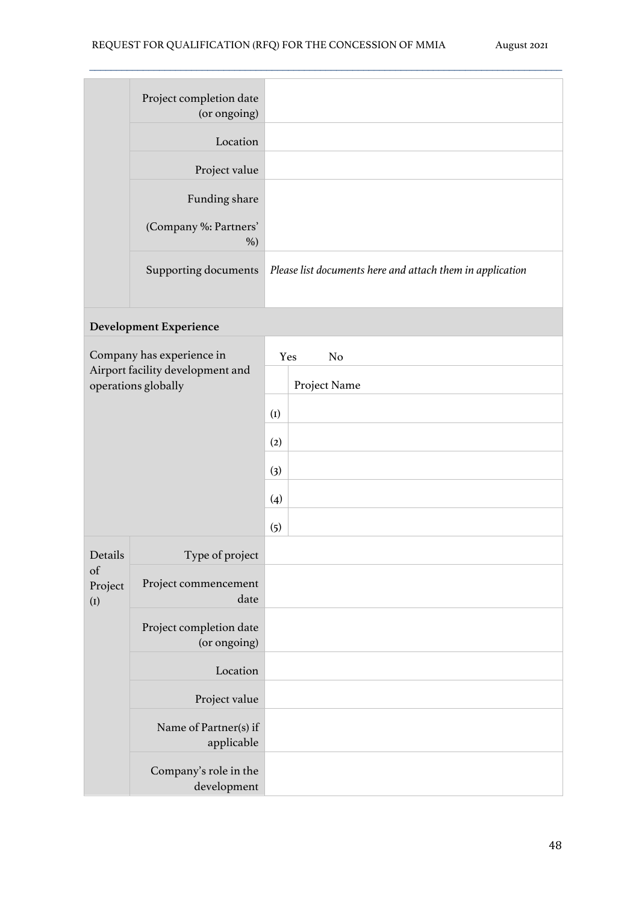| | | |
|---|---|---|
| | Project completion date (or ongoing) | |
| | Location | |
| | Project value | |
| | Funding share<br><br>(Company %: Partners' %) | |
| | Supporting documents | *Please list documents here and attach them in application* |

| **Development Experience** | | |
|---|---|---|
| Company has experience in Airport facility development and operations globally | Yes No | |
| | | Project Name |
| | (1) | |
| | (2) | |
| | (3) | |
| | (4) | |
| | (5) | |

| | | |
|---|---|---|
| Details of Project (1) | Type of project | |
| | Project commencement date | |
| | Project completion date (or ongoing) | |
| | Location | |
| | Project value | |
| | Name of Partner(s) if applicable | |
| | Company's role in the development | |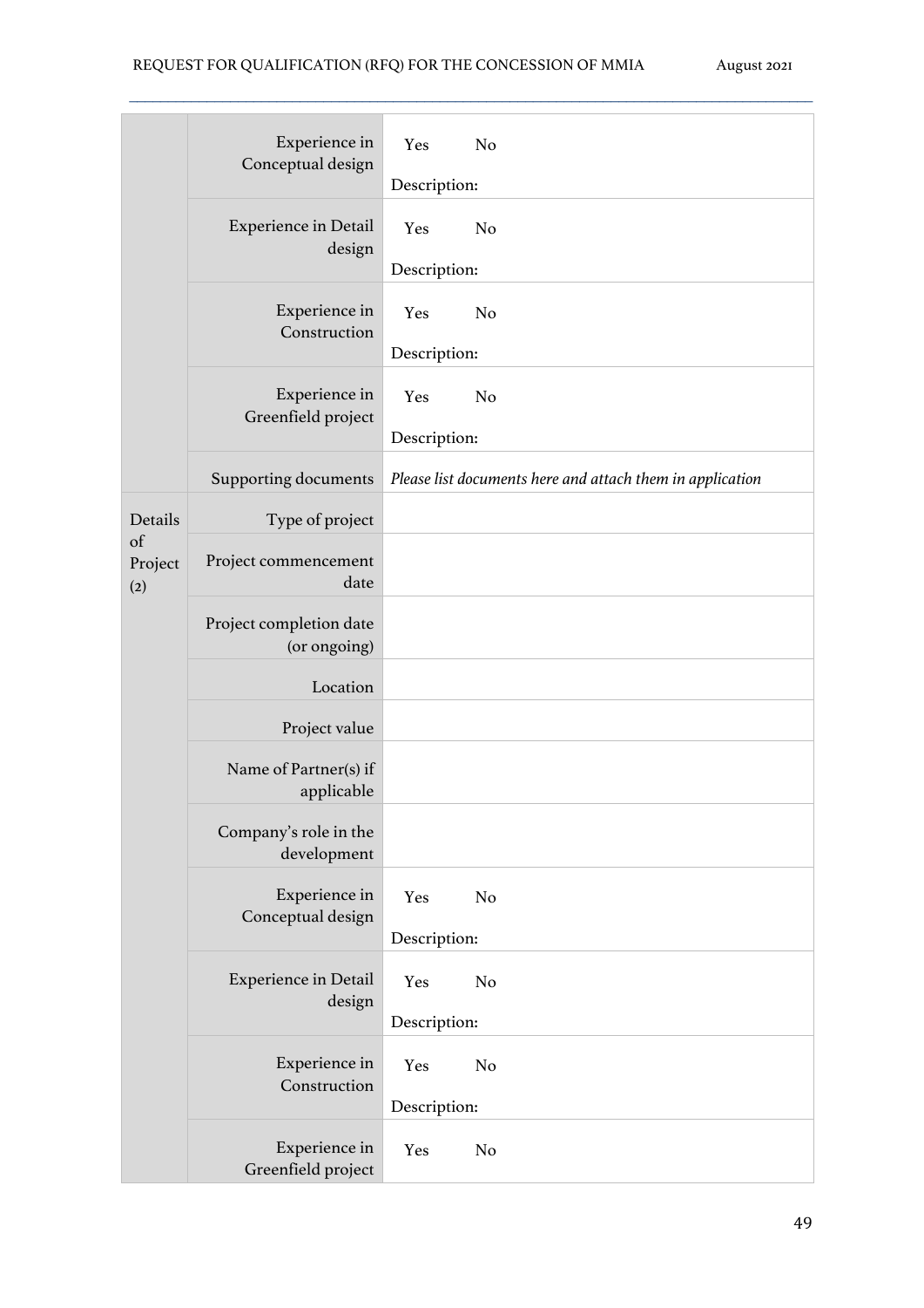| | | |
|---|---|---|
| | Experience in Conceptual design | Yes No<br><br>Description: |
| | Experience in Detail design | Yes No<br><br>Description: |
| | Experience in Construction | Yes No<br><br>Description: |
| | Experience in Greenfield project | Yes No<br><br>Description: |
| | Supporting documents | *Please list documents here and attach them in application* |
| Details of Project (2) | Type of project | |
| | Project commencement date | |
| | Project completion date (or ongoing) | |
| | Location | |
| | Project value | |
| | Name of Partner(s) if applicable | |
| | Company's role in the development | |
| | Experience in Conceptual design | Yes No<br><br>Description: |
| | Experience in Detail design | Yes No<br><br>Description: |
| | Experience in Construction | Yes No<br><br>Description: |
| | Experience in Greenfield project | Yes No |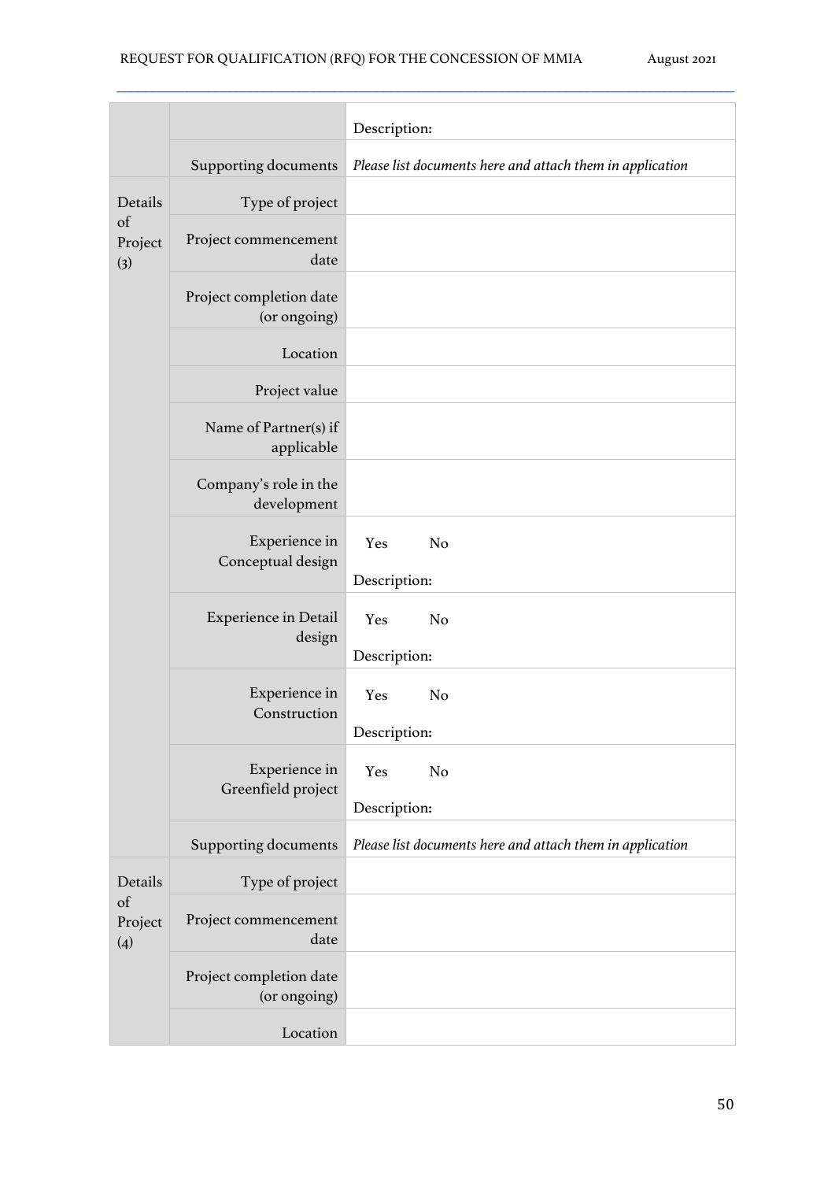| | | |
|---|---|---|
| | | Description: |
| | Supporting documents | *Please list documents here and attach them in application* |
| Details of Project (3) | Type of project | |
| | Project commencement date | |
| | Project completion date (or ongoing) | |
| | Location | |
| | Project value | |
| | Name of Partner(s) if applicable | |
| | Company's role in the development | |
| | Experience in Conceptual design | Yes No<br><br>Description: |
| | Experience in Detail design | Yes No<br><br>Description: |
| | Experience in Construction | Yes No<br><br>Description: |
| | Experience in Greenfield project | Yes No<br><br>Description: |
| | Supporting documents | *Please list documents here and attach them in application* |
| Details of Project (4) | Type of project | |
| | Project commencement date | |
| | Project completion date (or ongoing) | |
| | Location | |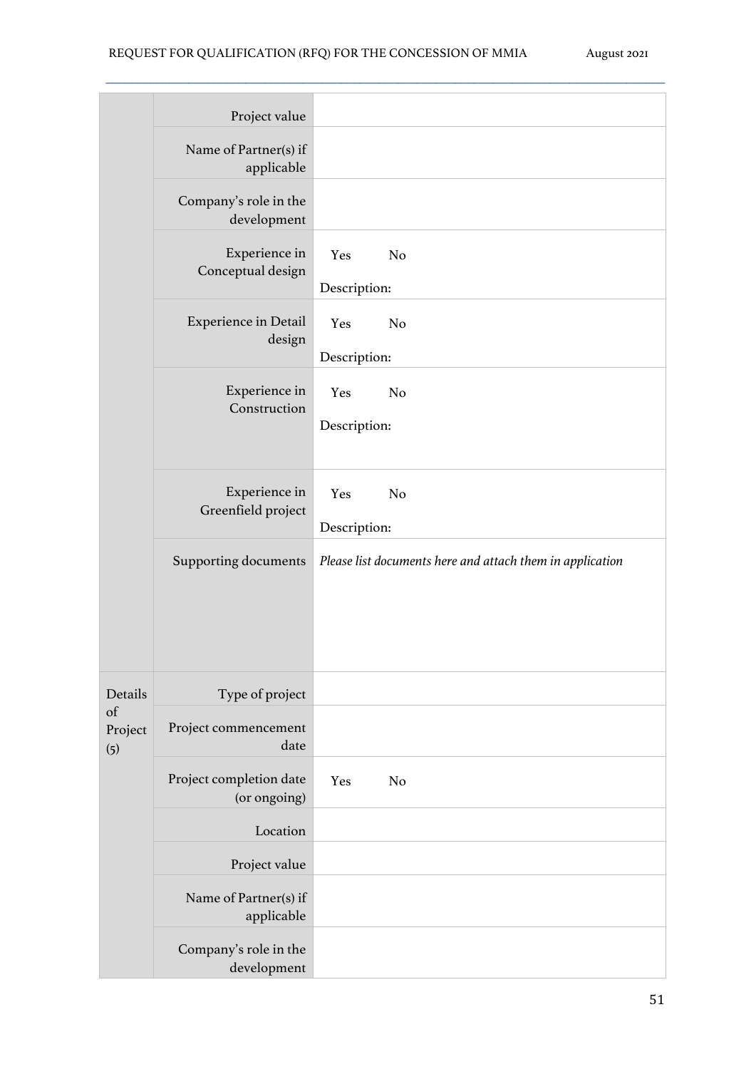| | | |
|---|---|---|
| | Project value | |
| | Name of Partner(s) if applicable | |
| | Company's role in the development | |
| | Experience in Conceptual design | Yes No<br><br>Description: |
| | Experience in Detail design | Yes No<br><br>Description: |
| | Experience in Construction | Yes No<br><br>Description: |
| | Experience in Greenfield project | Yes No<br><br>Description: |
| | Supporting documents | *Please list documents here and attach them in application* |
| Details of Project (5) | Type of project | |
| | Project commencement date | |
| | Project completion date (or ongoing) | Yes No |
| | Location | |
| | Project value | |
| | Name of Partner(s) if applicable | |
| | Company's role in the development | |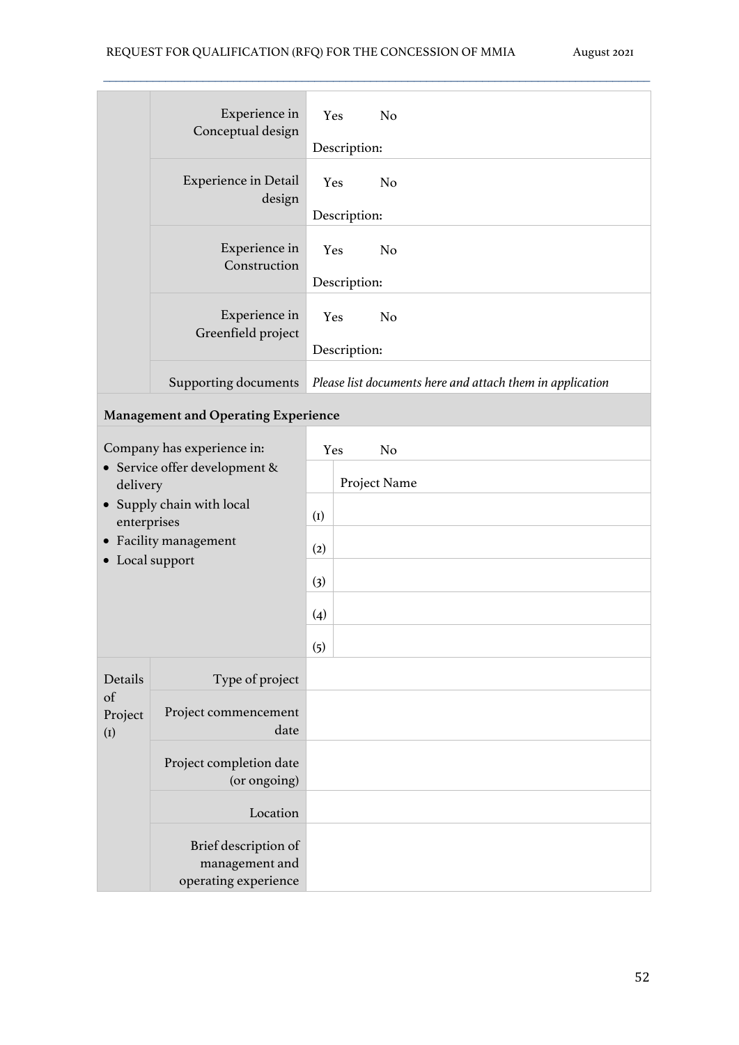| | | |
|---|---|---|
| | Experience in Conceptual design | Yes No<br>Description: |
| | Experience in Detail design | Yes No<br>Description: |
| | Experience in Construction | Yes No<br>Description: |
| | Experience in Greenfield project | Yes No<br>Description: |
| | Supporting documents | *Please list documents here and attach them in application* |
| **Management and Operating Experience** | | |
| Company has experience in:<br>• Service offer development & delivery<br>• Supply chain with local enterprises<br>• Facility management<br>• Local support | | Yes No |
| | | Project Name |
| | (1) | |
| | (2) | |
| | (3) | |
| | (4) | |
| | (5) | |
| Details of Project (1) | Type of project | |
| | Project commencement date | |
| | Project completion date (or ongoing) | |
| | Location | |
| | Brief description of management and operating experience | |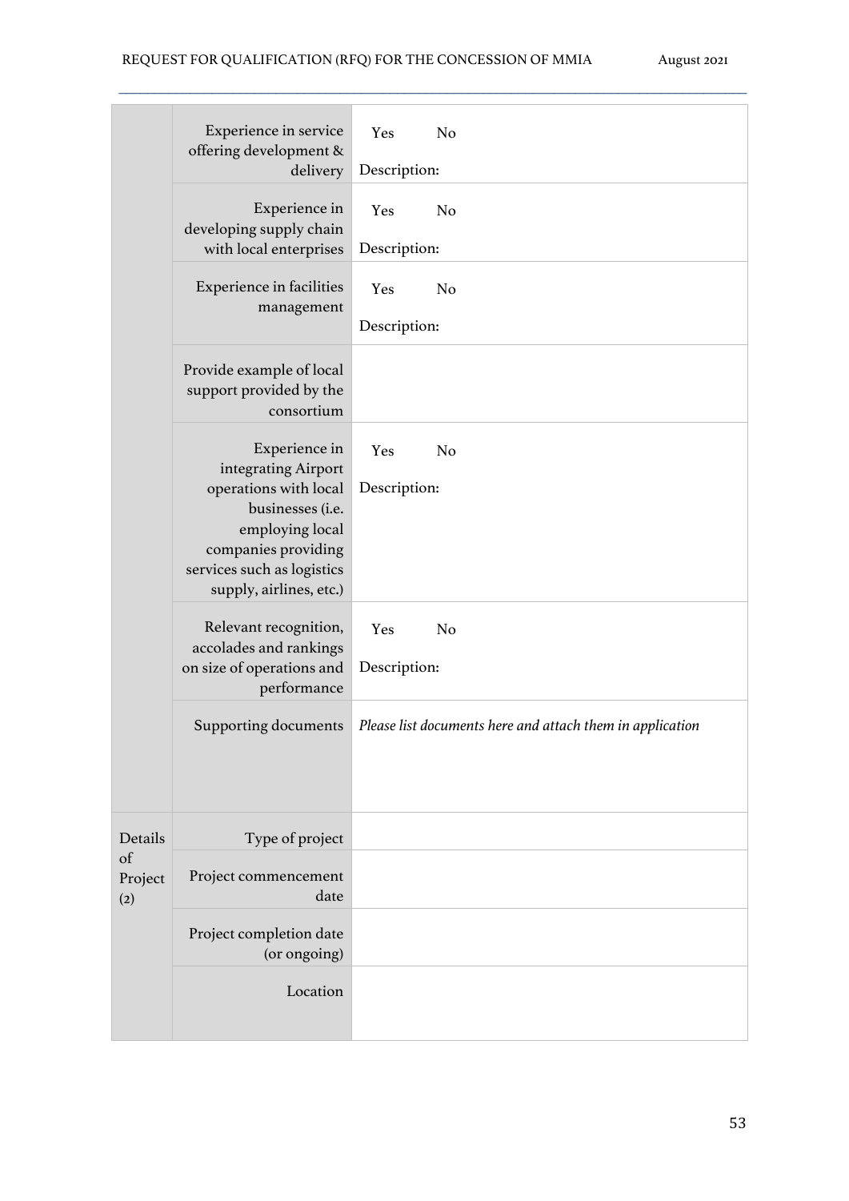| | | |
|---|---|---|
| | Experience in service offering development & delivery | Yes No<br>Description: |
| | Experience in developing supply chain with local enterprises | Yes No<br>Description: |
| | Experience in facilities management | Yes No<br>Description: |
| | Provide example of local support provided by the consortium | |
| | Experience in integrating Airport operations with local businesses (i.e. employing local companies providing services such as logistics supply, airlines, etc.) | Yes No<br>Description: |
| | Relevant recognition, accolades and rankings on size of operations and performance | Yes No<br>Description: |
| | Supporting documents | *Please list documents here and attach them in application* |
| Details of Project (2) | Type of project | |
| | Project commencement date | |
| | Project completion date (or ongoing) | |
| | Location | |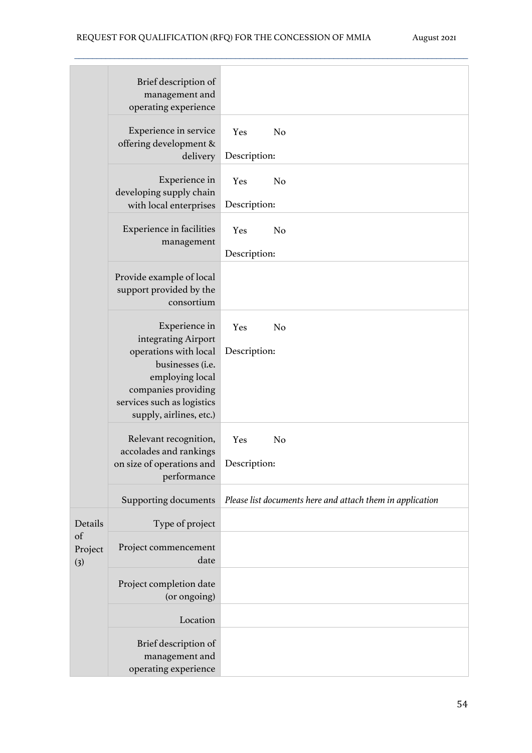| | | |
|---|---|---|
| | Brief description of management and operating experience | |
| | Experience in service offering development & delivery | Yes No<br>Description: |
| | Experience in developing supply chain with local enterprises | Yes No<br>Description: |
| | Experience in facilities management | Yes No<br>Description: |
| | Provide example of local support provided by the consortium | |
| | Experience in integrating Airport operations with local businesses (i.e. employing local companies providing services such as logistics supply, airlines, etc.) | Yes No<br>Description: |
| | Relevant recognition, accolades and rankings on size of operations and performance | Yes No<br>Description: |
| | Supporting documents | *Please list documents here and attach them in application* |
| Details of Project (3) | Type of project | |
| | Project commencement date | |
| | Project completion date (or ongoing) | |
| | Location | |
| | Brief description of management and operating experience | |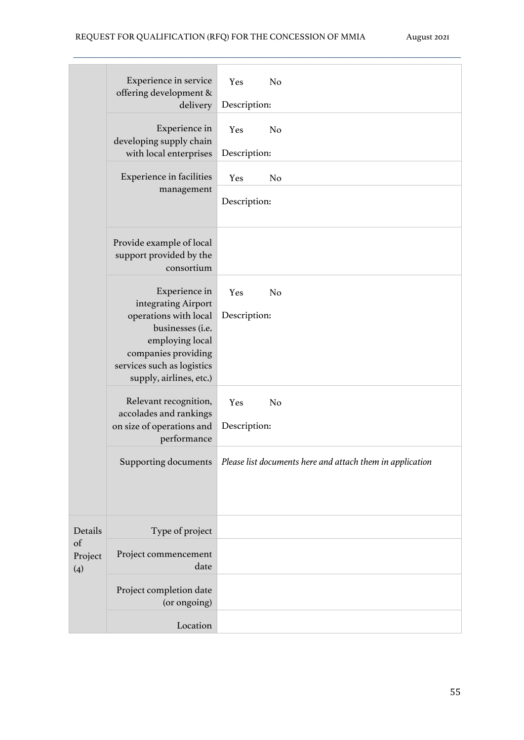| | | |
|---|---|---|
| | Experience in service offering development & delivery | Yes No<br>Description: |
| | Experience in developing supply chain with local enterprises | Yes No<br>Description: |
| | Experience in facilities management | Yes No<br>Description: |
| | Provide example of local support provided by the consortium | |
| | Experience in integrating Airport operations with local businesses (i.e. employing local companies providing services such as logistics supply, airlines, etc.) | Yes No<br>Description: |
| | Relevant recognition, accolades and rankings on size of operations and performance | Yes No<br>Description: |
| | Supporting documents | *Please list documents here and attach them in application* |
| Details of Project (4) | Type of project | |
| | Project commencement date | |
| | Project completion date (or ongoing) | |
| | Location | |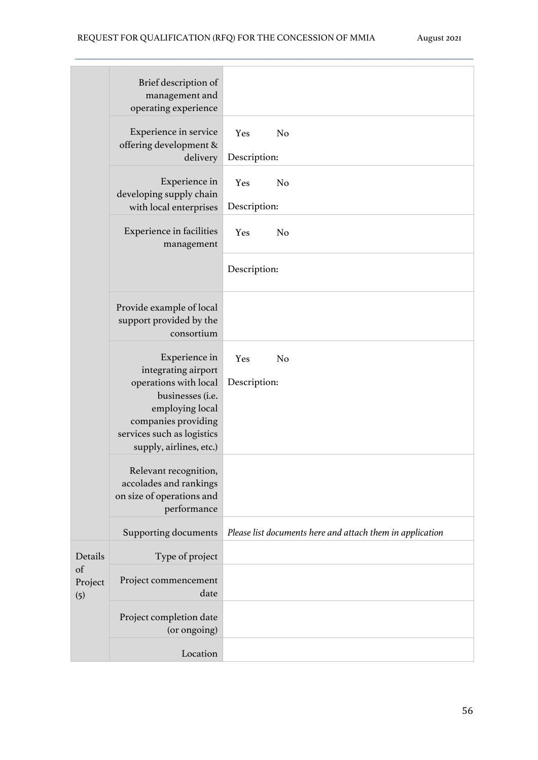| | | |
|---|---|---|
| | Brief description of management and operating experience | |
| | Experience in service offering development & delivery | Yes No<br>Description: |
| | Experience in developing supply chain with local enterprises | Yes No<br>Description: |
| | Experience in facilities management | Yes No |
| | | Description: |
| | Provide example of local support provided by the consortium | |
| | Experience in integrating airport operations with local businesses (i.e. employing local companies providing services such as logistics supply, airlines, etc.) | Yes No<br>Description: |
| | Relevant recognition, accolades and rankings on size of operations and performance | |
| | Supporting documents | *Please list documents here and attach them in application* |
| Details of Project (5) | Type of project | |
| | Project commencement date | |
| | Project completion date (or ongoing) | |
| | Location | |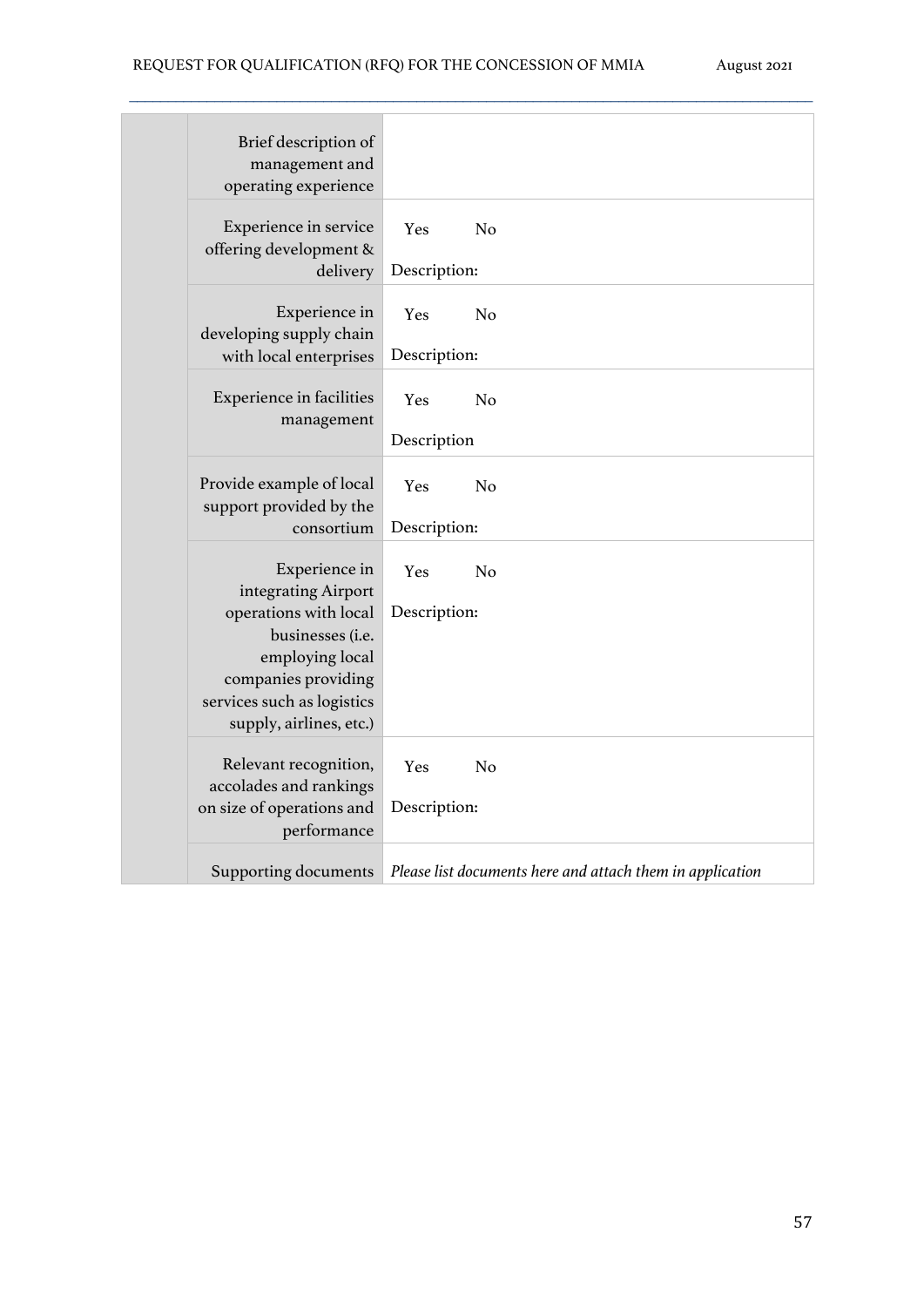| | | |
|---|---|---|
| | Brief description of management and operating experience | |
| | Experience in service offering development & delivery | Yes No<br>Description: |
| | Experience in developing supply chain with local enterprises | Yes No<br>Description: |
| | Experience in facilities management | Yes No<br>Description |
| | Provide example of local support provided by the consortium | Yes No<br>Description: |
| | Experience in integrating Airport operations with local businesses (i.e. employing local companies providing services such as logistics supply, airlines, etc.) | Yes No<br>Description: |
| | Relevant recognition, accolades and rankings on size of operations and performance | Yes No<br>Description: |
| | Supporting documents | *Please list documents here and attach them in application* |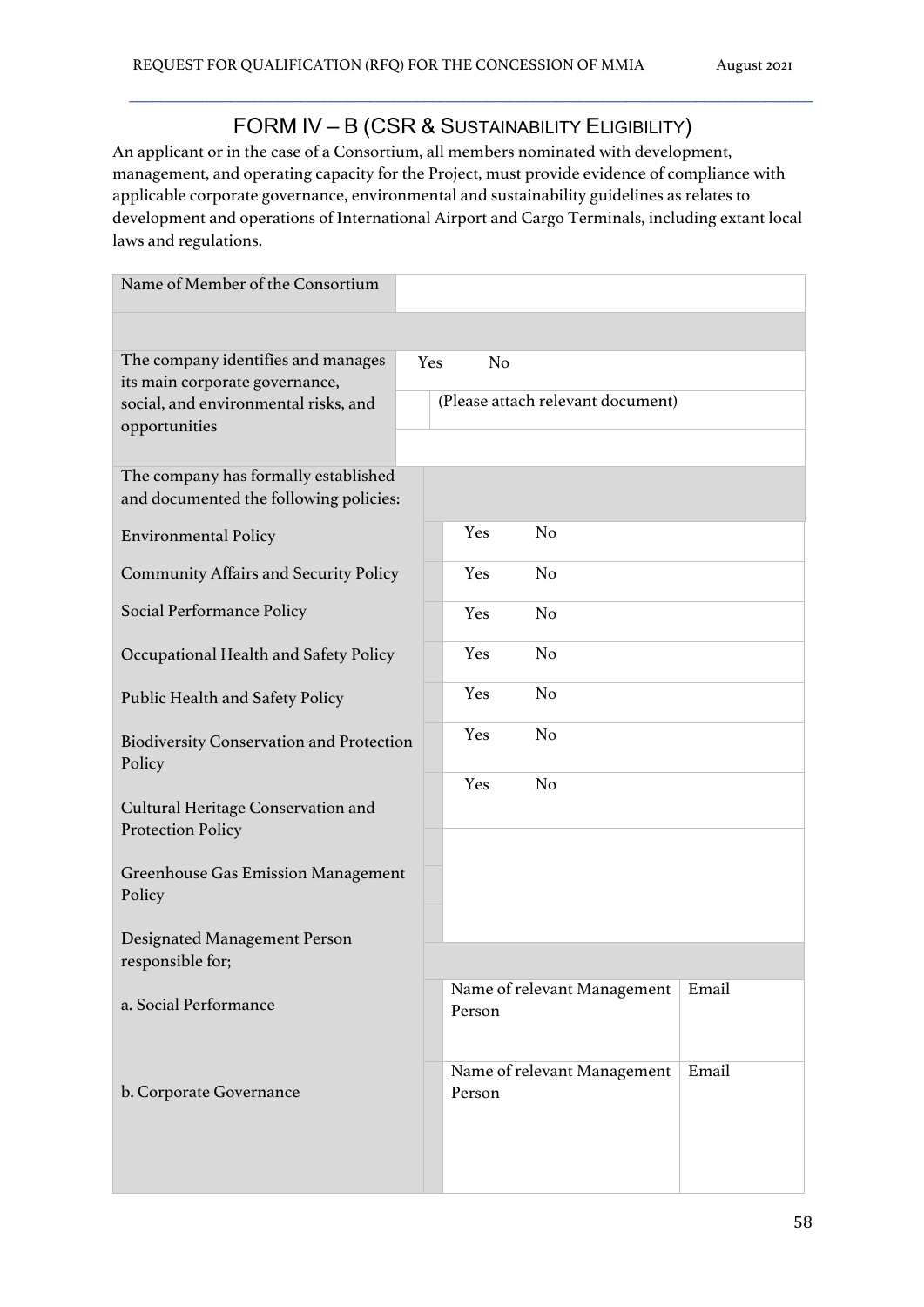## FORM IV – B (CSR & SUSTAINABILITY ELIGIBILITY)

An applicant or in the case of a Consortium, all members nominated with development, management, and operating capacity for the Project, must provide evidence of compliance with applicable corporate governance, environmental and sustainability guidelines as relates to development and operations of International Airport and Cargo Terminals, including extant local laws and regulations.

| | | |
|---|---|---|
| Name of Member of the Consortium | | |
| | | |
| The company identifies and manages its main corporate governance, social, and environmental risks, and opportunities | Yes No | |
| | (Please attach relevant document) | |
| The company has formally established and documented the following policies: | | |
| Environmental Policy | Yes No | |
| Community Affairs and Security Policy | Yes No | |
| Social Performance Policy | Yes No | |
| Occupational Health and Safety Policy | Yes No | |
| Public Health and Safety Policy | Yes No | |
| Biodiversity Conservation and Protection Policy | Yes No | |
| Cultural Heritage Conservation and Protection Policy | Yes No | |
| Greenhouse Gas Emission Management Policy | | |
| Designated Management Person responsible for; | | |
| a. Social Performance | Name of relevant Management Person | Email |
| b. Corporate Governance | Name of relevant Management Person | Email |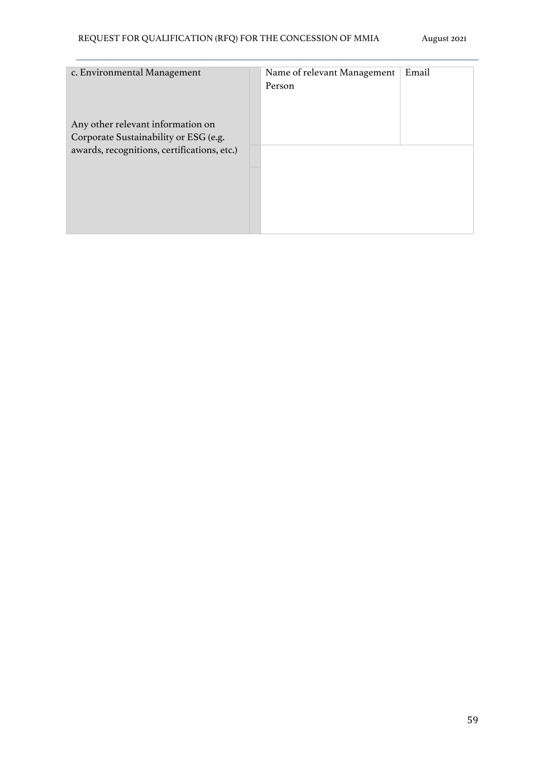| c. Environmental Management<br><br>Any other relevant information on Corporate Sustainability or ESG (e.g. awards, recognitions, certifications, etc.) | | Name of relevant Management Person | Email |
|---|---|---|---|
| | | | |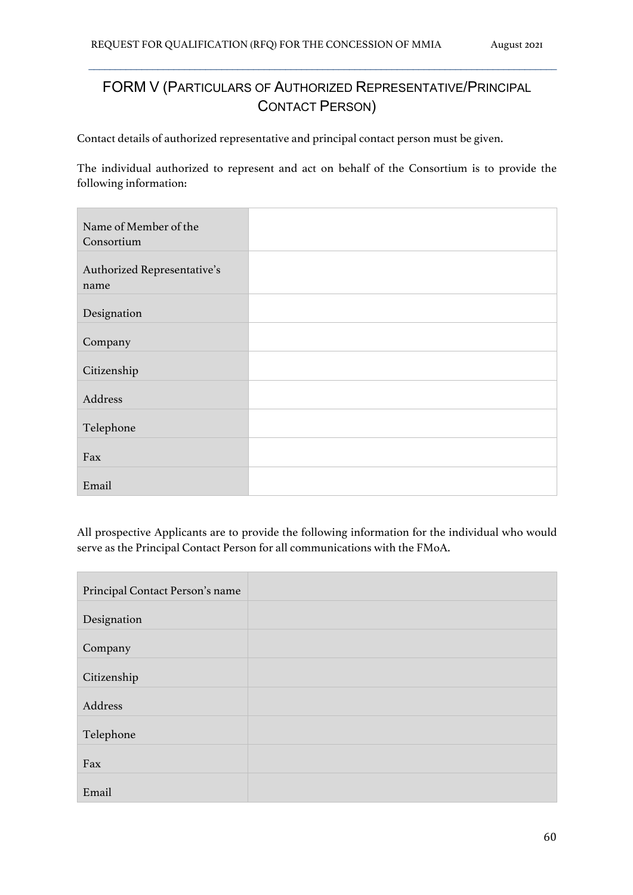# FORM V (Particulars of Authorized Representative/Principal Contact Person)

Contact details of authorized representative and principal contact person must be given.

The individual authorized to represent and act on behalf of the Consortium is to provide the following information:

| | |
|---|---|
| Name of Member of the Consortium | |
| Authorized Representative's name | |
| Designation | |
| Company | |
| Citizenship | |
| Address | |
| Telephone | |
| Fax | |
| Email | |

All prospective Applicants are to provide the following information for the individual who would serve as the Principal Contact Person for all communications with the FMoA.

| | |
|---|---|
| Principal Contact Person's name | |
| Designation | |
| Company | |
| Citizenship | |
| Address | |
| Telephone | |
| Fax | |
| Email | |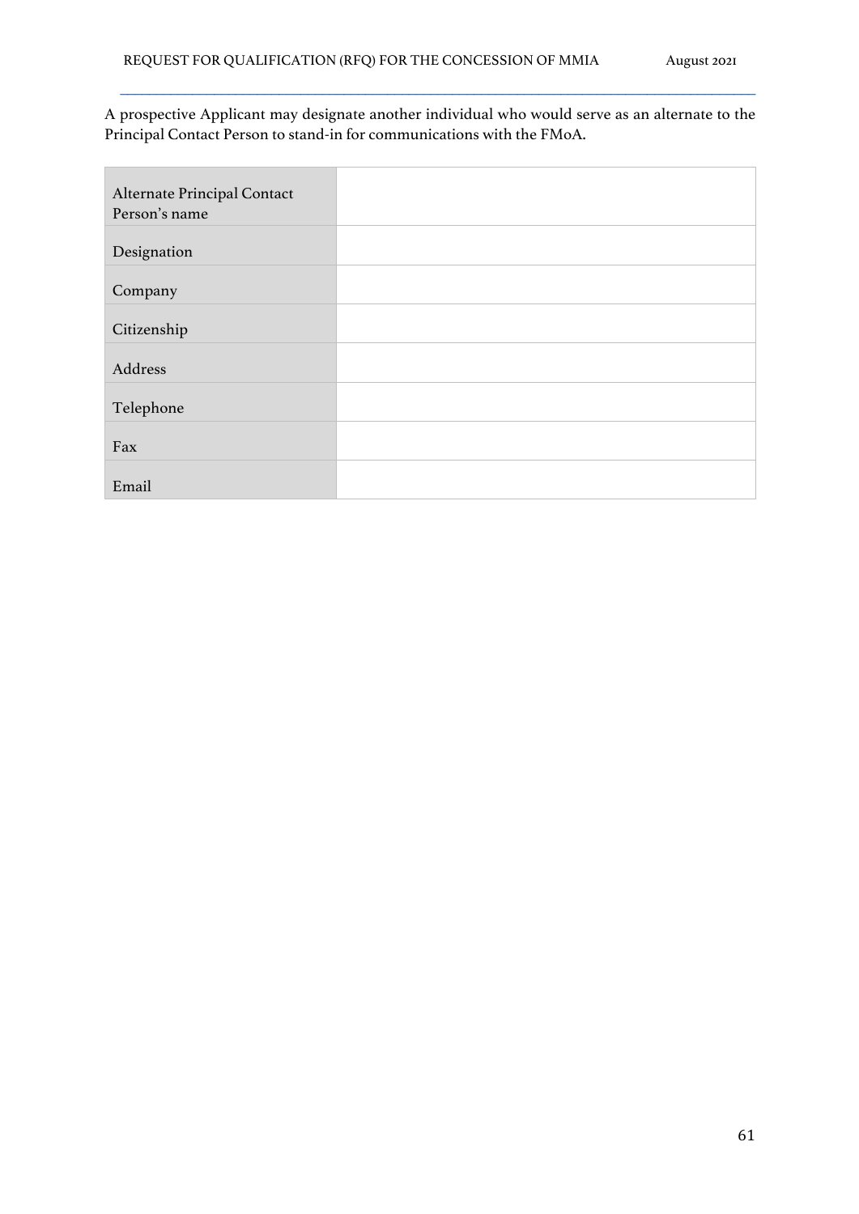A prospective Applicant may designate another individual who would serve as an alternate to the Principal Contact Person to stand-in for communications with the FMoA.

| Alternate Principal Contact Person's name | |
|---|---|
| Designation | |
| Company | |
| Citizenship | |
| Address | |
| Telephone | |
| Fax | |
| Email | |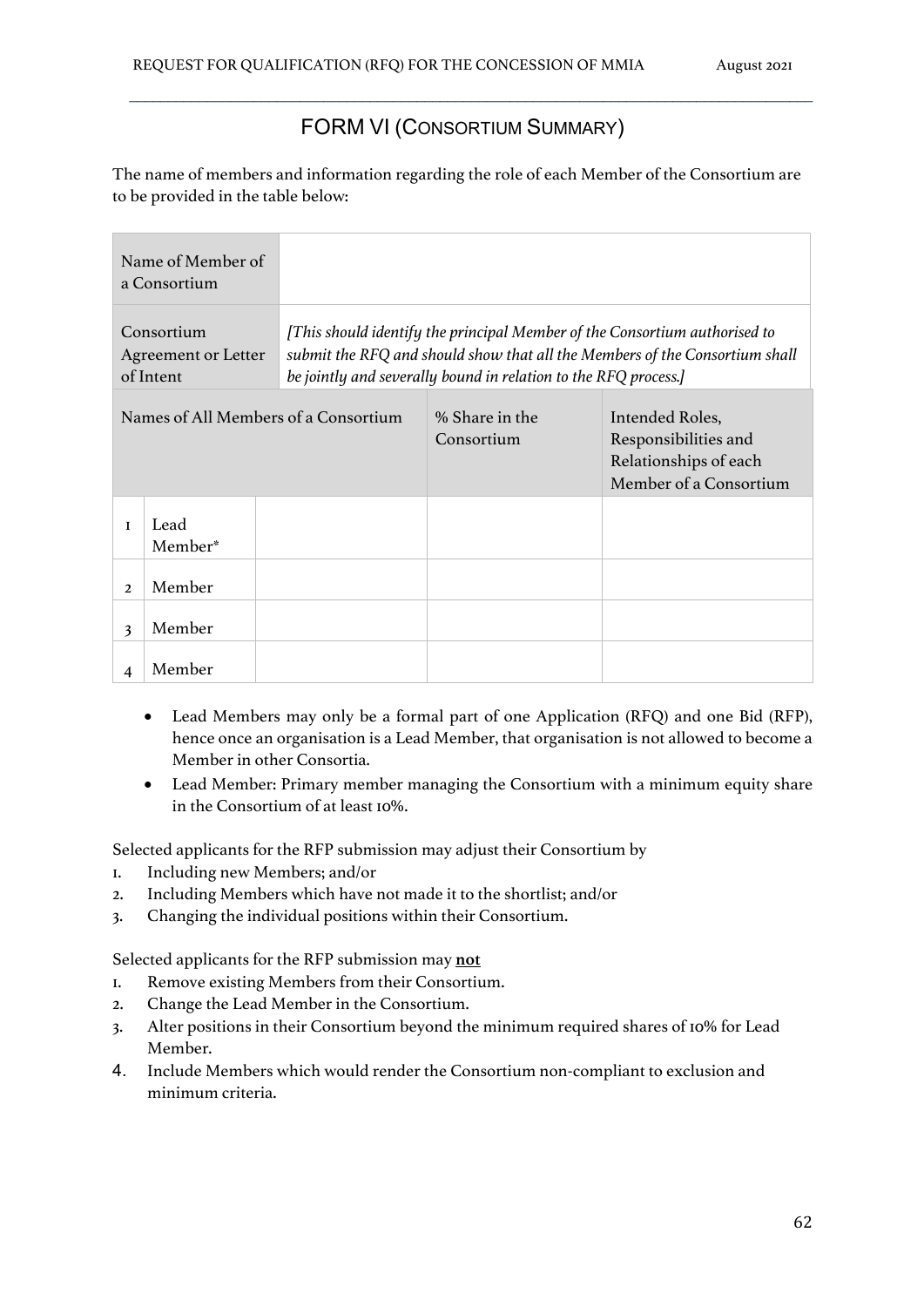## FORM VI (CONSORTIUM SUMMARY)

The name of members and information regarding the role of each Member of the Consortium are to be provided in the table below:

| Name of Member of a Consortium | | | | |
|---|---|---|---|---|
| Consortium Agreement or Letter of Intent | *[This should identify the principal Member of the Consortium authorised to submit the RFQ and should show that all the Members of the Consortium shall be jointly and severally bound in relation to the RFQ process.]* | | | |
| Names of All Members of a Consortium | | | % Share in the Consortium | Intended Roles, Responsibilities and Relationships of each Member of a Consortium |
| 1 | Lead Member* | | | |
| 2 | Member | | | |
| 3 | Member | | | |
| 4 | Member | | | |

- Lead Members may only be a formal part of one Application (RFQ) and one Bid (RFP), hence once an organisation is a Lead Member, that organisation is not allowed to become a Member in other Consortia.
- Lead Member: Primary member managing the Consortium with a minimum equity share in the Consortium of at least 10%.

Selected applicants for the RFP submission may adjust their Consortium by

1. Including new Members; and/or
2. Including Members which have not made it to the shortlist; and/or
3. Changing the individual positions within their Consortium.

Selected applicants for the RFP submission may **not**

1. Remove existing Members from their Consortium.
2. Change the Lead Member in the Consortium.
3. Alter positions in their Consortium beyond the minimum required shares of 10% for Lead Member.
4. Include Members which would render the Consortium non-compliant to exclusion and minimum criteria.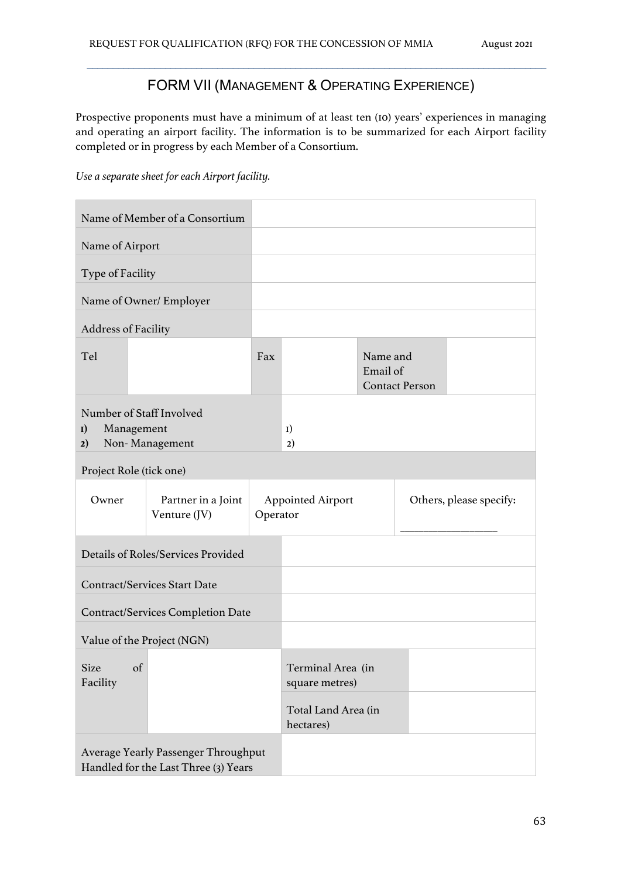## FORM VII (MANAGEMENT & OPERATING EXPERIENCE)

Prospective proponents must have a minimum of at least ten (10) years' experiences in managing and operating an airport facility. The information is to be summarized for each Airport facility completed or in progress by each Member of a Consortium.

*Use a separate sheet for each Airport facility.*

| | | | | | |
|---|---|---|---|---|---|
| Name of Member of a Consortium | | | | | |
| Name of Airport | | | | | |
| Type of Facility | | | | | |
| Name of Owner/ Employer | | | | | |
| Address of Facility | | | | | |
| Tel | | Fax | | Name and Email of Contact Person | |
| Number of Staff Involved<br>1) Management<br>2) Non- Management | | | 1)<br>2) | | |
| Project Role (tick one) | | | | | |
| Owner | Partner in a Joint Venture (JV) | Appointed Airport Operator | | Others, please specify: ________________ | |
| Details of Roles/Services Provided | | | | | |
| Contract/Services Start Date | | | | | |
| Contract/Services Completion Date | | | | | |
| Value of the Project (NGN) | | | | | |
| Size of Facility | | | Terminal Area (in square metres) | | |
| | | | Total Land Area (in hectares) | | |
| Average Yearly Passenger Throughput Handled for the Last Three (3) Years | | | | | |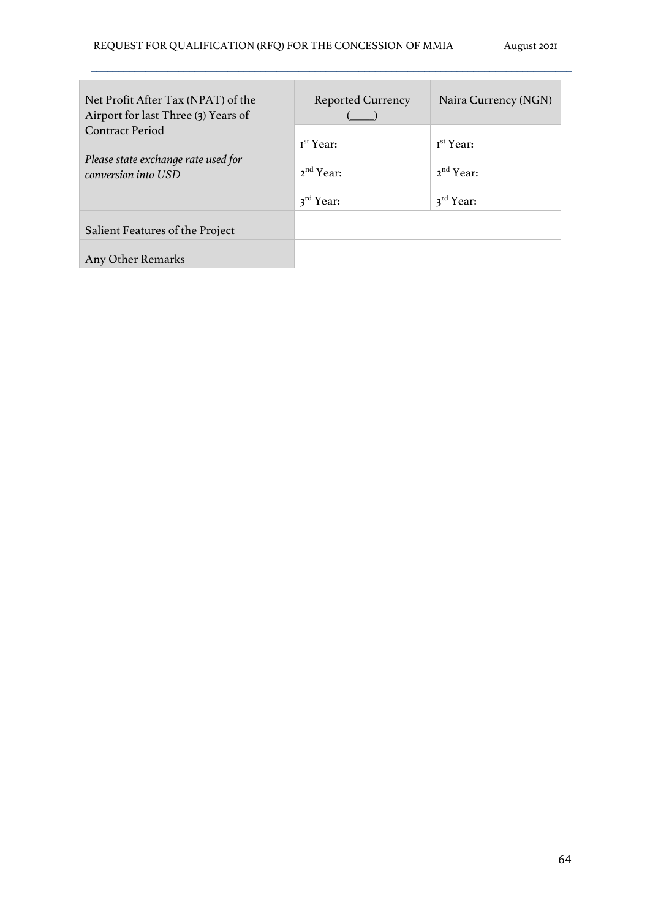| Net Profit After Tax (NPAT) of the Airport for last Three (3) Years of Contract Period<br><br>*Please state exchange rate used for conversion into USD* | Reported Currency (____) | Naira Currency (NGN) |
|---|---|---|
| | 1st Year:<br><br>2nd Year:<br><br>3rd Year: | 1st Year:<br><br>2nd Year:<br><br>3rd Year: |
| Salient Features of the Project | | |
| Any Other Remarks | | |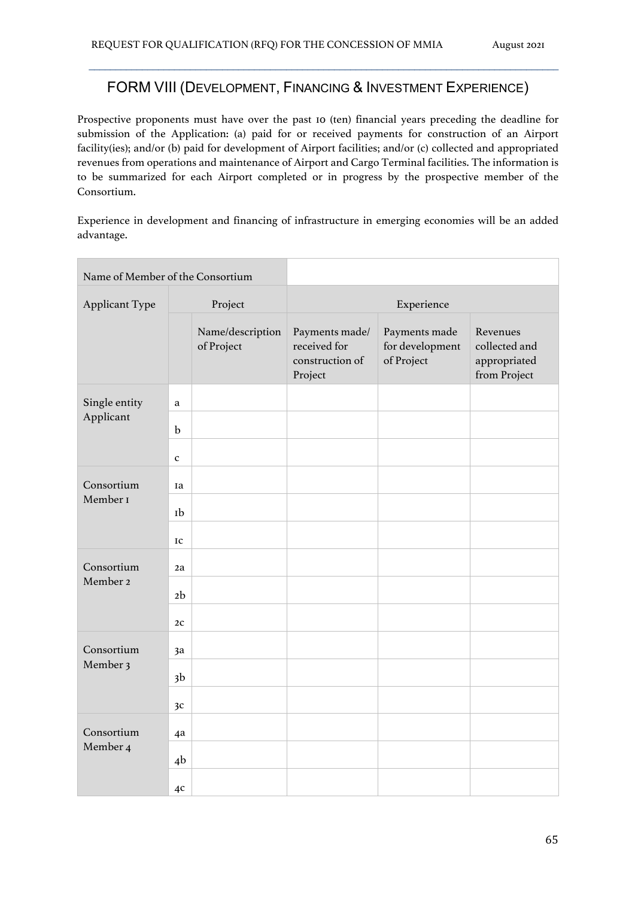## FORM VIII (Development, Financing & Investment Experience)

Prospective proponents must have over the past 10 (ten) financial years preceding the deadline for submission of the Application: (a) paid for or received payments for construction of an Airport facility(ies); and/or (b) paid for development of Airport facilities; and/or (c) collected and appropriated revenues from operations and maintenance of Airport and Cargo Terminal facilities. The information is to be summarized for each Airport completed or in progress by the prospective member of the Consortium.

Experience in development and financing of infrastructure in emerging economies will be an added advantage.

| Name of Member of the Consortium | | | | | |
|---|---|---|---|---|---|
| Applicant Type | Project | | Experience | | |
| | | Name/description of Project | Payments made/ received for construction of Project | Payments made for development of Project | Revenues collected and appropriated from Project |
| Single entity Applicant | a | | | | |
| | b | | | | |
| | c | | | | |
| Consortium Member 1 | 1a | | | | |
| | 1b | | | | |
| | 1c | | | | |
| Consortium Member 2 | 2a | | | | |
| | 2b | | | | |
| | 2c | | | | |
| Consortium Member 3 | 3a | | | | |
| | 3b | | | | |
| | 3c | | | | |
| Consortium Member 4 | 4a | | | | |
| | 4b | | | | |
| | 4c | | | | |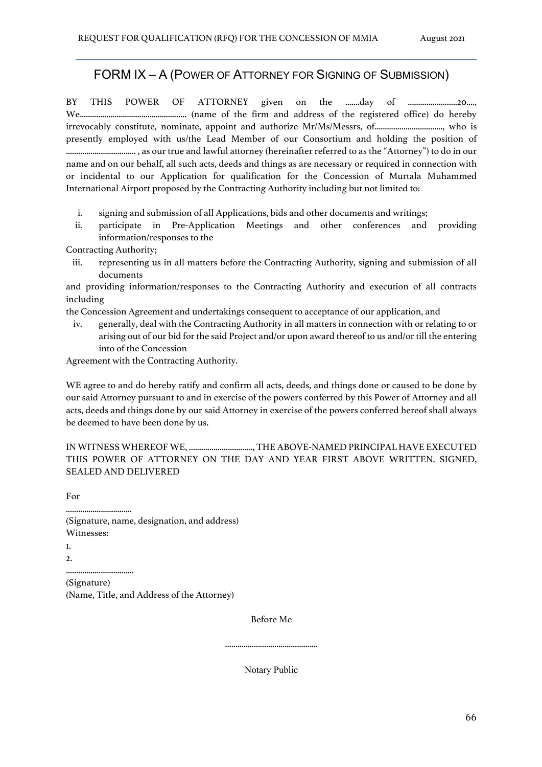## FORM IX – A (Power of Attorney for Signing of Submission)

BY THIS POWER OF ATTORNEY given on the .......day of ........................20...., We.................................................... (name of the firm and address of the registered office) do hereby irrevocably constitute, nominate, appoint and authorize Mr/Ms/Messrs, of................................., who is presently employed with us/the Lead Member of our Consortium and holding the position of ................................. , as our true and lawful attorney (hereinafter referred to as the "Attorney") to do in our name and on our behalf, all such acts, deeds and things as are necessary or required in connection with or incidental to our Application for qualification for the Concession of Murtala Muhammed International Airport proposed by the Contracting Authority including but not limited to:

i. signing and submission of all Applications, bids and other documents and writings;
ii. participate in Pre-Application Meetings and other conferences and providing information/responses to the
Contracting Authority;
iii. representing us in all matters before the Contracting Authority, signing and submission of all documents
and providing information/responses to the Contracting Authority and execution of all contracts including
the Concession Agreement and undertakings consequent to acceptance of our application, and
iv. generally, deal with the Contracting Authority in all matters in connection with or relating to or arising out of our bid for the said Project and/or upon award thereof to us and/or till the entering into of the Concession
Agreement with the Contracting Authority.

WE agree to and do hereby ratify and confirm all acts, deeds, and things done or caused to be done by our said Attorney pursuant to and in exercise of the powers conferred by this Power of Attorney and all acts, deeds and things done by our said Attorney in exercise of the powers conferred hereof shall always be deemed to have been done by us.

IN WITNESS WHEREOF WE, ..............................., THE ABOVE-NAMED PRINCIPAL HAVE EXECUTED THIS POWER OF ATTORNEY ON THE DAY AND YEAR FIRST ABOVE WRITTEN. SIGNED, SEALED AND DELIVERED

For

...............................
(Signature, name, designation, and address)
Witnesses:
1.
2.
................................
(Signature)
(Name, Title, and Address of the Attorney)

Before Me

............................................

Notary Public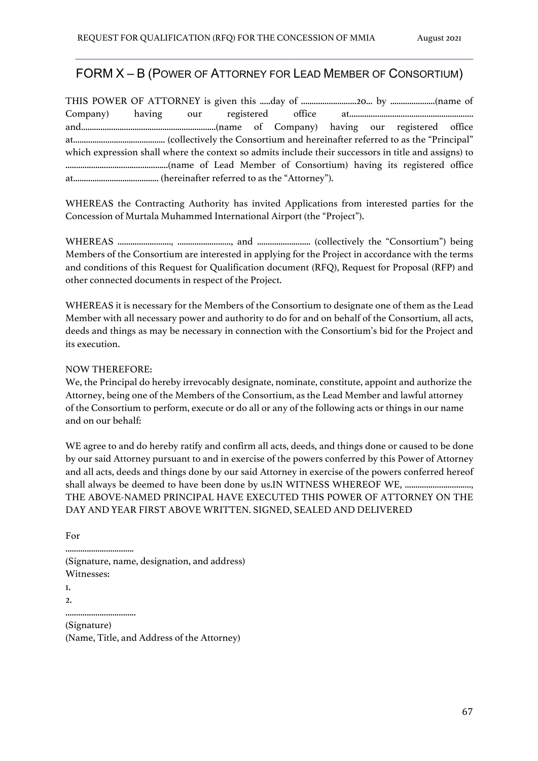## FORM X – B (POWER OF ATTORNEY FOR LEAD MEMBER OF CONSORTIUM)

THIS POWER OF ATTORNEY is given this .....day of ..........................20... by .....................(name of Company) having our registered office at.......................................................... and..............................................................(name of Company) having our registered office at.......................................... (collectively the Consortium and hereinafter referred to as the "Principal" which expression shall where the context so admits include their successors in title and assigns) to ...............................................(name of Lead Member of Consortium) having its registered office at........................................ (hereinafter referred to as the "Attorney").

WHEREAS the Contracting Authority has invited Applications from interested parties for the Concession of Murtala Muhammed International Airport (the "Project").

WHEREAS ........................., ........................., and ......................... (collectively the "Consortium") being Members of the Consortium are interested in applying for the Project in accordance with the terms and conditions of this Request for Qualification document (RFQ), Request for Proposal (RFP) and other connected documents in respect of the Project.

WHEREAS it is necessary for the Members of the Consortium to designate one of them as the Lead Member with all necessary power and authority to do for and on behalf of the Consortium, all acts, deeds and things as may be necessary in connection with the Consortium's bid for the Project and its execution.

NOW THEREFORE:
We, the Principal do hereby irrevocably designate, nominate, constitute, appoint and authorize the Attorney, being one of the Members of the Consortium, as the Lead Member and lawful attorney of the Consortium to perform, execute or do all or any of the following acts or things in our name and on our behalf:

WE agree to and do hereby ratify and confirm all acts, deeds, and things done or caused to be done by our said Attorney pursuant to and in exercise of the powers conferred by this Power of Attorney and all acts, deeds and things done by our said Attorney in exercise of the powers conferred hereof shall always be deemed to have been done by us.IN WITNESS WHEREOF WE, ..............................., THE ABOVE-NAMED PRINCIPAL HAVE EXECUTED THIS POWER OF ATTORNEY ON THE DAY AND YEAR FIRST ABOVE WRITTEN. SIGNED, SEALED AND DELIVERED

For
...............................
(Signature, name, designation, and address)
Witnesses:
1.
2.
................................
(Signature)
(Name, Title, and Address of the Attorney)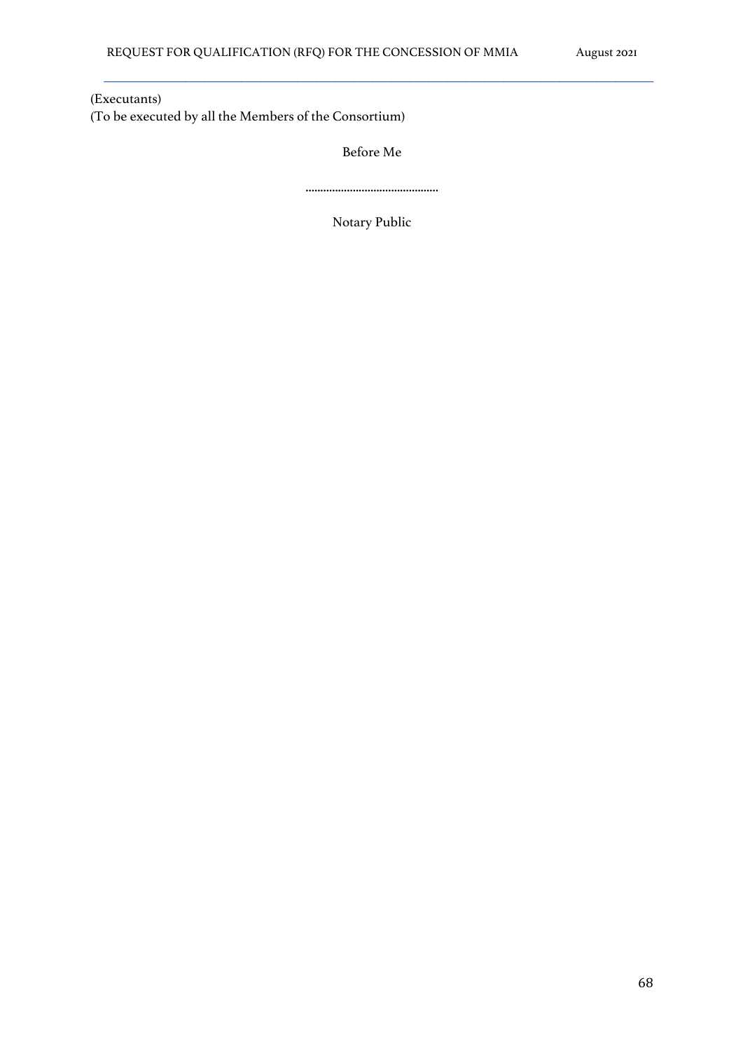(Executants)
(To be executed by all the Members of the Consortium)

Before Me

……………………………………

Notary Public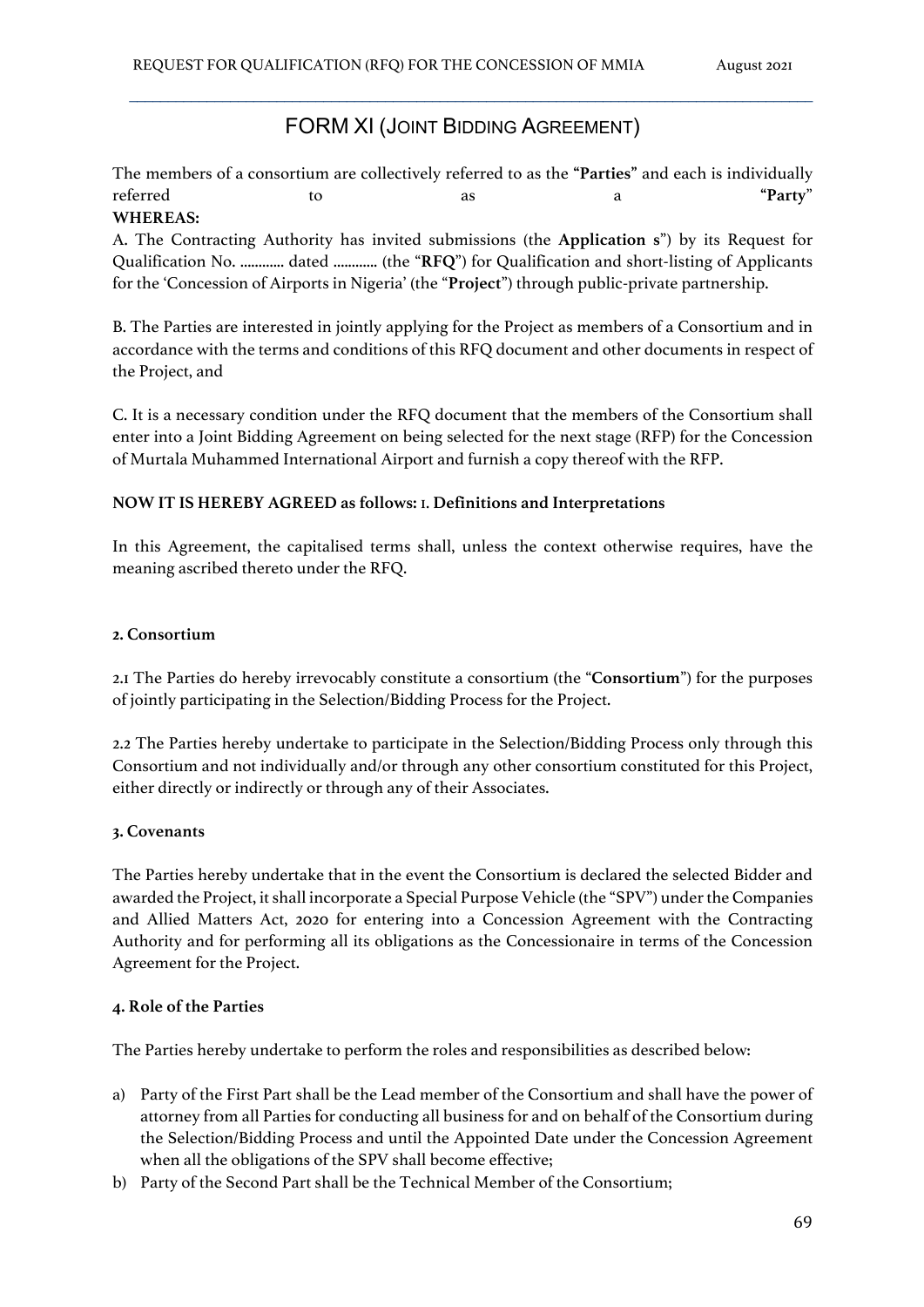# FORM XI (JOINT BIDDING AGREEMENT)

The members of a consortium are collectively referred to as the **"Parties"** and each is individually referred to as a **"Party"**

**WHEREAS:**

A. The Contracting Authority has invited submissions (the **Application s**") by its Request for Qualification No. ………… dated ………… (the "**RFQ**") for Qualification and short-listing of Applicants for the 'Concession of Airports in Nigeria' (the "**Project**") through public-private partnership.

B. The Parties are interested in jointly applying for the Project as members of a Consortium and in accordance with the terms and conditions of this RFQ document and other documents in respect of the Project, and

C. It is a necessary condition under the RFQ document that the members of the Consortium shall enter into a Joint Bidding Agreement on being selected for the next stage (RFP) for the Concession of Murtala Muhammed International Airport and furnish a copy thereof with the RFP.

**NOW IT IS HEREBY AGREED as follows:** 1. **Definitions and Interpretations**

In this Agreement, the capitalised terms shall, unless the context otherwise requires, have the meaning ascribed thereto under the RFQ.

**2. Consortium**

2.1 The Parties do hereby irrevocably constitute a consortium (the "**Consortium**") for the purposes of jointly participating in the Selection/Bidding Process for the Project.

2.2 The Parties hereby undertake to participate in the Selection/Bidding Process only through this Consortium and not individually and/or through any other consortium constituted for this Project, either directly or indirectly or through any of their Associates.

**3. Covenants**

The Parties hereby undertake that in the event the Consortium is declared the selected Bidder and awarded the Project, it shall incorporate a Special Purpose Vehicle (the "SPV") under the Companies and Allied Matters Act, 2020 for entering into a Concession Agreement with the Contracting Authority and for performing all its obligations as the Concessionaire in terms of the Concession Agreement for the Project.

**4. Role of the Parties**

The Parties hereby undertake to perform the roles and responsibilities as described below:

a) Party of the First Part shall be the Lead member of the Consortium and shall have the power of attorney from all Parties for conducting all business for and on behalf of the Consortium during the Selection/Bidding Process and until the Appointed Date under the Concession Agreement when all the obligations of the SPV shall become effective;
b) Party of the Second Part shall be the Technical Member of the Consortium;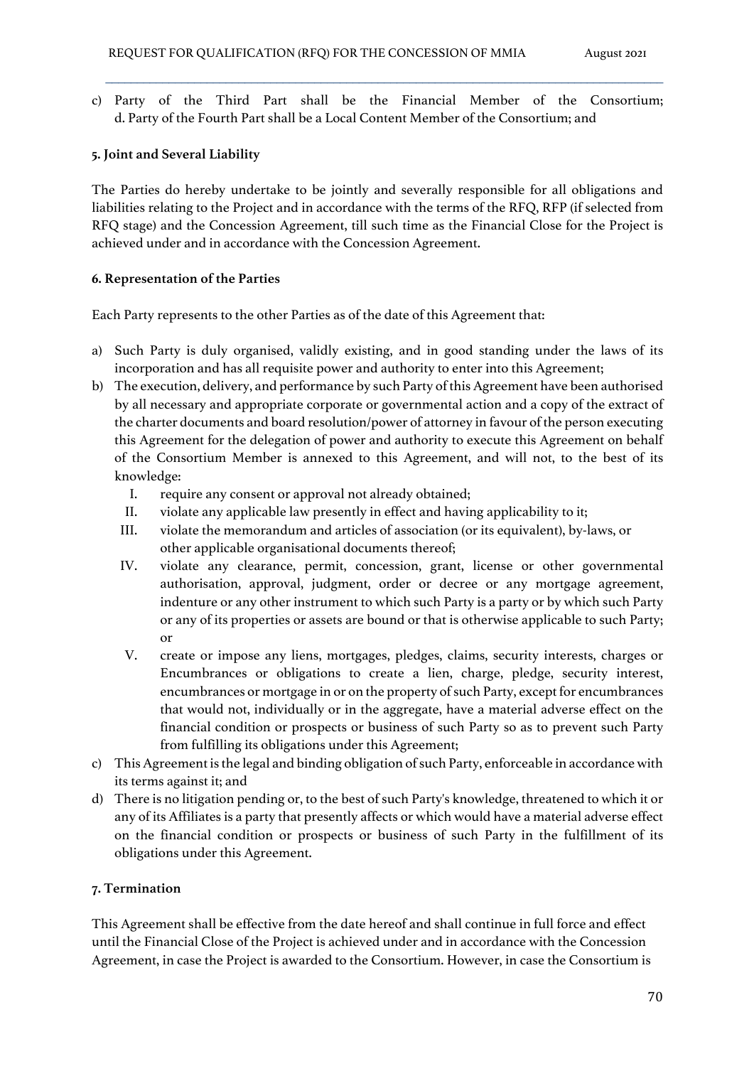c) Party of the Third Part shall be the Financial Member of the Consortium; d. Party of the Fourth Part shall be a Local Content Member of the Consortium; and

**5. Joint and Several Liability**

The Parties do hereby undertake to be jointly and severally responsible for all obligations and liabilities relating to the Project and in accordance with the terms of the RFQ, RFP (if selected from RFQ stage) and the Concession Agreement, till such time as the Financial Close for the Project is achieved under and in accordance with the Concession Agreement.

**6. Representation of the Parties**

Each Party represents to the other Parties as of the date of this Agreement that:

a) Such Party is duly organised, validly existing, and in good standing under the laws of its incorporation and has all requisite power and authority to enter into this Agreement;
b) The execution, delivery, and performance by such Party of this Agreement have been authorised by all necessary and appropriate corporate or governmental action and a copy of the extract of the charter documents and board resolution/power of attorney in favour of the person executing this Agreement for the delegation of power and authority to execute this Agreement on behalf of the Consortium Member is annexed to this Agreement, and will not, to the best of its knowledge:
   I. require any consent or approval not already obtained;
   II. violate any applicable law presently in effect and having applicability to it;
   III. violate the memorandum and articles of association (or its equivalent), by-laws, or other applicable organisational documents thereof;
   IV. violate any clearance, permit, concession, grant, license or other governmental authorisation, approval, judgment, order or decree or any mortgage agreement, indenture or any other instrument to which such Party is a party or by which such Party or any of its properties or assets are bound or that is otherwise applicable to such Party; or
   V. create or impose any liens, mortgages, pledges, claims, security interests, charges or Encumbrances or obligations to create a lien, charge, pledge, security interest, encumbrances or mortgage in or on the property of such Party, except for encumbrances that would not, individually or in the aggregate, have a material adverse effect on the financial condition or prospects or business of such Party so as to prevent such Party from fulfilling its obligations under this Agreement;
c) This Agreement is the legal and binding obligation of such Party, enforceable in accordance with its terms against it; and
d) There is no litigation pending or, to the best of such Party's knowledge, threatened to which it or any of its Affiliates is a party that presently affects or which would have a material adverse effect on the financial condition or prospects or business of such Party in the fulfillment of its obligations under this Agreement.

**7. Termination**

This Agreement shall be effective from the date hereof and shall continue in full force and effect until the Financial Close of the Project is achieved under and in accordance with the Concession Agreement, in case the Project is awarded to the Consortium. However, in case the Consortium is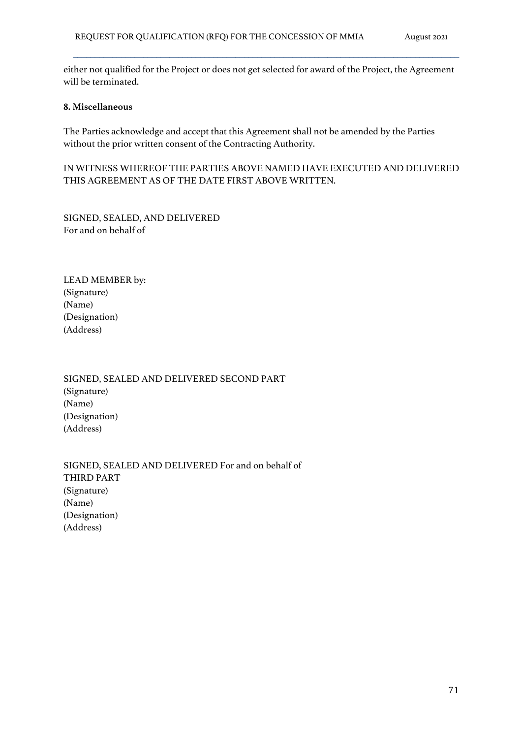either not qualified for the Project or does not get selected for award of the Project, the Agreement will be terminated.

**8. Miscellaneous**

The Parties acknowledge and accept that this Agreement shall not be amended by the Parties without the prior written consent of the Contracting Authority.

IN WITNESS WHEREOF THE PARTIES ABOVE NAMED HAVE EXECUTED AND DELIVERED THIS AGREEMENT AS OF THE DATE FIRST ABOVE WRITTEN.

SIGNED, SEALED, AND DELIVERED  
For and on behalf of

LEAD MEMBER by:  
(Signature)  
(Name)  
(Designation)  
(Address)

SIGNED, SEALED AND DELIVERED SECOND PART  
(Signature)  
(Name)  
(Designation)  
(Address)

SIGNED, SEALED AND DELIVERED For and on behalf of  
THIRD PART  
(Signature)  
(Name)  
(Designation)  
(Address)